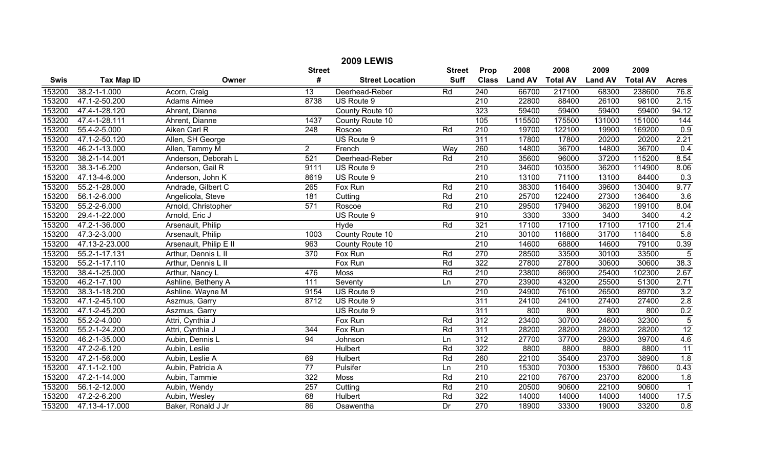# 2009 LEWIS

| Swis | Tax Map ID | Owner | Street # | Street Location | Street Suff | Prop Class | 2008 Land AV | 2008 Total AV | 2009 Land AV | 2009 Total AV | Acres |
|---|---|---|---|---|---|---|---|---|---|---|---|
| 153200 | 38.2-1-1.000 | Acorn, Craig | 13 | Deerhead-Reber | Rd | 240 | 66700 | 217100 | 68300 | 238600 | 76.8 |
| 153200 | 47.1-2-50.200 | Adams Aimee | 8738 | US Route 9 | | 210 | 22800 | 88400 | 26100 | 98100 | 2.15 |
| 153200 | 47.4-1-28.120 | Ahrent, Dianne | | County Route 10 | | 323 | 59400 | 59400 | 59400 | 59400 | 94.12 |
| 153200 | 47.4-1-28.111 | Ahrent, Dianne | 1437 | County Route 10 | | 105 | 115500 | 175500 | 131000 | 151000 | 144 |
| 153200 | 55.4-2-5.000 | Aiken Carl R | 248 | Roscoe | Rd | 210 | 19700 | 122100 | 19900 | 169200 | 0.9 |
| 153200 | 47.1-2-50.120 | Allen, SH George | | US Route 9 | | 311 | 17800 | 17800 | 20200 | 20200 | 2.21 |
| 153200 | 46.2-1-13.000 | Allen, Tammy M | 2 | French | Way | 260 | 14800 | 36700 | 14800 | 36700 | 0.4 |
| 153200 | 38.2-1-14.001 | Anderson, Deborah L | 521 | Deerhead-Reber | Rd | 210 | 35600 | 96000 | 37200 | 115200 | 8.54 |
| 153200 | 38.3-1-6.200 | Anderson, Gail R | 9111 | US Route 9 | | 210 | 34600 | 103500 | 36200 | 114900 | 8.06 |
| 153200 | 47.13-4-6.000 | Anderson, John K | 8619 | US Route 9 | | 210 | 13100 | 71100 | 13100 | 84400 | 0.3 |
| 153200 | 55.2-1-28.000 | Andrade, Gilbert C | 265 | Fox Run | Rd | 210 | 38300 | 116400 | 39600 | 130400 | 9.77 |
| 153200 | 56.1-2-6.000 | Angelicola, Steve | 181 | Cutting | Rd | 210 | 25700 | 122400 | 27300 | 136400 | 3.6 |
| 153200 | 55.2-2-6.000 | Arnold, Christopher | 571 | Roscoe | Rd | 210 | 29500 | 179400 | 36200 | 199100 | 8.04 |
| 153200 | 29.4-1-22.000 | Arnold, Eric J | | US Route 9 | | 910 | 3300 | 3300 | 3400 | 3400 | 4.2 |
| 153200 | 47.2-1-36.000 | Arsenault, Philip | | Hyde | Rd | 321 | 17100 | 17100 | 17100 | 17100 | 21.4 |
| 153200 | 47.3-2-3.000 | Arsenault, Philip | 1003 | County Route 10 | | 210 | 30100 | 116800 | 31700 | 118400 | 5.8 |
| 153200 | 47.13-2-23.000 | Arsenault, Philip E II | 963 | County Route 10 | | 210 | 14600 | 68800 | 14600 | 79100 | 0.39 |
| 153200 | 55.2-1-17.131 | Arthur, Dennis L II | 370 | Fox Run | Rd | 270 | 28500 | 33500 | 30100 | 33500 | 5 |
| 153200 | 55.2-1-17.110 | Arthur, Dennis L II | | Fox Run | Rd | 322 | 27800 | 27800 | 30600 | 30600 | 38.3 |
| 153200 | 38.4-1-25.000 | Arthur, Nancy L | 476 | Moss | Rd | 210 | 23800 | 86900 | 25400 | 102300 | 2.67 |
| 153200 | 46.2-1-7.100 | Ashline, Betheny A | 111 | Seventy | Ln | 270 | 23900 | 43200 | 25500 | 51300 | 2.71 |
| 153200 | 38.3-1-18.200 | Ashline, Wayne M | 9154 | US Route 9 | | 210 | 24900 | 76100 | 26500 | 89700 | 3.2 |
| 153200 | 47.1-2-45.100 | Aszmus, Garry | 8712 | US Route 9 | | 311 | 24100 | 24100 | 27400 | 27400 | 2.8 |
| 153200 | 47.1-2-45.200 | Aszmus, Garry | | US Route 9 | | 311 | 800 | 800 | 800 | 800 | 0.2 |
| 153200 | 55.2-2-4.000 | Attri, Cynthia J | | Fox Run | Rd | 312 | 23400 | 30700 | 24600 | 32300 | 5 |
| 153200 | 55.2-1-24.200 | Attri, Cynthia J | 344 | Fox Run | Rd | 311 | 28200 | 28200 | 28200 | 28200 | 12 |
| 153200 | 46.2-1-35.000 | Aubin, Dennis L | 94 | Johnson | Ln | 312 | 27700 | 37700 | 29300 | 39700 | 4.6 |
| 153200 | 47.2-2-6.120 | Aubin, Leslie | | Hulbert | Rd | 322 | 8800 | 8800 | 8800 | 8800 | 11 |
| 153200 | 47.2-1-56.000 | Aubin, Leslie A | 69 | Hulbert | Rd | 260 | 22100 | 35400 | 23700 | 38900 | 1.8 |
| 153200 | 47.1-1-2.100 | Aubin, Patricia A | 77 | Pulsifer | Ln | 210 | 15300 | 70300 | 15300 | 78600 | 0.43 |
| 153200 | 47.2-1-14.000 | Aubin, Tammie | 322 | Moss | Rd | 210 | 22100 | 76700 | 23700 | 82000 | 1.8 |
| 153200 | 56.1-2-12.000 | Aubin, Wendy | 257 | Cutting | Rd | 210 | 20500 | 90600 | 22100 | 90600 | 1 |
| 153200 | 47.2-2-6.200 | Aubin, Wesley | 68 | Hulbert | Rd | 322 | 14000 | 14000 | 14000 | 14000 | 17.5 |
| 153200 | 47.13-4-17.000 | Baker, Ronald J Jr | 86 | Osawentha | Dr | 270 | 18900 | 33300 | 19000 | 33200 | 0.8 |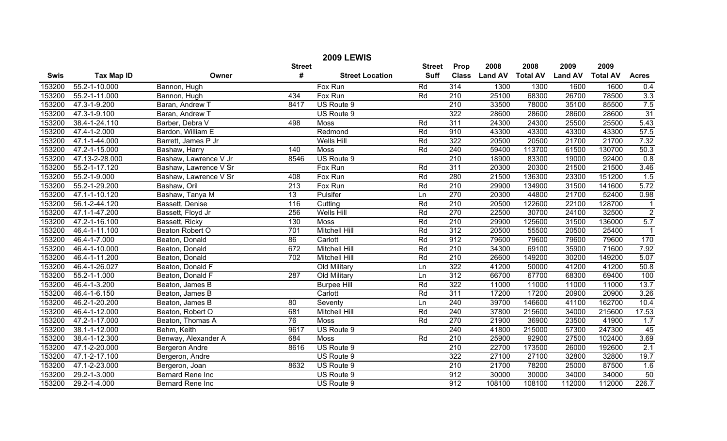# 2009 LEWIS

| Swis | Tax Map ID | Owner | Street # | Street Location | Street Suff | Prop Class | 2008 Land AV | 2008 Total AV | 2009 Land AV | 2009 Total AV | Acres |
|---|---|---|---|---|---|---|---|---|---|---|---|
| 153200 | 55.2-1-10.000 | Bannon, Hugh | | Fox Run | Rd | 314 | 1300 | 1300 | 1600 | 1600 | 0.4 |
| 153200 | 55.2-1-11.000 | Bannon, Hugh | 434 | Fox Run | Rd | 210 | 25100 | 68300 | 26700 | 78500 | 3.3 |
| 153200 | 47.3-1-9.200 | Baran, Andrew T | 8417 | US Route 9 | | 210 | 33500 | 78000 | 35100 | 85500 | 7.5 |
| 153200 | 47.3-1-9.100 | Baran, Andrew T | | US Route 9 | | 322 | 28600 | 28600 | 28600 | 28600 | 31 |
| 153200 | 38.4-1-24.110 | Barber, Debra V | 498 | Moss | Rd | 311 | 24300 | 24300 | 25500 | 25500 | 5.43 |
| 153200 | 47.4-1-2.000 | Bardon, William E | | Redmond | Rd | 910 | 43300 | 43300 | 43300 | 43300 | 57.5 |
| 153200 | 47.1-1-44.000 | Barrett, James P Jr | | Wells Hill | Rd | 322 | 20500 | 20500 | 21700 | 21700 | 7.32 |
| 153200 | 47.2-1-15.000 | Bashaw, Harry | 140 | Moss | Rd | 240 | 59400 | 113700 | 61500 | 130700 | 50.3 |
| 153200 | 47.13-2-28.000 | Bashaw, Lawrence V Jr | 8546 | US Route 9 | | 210 | 18900 | 83300 | 19000 | 92400 | 0.8 |
| 153200 | 55.2-1-17.120 | Bashaw, Lawrence V Sr | | Fox Run | Rd | 311 | 20300 | 20300 | 21500 | 21500 | 3.46 |
| 153200 | 55.2-1-9.000 | Bashaw, Lawrence V Sr | 408 | Fox Run | Rd | 280 | 21500 | 136300 | 23300 | 151200 | 1.5 |
| 153200 | 55.2-1-29.200 | Bashaw, Oril | 213 | Fox Run | Rd | 210 | 29900 | 134900 | 31500 | 141600 | 5.72 |
| 153200 | 47.1-1-10.120 | Bashaw, Tanya M | 13 | Pulsifer | Ln | 270 | 20300 | 44800 | 21700 | 52400 | 0.98 |
| 153200 | 56.1-2-44.120 | Bassett, Denise | 116 | Cutting | Rd | 210 | 20500 | 122600 | 22100 | 128700 | 1 |
| 153200 | 47.1-1-47.200 | Bassett, Floyd Jr | 256 | Wells Hill | Rd | 270 | 22500 | 30700 | 24100 | 32500 | 2 |
| 153200 | 47.2-1-16.100 | Bassett, Ricky | 130 | Moss | Rd | 210 | 29900 | 125600 | 31500 | 136000 | 5.7 |
| 153200 | 46.4-1-11.100 | Beaton Robert O | 701 | Mitchell Hill | Rd | 312 | 20500 | 55500 | 20500 | 25400 | 1 |
| 153200 | 46.4-1-7.000 | Beaton, Donald | 86 | Carlott | Rd | 912 | 79600 | 79600 | 79600 | 79600 | 170 |
| 153200 | 46.4-1-10.000 | Beaton, Donald | 672 | Mitchell Hill | Rd | 210 | 34300 | 69100 | 35900 | 71600 | 7.92 |
| 153200 | 46.4-1-11.200 | Beaton, Donald | 702 | Mitchell Hill | Rd | 210 | 26600 | 149200 | 30200 | 149200 | 5.07 |
| 153200 | 46.4-1-26.027 | Beaton, Donald F | | Old Military | Ln | 322 | 41200 | 50000 | 41200 | 41200 | 50.8 |
| 153200 | 55.2-1-1.000 | Beaton, Donald F | 287 | Old Military | Ln | 312 | 66700 | 67700 | 68300 | 69400 | 100 |
| 153200 | 46.4-1-3.200 | Beaton, James B | | Burpee Hill | Rd | 322 | 11000 | 11000 | 11000 | 11000 | 13.7 |
| 153200 | 46.4-1-6.150 | Beaton, James B | | Carlott | Rd | 311 | 17200 | 17200 | 20900 | 20900 | 3.26 |
| 153200 | 46.2-1-20.200 | Beaton, James B | 80 | Seventy | Ln | 240 | 39700 | 146600 | 41100 | 162700 | 10.4 |
| 153200 | 46.4-1-12.000 | Beaton, Robert O | 681 | Mitchell Hill | Rd | 240 | 37800 | 215600 | 34000 | 215600 | 17.53 |
| 153200 | 47.2-1-17.000 | Beaton, Thomas A | 76 | Moss | Rd | 270 | 21900 | 36900 | 23500 | 41900 | 1.7 |
| 153200 | 38.1-1-12.000 | Behm, Keith | 9617 | US Route 9 | | 240 | 41800 | 215000 | 57300 | 247300 | 45 |
| 153200 | 38.4-1-12.300 | Benway, Alexander A | 684 | Moss | Rd | 210 | 25900 | 92900 | 27500 | 102400 | 3.69 |
| 153200 | 47.1-2-20.000 | Bergeron Andre | 8616 | US Route 9 | | 210 | 22700 | 173500 | 26000 | 192600 | 2.1 |
| 153200 | 47.1-2-17.100 | Bergeron, Andre | | US Route 9 | | 322 | 27100 | 27100 | 32800 | 32800 | 19.7 |
| 153200 | 47.1-2-23.000 | Bergeron, Joan | 8632 | US Route 9 | | 210 | 21700 | 78200 | 25000 | 87500 | 1.6 |
| 153200 | 29.2-1-3.000 | Bernard Rene Inc | | US Route 9 | | 912 | 30000 | 30000 | 34000 | 34000 | 50 |
| 153200 | 29.2-1-4.000 | Bernard Rene Inc | | US Route 9 | | 912 | 108100 | 108100 | 112000 | 112000 | 226.7 |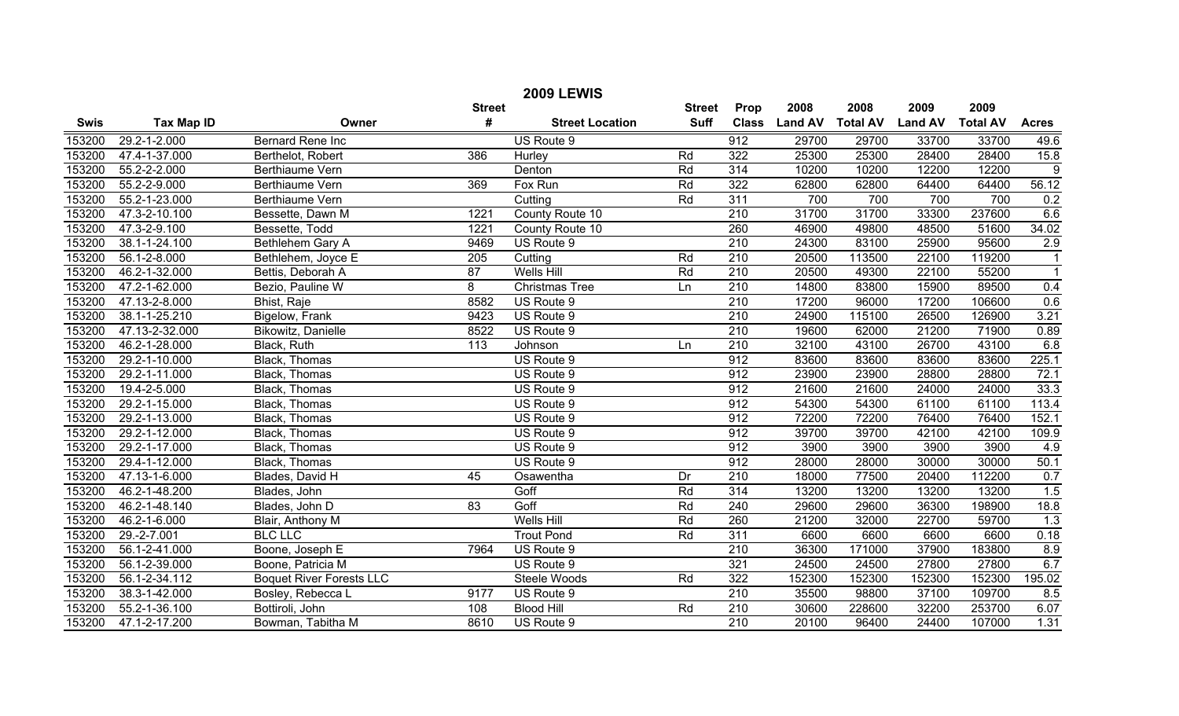# 2009 LEWIS

| Swis | Tax Map ID | Owner | Street # | Street Location | Street Suff | Prop Class | 2008 Land AV | 2008 Total AV | 2009 Land AV | 2009 Total AV | Acres |
|---|---|---|---|---|---|---|---|---|---|---|---|
| 153200 | 29.2-1-2.000 | Bernard Rene Inc | | US Route 9 | | 912 | 29700 | 29700 | 33700 | 33700 | 49.6 |
| 153200 | 47.4-1-37.000 | Berthelot, Robert | 386 | Hurley | Rd | 322 | 25300 | 25300 | 28400 | 28400 | 15.8 |
| 153200 | 55.2-2-2.000 | Berthiaume Vern | | Denton | Rd | 314 | 10200 | 10200 | 12200 | 12200 | 9 |
| 153200 | 55.2-2-9.000 | Berthiaume Vern | 369 | Fox Run | Rd | 322 | 62800 | 62800 | 64400 | 64400 | 56.12 |
| 153200 | 55.2-1-23.000 | Berthiaume Vern | | Cutting | Rd | 311 | 700 | 700 | 700 | 700 | 0.2 |
| 153200 | 47.3-2-10.100 | Bessette, Dawn M | 1221 | County Route 10 | | 210 | 31700 | 31700 | 33300 | 237600 | 6.6 |
| 153200 | 47.3-2-9.100 | Bessette, Todd | 1221 | County Route 10 | | 260 | 46900 | 49800 | 48500 | 51600 | 34.02 |
| 153200 | 38.1-1-24.100 | Bethlehem Gary A | 9469 | US Route 9 | | 210 | 24300 | 83100 | 25900 | 95600 | 2.9 |
| 153200 | 56.1-2-8.000 | Bethlehem, Joyce E | 205 | Cutting | Rd | 210 | 20500 | 113500 | 22100 | 119200 | 1 |
| 153200 | 46.2-1-32.000 | Bettis, Deborah A | 87 | Wells Hill | Rd | 210 | 20500 | 49300 | 22100 | 55200 | 1 |
| 153200 | 47.2-1-62.000 | Bezio, Pauline W | 8 | Christmas Tree | Ln | 210 | 14800 | 83800 | 15900 | 89500 | 0.4 |
| 153200 | 47.13-2-8.000 | Bhist, Raje | 8582 | US Route 9 | | 210 | 17200 | 96000 | 17200 | 106600 | 0.6 |
| 153200 | 38.1-1-25.210 | Bigelow, Frank | 9423 | US Route 9 | | 210 | 24900 | 115100 | 26500 | 126900 | 3.21 |
| 153200 | 47.13-2-32.000 | Bikowitz, Danielle | 8522 | US Route 9 | | 210 | 19600 | 62000 | 21200 | 71900 | 0.89 |
| 153200 | 46.2-1-28.000 | Black, Ruth | 113 | Johnson | Ln | 210 | 32100 | 43100 | 26700 | 43100 | 6.8 |
| 153200 | 29.2-1-10.000 | Black, Thomas | | US Route 9 | | 912 | 83600 | 83600 | 83600 | 83600 | 225.1 |
| 153200 | 29.2-1-11.000 | Black, Thomas | | US Route 9 | | 912 | 23900 | 23900 | 28800 | 28800 | 72.1 |
| 153200 | 19.4-2-5.000 | Black, Thomas | | US Route 9 | | 912 | 21600 | 21600 | 24000 | 24000 | 33.3 |
| 153200 | 29.2-1-15.000 | Black, Thomas | | US Route 9 | | 912 | 54300 | 54300 | 61100 | 61100 | 113.4 |
| 153200 | 29.2-1-13.000 | Black, Thomas | | US Route 9 | | 912 | 72200 | 72200 | 76400 | 76400 | 152.1 |
| 153200 | 29.2-1-12.000 | Black, Thomas | | US Route 9 | | 912 | 39700 | 39700 | 42100 | 42100 | 109.9 |
| 153200 | 29.2-1-17.000 | Black, Thomas | | US Route 9 | | 912 | 3900 | 3900 | 3900 | 3900 | 4.9 |
| 153200 | 29.4-1-12.000 | Black, Thomas | | US Route 9 | | 912 | 28000 | 28000 | 30000 | 30000 | 50.1 |
| 153200 | 47.13-1-6.000 | Blades, David H | 45 | Osawentha | Dr | 210 | 18000 | 77500 | 20400 | 112200 | 0.7 |
| 153200 | 46.2-1-48.200 | Blades, John | | Goff | Rd | 314 | 13200 | 13200 | 13200 | 13200 | 1.5 |
| 153200 | 46.2-1-48.140 | Blades, John D | 83 | Goff | Rd | 240 | 29600 | 29600 | 36300 | 198900 | 18.8 |
| 153200 | 46.2-1-6.000 | Blair, Anthony M | | Wells Hill | Rd | 260 | 21200 | 32000 | 22700 | 59700 | 1.3 |
| 153200 | 29.-2-7.001 | BLC LLC | | Trout Pond | Rd | 311 | 6600 | 6600 | 6600 | 6600 | 0.18 |
| 153200 | 56.1-2-41.000 | Boone, Joseph E | 7964 | US Route 9 | | 210 | 36300 | 171000 | 37900 | 183800 | 8.9 |
| 153200 | 56.1-2-39.000 | Boone, Patricia M | | US Route 9 | | 321 | 24500 | 24500 | 27800 | 27800 | 6.7 |
| 153200 | 56.1-2-34.112 | Boquet River Forests LLC | | Steele Woods | Rd | 322 | 152300 | 152300 | 152300 | 152300 | 195.02 |
| 153200 | 38.3-1-42.000 | Bosley, Rebecca L | 9177 | US Route 9 | | 210 | 35500 | 98800 | 37100 | 109700 | 8.5 |
| 153200 | 55.2-1-36.100 | Bottiroli, John | 108 | Blood Hill | Rd | 210 | 30600 | 228600 | 32200 | 253700 | 6.07 |
| 153200 | 47.1-2-17.200 | Bowman, Tabitha M | 8610 | US Route 9 | | 210 | 20100 | 96400 | 24400 | 107000 | 1.31 |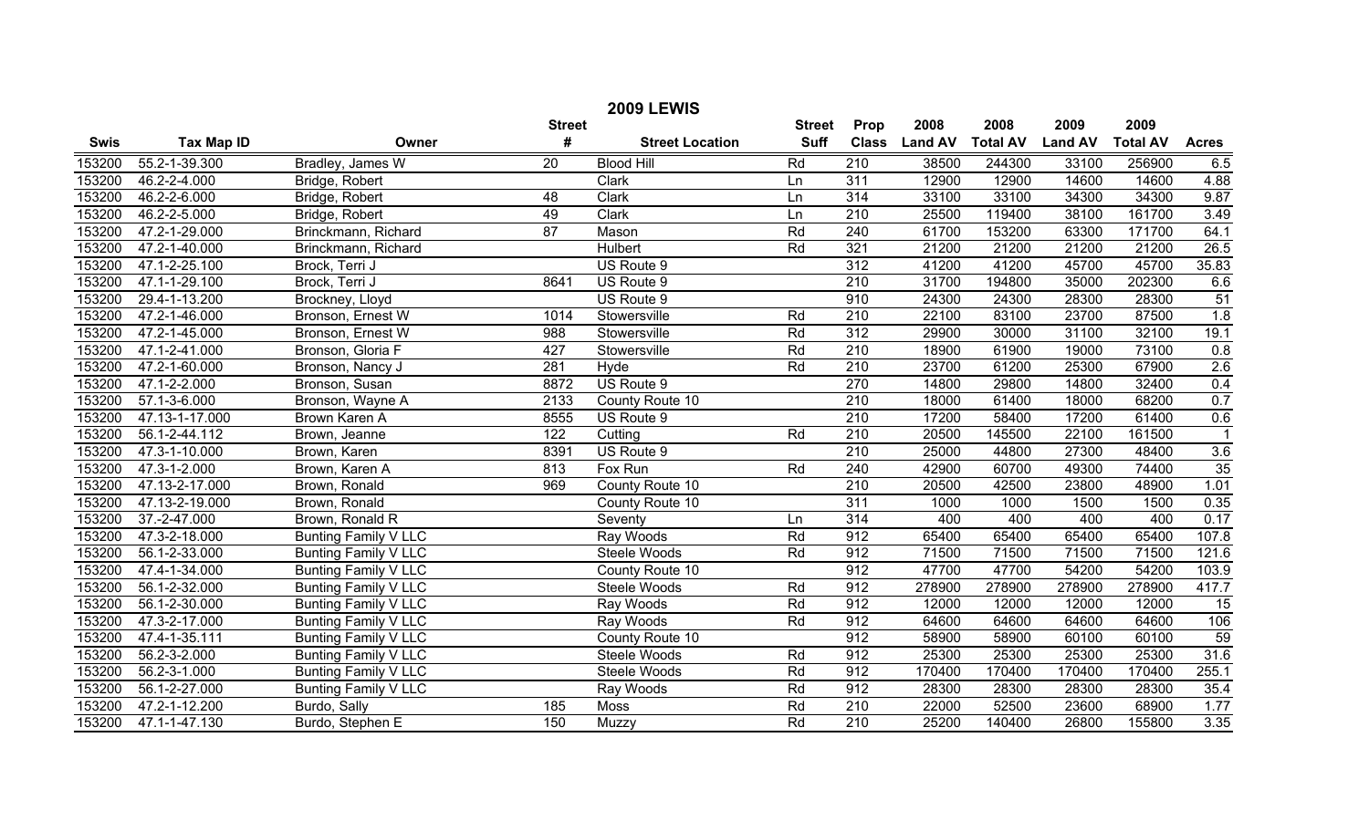# 2009 LEWIS

| Swis | Tax Map ID | Owner | Street # | Street Location | Street Suff | Prop Class | 2008 Land AV | 2008 Total AV | 2009 Land AV | 2009 Total AV | Acres |
|---|---|---|---|---|---|---|---|---|---|---|---|
| 153200 | 55.2-1-39.300 | Bradley, James W | 20 | Blood Hill | Rd | 210 | 38500 | 244300 | 33100 | 256900 | 6.5 |
| 153200 | 46.2-2-4.000 | Bridge, Robert | | Clark | Ln | 311 | 12900 | 12900 | 14600 | 14600 | 4.88 |
| 153200 | 46.2-2-6.000 | Bridge, Robert | 48 | Clark | Ln | 314 | 33100 | 33100 | 34300 | 34300 | 9.87 |
| 153200 | 46.2-2-5.000 | Bridge, Robert | 49 | Clark | Ln | 210 | 25500 | 119400 | 38100 | 161700 | 3.49 |
| 153200 | 47.2-1-29.000 | Brinckmann, Richard | 87 | Mason | Rd | 240 | 61700 | 153200 | 63300 | 171700 | 64.1 |
| 153200 | 47.2-1-40.000 | Brinckmann, Richard | | Hulbert | Rd | 321 | 21200 | 21200 | 21200 | 21200 | 26.5 |
| 153200 | 47.1-2-25.100 | Brock, Terri J | | US Route 9 | | 312 | 41200 | 41200 | 45700 | 45700 | 35.83 |
| 153200 | 47.1-1-29.100 | Brock, Terri J | 8641 | US Route 9 | | 210 | 31700 | 194800 | 35000 | 202300 | 6.6 |
| 153200 | 29.4-1-13.200 | Brockney, Lloyd | | US Route 9 | | 910 | 24300 | 24300 | 28300 | 28300 | 51 |
| 153200 | 47.2-1-46.000 | Bronson, Ernest W | 1014 | Stowersville | Rd | 210 | 22100 | 83100 | 23700 | 87500 | 1.8 |
| 153200 | 47.2-1-45.000 | Bronson, Ernest W | 988 | Stowersville | Rd | 312 | 29900 | 30000 | 31100 | 32100 | 19.1 |
| 153200 | 47.1-2-41.000 | Bronson, Gloria F | 427 | Stowersville | Rd | 210 | 18900 | 61900 | 19000 | 73100 | 0.8 |
| 153200 | 47.2-1-60.000 | Bronson, Nancy J | 281 | Hyde | Rd | 210 | 23700 | 61200 | 25300 | 67900 | 2.6 |
| 153200 | 47.1-2-2.000 | Bronson, Susan | 8872 | US Route 9 | | 270 | 14800 | 29800 | 14800 | 32400 | 0.4 |
| 153200 | 57.1-3-6.000 | Bronson, Wayne A | 2133 | County Route 10 | | 210 | 18000 | 61400 | 18000 | 68200 | 0.7 |
| 153200 | 47.13-1-17.000 | Brown Karen A | 8555 | US Route 9 | | 210 | 17200 | 58400 | 17200 | 61400 | 0.6 |
| 153200 | 56.1-2-44.112 | Brown, Jeanne | 122 | Cutting | Rd | 210 | 20500 | 145500 | 22100 | 161500 | 1 |
| 153200 | 47.3-1-10.000 | Brown, Karen | 8391 | US Route 9 | | 210 | 25000 | 44800 | 27300 | 48400 | 3.6 |
| 153200 | 47.3-1-2.000 | Brown, Karen A | 813 | Fox Run | Rd | 240 | 42900 | 60700 | 49300 | 74400 | 35 |
| 153200 | 47.13-2-17.000 | Brown, Ronald | 969 | County Route 10 | | 210 | 20500 | 42500 | 23800 | 48900 | 1.01 |
| 153200 | 47.13-2-19.000 | Brown, Ronald | | County Route 10 | | 311 | 1000 | 1000 | 1500 | 1500 | 0.35 |
| 153200 | 37.-2-47.000 | Brown, Ronald R | | Seventy | Ln | 314 | 400 | 400 | 400 | 400 | 0.17 |
| 153200 | 47.3-2-18.000 | Bunting Family V LLC | | Ray Woods | Rd | 912 | 65400 | 65400 | 65400 | 65400 | 107.8 |
| 153200 | 56.1-2-33.000 | Bunting Family V LLC | | Steele Woods | Rd | 912 | 71500 | 71500 | 71500 | 71500 | 121.6 |
| 153200 | 47.4-1-34.000 | Bunting Family V LLC | | County Route 10 | | 912 | 47700 | 47700 | 54200 | 54200 | 103.9 |
| 153200 | 56.1-2-32.000 | Bunting Family V LLC | | Steele Woods | Rd | 912 | 278900 | 278900 | 278900 | 278900 | 417.7 |
| 153200 | 56.1-2-30.000 | Bunting Family V LLC | | Ray Woods | Rd | 912 | 12000 | 12000 | 12000 | 12000 | 15 |
| 153200 | 47.3-2-17.000 | Bunting Family V LLC | | Ray Woods | Rd | 912 | 64600 | 64600 | 64600 | 64600 | 106 |
| 153200 | 47.4-1-35.111 | Bunting Family V LLC | | County Route 10 | | 912 | 58900 | 58900 | 60100 | 60100 | 59 |
| 153200 | 56.2-3-2.000 | Bunting Family V LLC | | Steele Woods | Rd | 912 | 25300 | 25300 | 25300 | 25300 | 31.6 |
| 153200 | 56.2-3-1.000 | Bunting Family V LLC | | Steele Woods | Rd | 912 | 170400 | 170400 | 170400 | 170400 | 255.1 |
| 153200 | 56.1-2-27.000 | Bunting Family V LLC | | Ray Woods | Rd | 912 | 28300 | 28300 | 28300 | 28300 | 35.4 |
| 153200 | 47.2-1-12.200 | Burdo, Sally | 185 | Moss | Rd | 210 | 22000 | 52500 | 23600 | 68900 | 1.77 |
| 153200 | 47.1-1-47.130 | Burdo, Stephen E | 150 | Muzzy | Rd | 210 | 25200 | 140400 | 26800 | 155800 | 3.35 |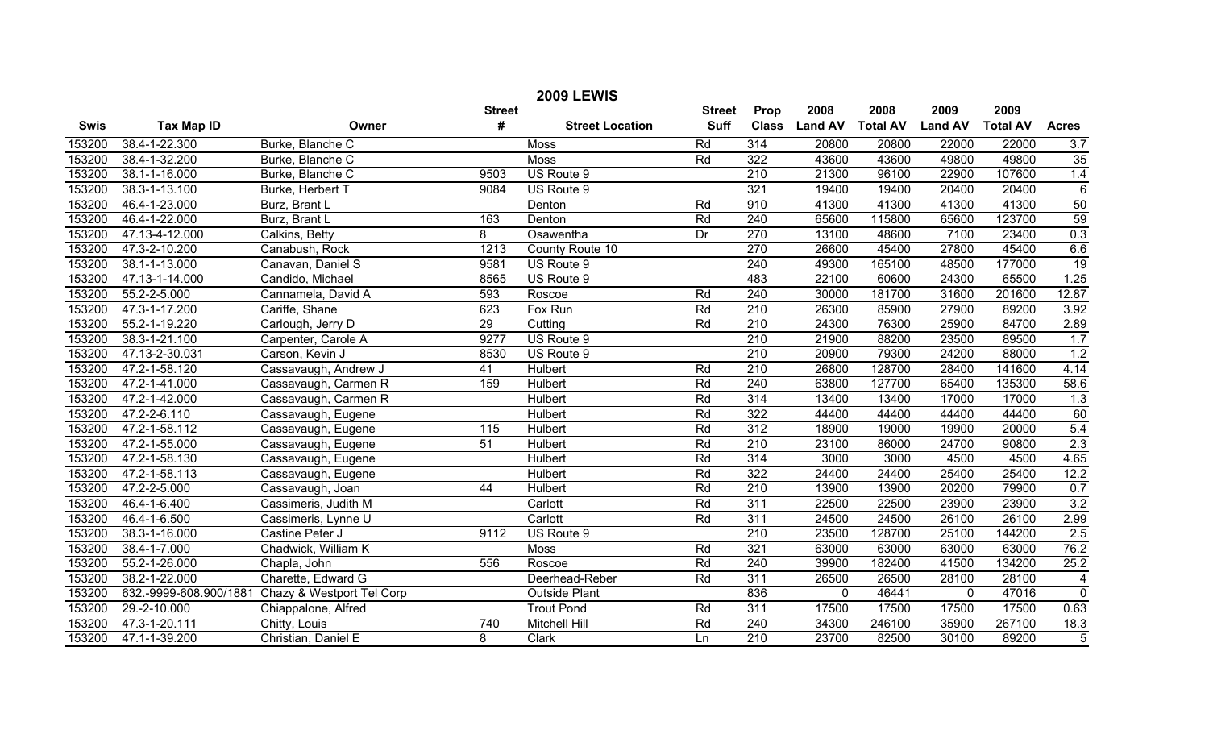# 2009 LEWIS

| Swis | Tax Map ID | Owner | Street # | Street Location | Street Suff | Prop Class | 2008 Land AV | 2008 Total AV | 2009 Land AV | 2009 Total AV | Acres |
|---|---|---|---|---|---|---|---|---|---|---|---|
| 153200 | 38.4-1-22.300 | Burke, Blanche C | | Moss | Rd | 314 | 20800 | 20800 | 22000 | 22000 | 3.7 |
| 153200 | 38.4-1-32.200 | Burke, Blanche C | | Moss | Rd | 322 | 43600 | 43600 | 49800 | 49800 | 35 |
| 153200 | 38.1-1-16.000 | Burke, Blanche C | 9503 | US Route 9 | | 210 | 21300 | 96100 | 22900 | 107600 | 1.4 |
| 153200 | 38.3-1-13.100 | Burke, Herbert T | 9084 | US Route 9 | | 321 | 19400 | 19400 | 20400 | 20400 | 6 |
| 153200 | 46.4-1-23.000 | Burz, Brant L | | Denton | Rd | 910 | 41300 | 41300 | 41300 | 41300 | 50 |
| 153200 | 46.4-1-22.000 | Burz, Brant L | 163 | Denton | Rd | 240 | 65600 | 115800 | 65600 | 123700 | 59 |
| 153200 | 47.13-4-12.000 | Calkins, Betty | 8 | Osawentha | Dr | 270 | 13100 | 48600 | 7100 | 23400 | 0.3 |
| 153200 | 47.3-2-10.200 | Canabush, Rock | 1213 | County Route 10 | | 270 | 26600 | 45400 | 27800 | 45400 | 6.6 |
| 153200 | 38.1-1-13.000 | Canavan, Daniel S | 9581 | US Route 9 | | 240 | 49300 | 165100 | 48500 | 177000 | 19 |
| 153200 | 47.13-1-14.000 | Candido, Michael | 8565 | US Route 9 | | 483 | 22100 | 60600 | 24300 | 65500 | 1.25 |
| 153200 | 55.2-2-5.000 | Cannamela, David A | 593 | Roscoe | Rd | 240 | 30000 | 181700 | 31600 | 201600 | 12.87 |
| 153200 | 47.3-1-17.200 | Cariffe, Shane | 623 | Fox Run | Rd | 210 | 26300 | 85900 | 27900 | 89200 | 3.92 |
| 153200 | 55.2-1-19.220 | Carlough, Jerry D | 29 | Cutting | Rd | 210 | 24300 | 76300 | 25900 | 84700 | 2.89 |
| 153200 | 38.3-1-21.100 | Carpenter, Carole A | 9277 | US Route 9 | | 210 | 21900 | 88200 | 23500 | 89500 | 1.7 |
| 153200 | 47.13-2-30.031 | Carson, Kevin J | 8530 | US Route 9 | | 210 | 20900 | 79300 | 24200 | 88000 | 1.2 |
| 153200 | 47.2-1-58.120 | Cassavaugh, Andrew J | 41 | Hulbert | Rd | 210 | 26800 | 128700 | 28400 | 141600 | 4.14 |
| 153200 | 47.2-1-41.000 | Cassavaugh, Carmen R | 159 | Hulbert | Rd | 240 | 63800 | 127700 | 65400 | 135300 | 58.6 |
| 153200 | 47.2-1-42.000 | Cassavaugh, Carmen R | | Hulbert | Rd | 314 | 13400 | 13400 | 17000 | 17000 | 1.3 |
| 153200 | 47.2-2-6.110 | Cassavaugh, Eugene | | Hulbert | Rd | 322 | 44400 | 44400 | 44400 | 44400 | 60 |
| 153200 | 47.2-1-58.112 | Cassavaugh, Eugene | 115 | Hulbert | Rd | 312 | 18900 | 19000 | 19900 | 20000 | 5.4 |
| 153200 | 47.2-1-55.000 | Cassavaugh, Eugene | 51 | Hulbert | Rd | 210 | 23100 | 86000 | 24700 | 90800 | 2.3 |
| 153200 | 47.2-1-58.130 | Cassavaugh, Eugene | | Hulbert | Rd | 314 | 3000 | 3000 | 4500 | 4500 | 4.65 |
| 153200 | 47.2-1-58.113 | Cassavaugh, Eugene | | Hulbert | Rd | 322 | 24400 | 24400 | 25400 | 25400 | 12.2 |
| 153200 | 47.2-2-5.000 | Cassavaugh, Joan | 44 | Hulbert | Rd | 210 | 13900 | 13900 | 20200 | 79900 | 0.7 |
| 153200 | 46.4-1-6.400 | Cassimeris, Judith M | | Carlott | Rd | 311 | 22500 | 22500 | 23900 | 23900 | 3.2 |
| 153200 | 46.4-1-6.500 | Cassimeris, Lynne U | | Carlott | Rd | 311 | 24500 | 24500 | 26100 | 26100 | 2.99 |
| 153200 | 38.3-1-16.000 | Castine Peter J | 9112 | US Route 9 | | 210 | 23500 | 128700 | 25100 | 144200 | 2.5 |
| 153200 | 38.4-1-7.000 | Chadwick, William K | | Moss | Rd | 321 | 63000 | 63000 | 63000 | 63000 | 76.2 |
| 153200 | 55.2-1-26.000 | Chapla, John | 556 | Roscoe | Rd | 240 | 39900 | 182400 | 41500 | 134200 | 25.2 |
| 153200 | 38.2-1-22.000 | Charette, Edward G | | Deerhead-Reber | Rd | 311 | 26500 | 26500 | 28100 | 28100 | 4 |
| 153200 | 632.-9999-608.900/1881 | Chazy & Westport Tel Corp | | Outside Plant | | 836 | 0 | 46441 | 0 | 47016 | 0 |
| 153200 | 29.-2-10.000 | Chiappalone, Alfred | | Trout Pond | Rd | 311 | 17500 | 17500 | 17500 | 17500 | 0.63 |
| 153200 | 47.3-1-20.111 | Chitty, Louis | 740 | Mitchell Hill | Rd | 240 | 34300 | 246100 | 35900 | 267100 | 18.3 |
| 153200 | 47.1-1-39.200 | Christian, Daniel E | 8 | Clark | Ln | 210 | 23700 | 82500 | 30100 | 89200 | 5 |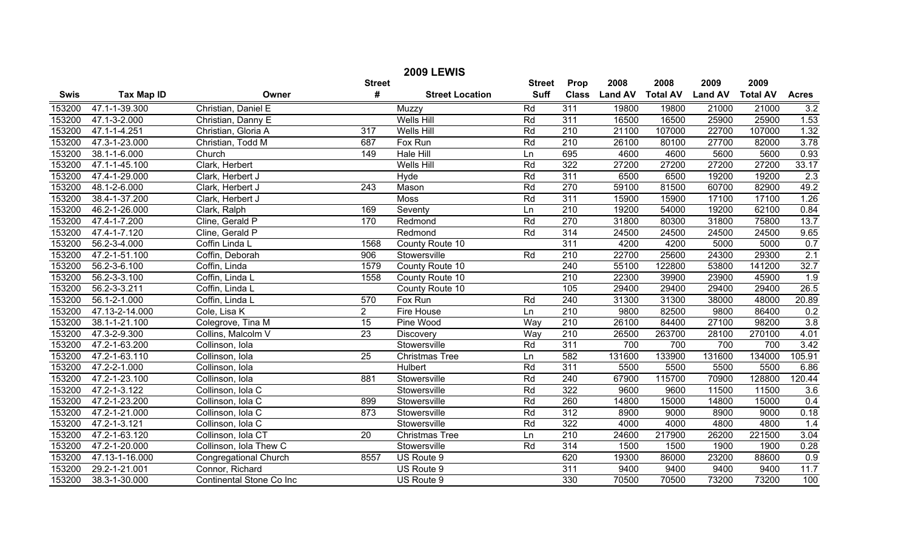## 2009 LEWIS

| Swis | Tax Map ID | Owner | Street # | Street Location | Street Suff | Prop Class | 2008 Land AV | 2008 Total AV | 2009 Land AV | 2009 Total AV | Acres |
|---|---|---|---|---|---|---|---|---|---|---|---|
| 153200 | 47.1-1-39.300 | Christian, Daniel E | | Muzzy | Rd | 311 | 19800 | 19800 | 21000 | 21000 | 3.2 |
| 153200 | 47.1-3-2.000 | Christian, Danny E | | Wells Hill | Rd | 311 | 16500 | 16500 | 25900 | 25900 | 1.53 |
| 153200 | 47.1-1-4.251 | Christian, Gloria A | 317 | Wells Hill | Rd | 210 | 21100 | 107000 | 22700 | 107000 | 1.32 |
| 153200 | 47.3-1-23.000 | Christian, Todd M | 687 | Fox Run | Rd | 210 | 26100 | 80100 | 27700 | 82000 | 3.78 |
| 153200 | 38.1-1-6.000 | Church | 149 | Hale Hill | Ln | 695 | 4600 | 4600 | 5600 | 5600 | 0.93 |
| 153200 | 47.1-1-45.100 | Clark, Herbert | | Wells Hill | Rd | 322 | 27200 | 27200 | 27200 | 27200 | 33.17 |
| 153200 | 47.4-1-29.000 | Clark, Herbert J | | Hyde | Rd | 311 | 6500 | 6500 | 19200 | 19200 | 2.3 |
| 153200 | 48.1-2-6.000 | Clark, Herbert J | 243 | Mason | Rd | 270 | 59100 | 81500 | 60700 | 82900 | 49.2 |
| 153200 | 38.4-1-37.200 | Clark, Herbert J | | Moss | Rd | 311 | 15900 | 15900 | 17100 | 17100 | 1.26 |
| 153200 | 46.2-1-26.000 | Clark, Ralph | 169 | Seventy | Ln | 210 | 19200 | 54000 | 19200 | 62100 | 0.84 |
| 153200 | 47.4-1-7.200 | Cline, Gerald P | 170 | Redmond | Rd | 270 | 31800 | 80300 | 31800 | 75800 | 13.7 |
| 153200 | 47.4-1-7.120 | Cline, Gerald P | | Redmond | Rd | 314 | 24500 | 24500 | 24500 | 24500 | 9.65 |
| 153200 | 56.2-3-4.000 | Coffin Linda L | 1568 | County Route 10 | | 311 | 4200 | 4200 | 5000 | 5000 | 0.7 |
| 153200 | 47.2-1-51.100 | Coffin, Deborah | 906 | Stowersville | Rd | 210 | 22700 | 25600 | 24300 | 29300 | 2.1 |
| 153200 | 56.2-3-6.100 | Coffin, Linda | 1579 | County Route 10 | | 240 | 55100 | 122800 | 53800 | 141200 | 32.7 |
| 153200 | 56.2-3-3.100 | Coffin, Linda L | 1558 | County Route 10 | | 210 | 22300 | 39900 | 23900 | 45900 | 1.9 |
| 153200 | 56.2-3-3.211 | Coffin, Linda L | | County Route 10 | | 105 | 29400 | 29400 | 29400 | 29400 | 26.5 |
| 153200 | 56.1-2-1.000 | Coffin, Linda L | 570 | Fox Run | Rd | 240 | 31300 | 31300 | 38000 | 48000 | 20.89 |
| 153200 | 47.13-2-14.000 | Cole, Lisa K | 2 | Fire House | Ln | 210 | 9800 | 82500 | 9800 | 86400 | 0.2 |
| 153200 | 38.1-1-21.100 | Colegrove, Tina M | 15 | Pine Wood | Way | 210 | 26100 | 84400 | 27100 | 98200 | 3.8 |
| 153200 | 47.3-2-9.300 | Collins, Malcolm V | 23 | Discovery | Way | 210 | 26500 | 263700 | 28100 | 270100 | 4.01 |
| 153200 | 47.2-1-63.200 | Collinson, Iola | | Stowersville | Rd | 311 | 700 | 700 | 700 | 700 | 3.42 |
| 153200 | 47.2-1-63.110 | Collinson, Iola | 25 | Christmas Tree | Ln | 582 | 131600 | 133900 | 131600 | 134000 | 105.91 |
| 153200 | 47.2-2-1.000 | Collinson, Iola | | Hulbert | Rd | 311 | 5500 | 5500 | 5500 | 5500 | 6.86 |
| 153200 | 47.2-1-23.100 | Collinson, Iola | 881 | Stowersville | Rd | 240 | 67900 | 115700 | 70900 | 128800 | 120.44 |
| 153200 | 47.2-1-3.122 | Collinson, Iola C | | Stowersville | Rd | 322 | 9600 | 9600 | 11500 | 11500 | 3.6 |
| 153200 | 47.2-1-23.200 | Collinson, Iola C | 899 | Stowersville | Rd | 260 | 14800 | 15000 | 14800 | 15000 | 0.4 |
| 153200 | 47.2-1-21.000 | Collinson, Iola C | 873 | Stowersville | Rd | 312 | 8900 | 9000 | 8900 | 9000 | 0.18 |
| 153200 | 47.2-1-3.121 | Collinson, Iola C | | Stowersville | Rd | 322 | 4000 | 4000 | 4800 | 4800 | 1.4 |
| 153200 | 47.2-1-63.120 | Collinson, Iola CT | 20 | Christmas Tree | Ln | 210 | 24600 | 217900 | 26200 | 221500 | 3.04 |
| 153200 | 47.2-1-20.000 | Collinson, Iola Thew C | | Stowersville | Rd | 314 | 1500 | 1500 | 1900 | 1900 | 0.28 |
| 153200 | 47.13-1-16.000 | Congregational Church | 8557 | US Route 9 | | 620 | 19300 | 86000 | 23200 | 88600 | 0.9 |
| 153200 | 29.2-1-21.001 | Connor, Richard | | US Route 9 | | 311 | 9400 | 9400 | 9400 | 9400 | 11.7 |
| 153200 | 38.3-1-30.000 | Continental Stone Co Inc | | US Route 9 | | 330 | 70500 | 70500 | 73200 | 73200 | 100 |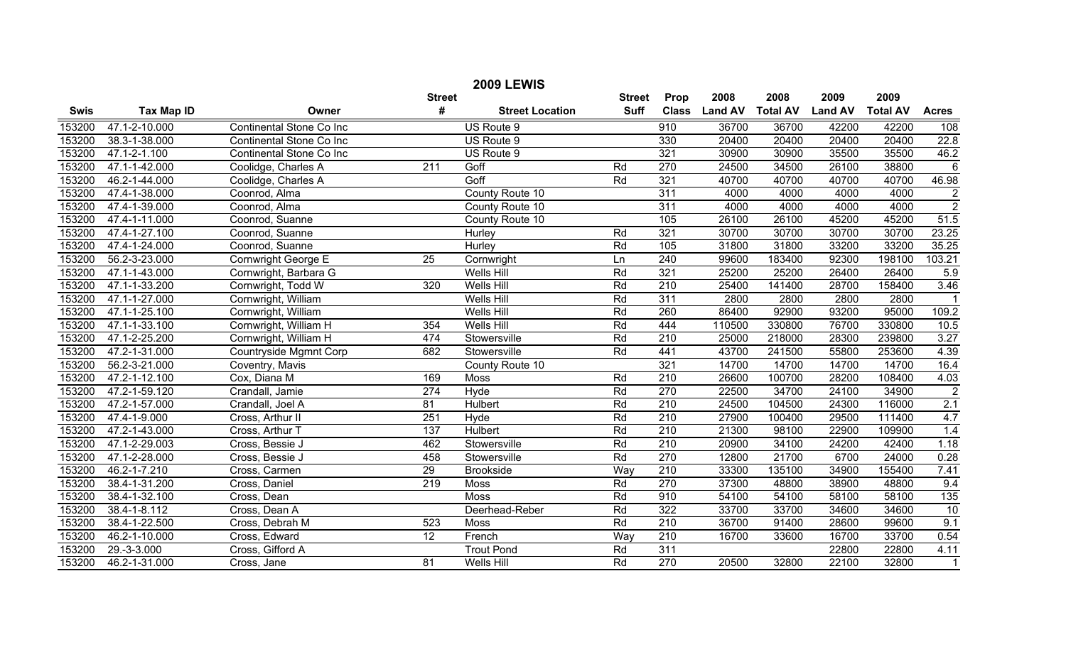# 2009 LEWIS

| Swis | Tax Map ID | Owner | Street # | Street Location | Street Suff | Prop Class | 2008 Land AV | 2008 Total AV | 2009 Land AV | 2009 Total AV | Acres |
|---|---|---|---|---|---|---|---|---|---|---|---|
| 153200 | 47.1-2-10.000 | Continental Stone Co Inc | | US Route 9 | | 910 | 36700 | 36700 | 42200 | 42200 | 108 |
| 153200 | 38.3-1-38.000 | Continental Stone Co Inc | | US Route 9 | | 330 | 20400 | 20400 | 20400 | 20400 | 22.8 |
| 153200 | 47.1-2-1.100 | Continental Stone Co Inc | | US Route 9 | | 321 | 30900 | 30900 | 35500 | 35500 | 46.2 |
| 153200 | 47.1-1-42.000 | Coolidge, Charles A | 211 | Goff | Rd | 270 | 24500 | 34500 | 26100 | 38800 | 6 |
| 153200 | 46.2-1-44.000 | Coolidge, Charles A | | Goff | Rd | 321 | 40700 | 40700 | 40700 | 40700 | 46.98 |
| 153200 | 47.4-1-38.000 | Coonrod, Alma | | County Route 10 | | 311 | 4000 | 4000 | 4000 | 4000 | 2 |
| 153200 | 47.4-1-39.000 | Coonrod, Alma | | County Route 10 | | 311 | 4000 | 4000 | 4000 | 4000 | 2 |
| 153200 | 47.4-1-11.000 | Coonrod, Suanne | | County Route 10 | | 105 | 26100 | 26100 | 45200 | 45200 | 51.5 |
| 153200 | 47.4-1-27.100 | Coonrod, Suanne | | Hurley | Rd | 321 | 30700 | 30700 | 30700 | 30700 | 23.25 |
| 153200 | 47.4-1-24.000 | Coonrod, Suanne | | Hurley | Rd | 105 | 31800 | 31800 | 33200 | 33200 | 35.25 |
| 153200 | 56.2-3-23.000 | Cornwright George E | 25 | Cornwright | Ln | 240 | 99600 | 183400 | 92300 | 198100 | 103.21 |
| 153200 | 47.1-1-43.000 | Cornwright, Barbara G | | Wells Hill | Rd | 321 | 25200 | 25200 | 26400 | 26400 | 5.9 |
| 153200 | 47.1-1-33.200 | Cornwright, Todd W | 320 | Wells Hill | Rd | 210 | 25400 | 141400 | 28700 | 158400 | 3.46 |
| 153200 | 47.1-1-27.000 | Cornwright, William | | Wells Hill | Rd | 311 | 2800 | 2800 | 2800 | 2800 | 1 |
| 153200 | 47.1-1-25.100 | Cornwright, William | | Wells Hill | Rd | 260 | 86400 | 92900 | 93200 | 95000 | 109.2 |
| 153200 | 47.1-1-33.100 | Cornwright, William H | 354 | Wells Hill | Rd | 444 | 110500 | 330800 | 76700 | 330800 | 10.5 |
| 153200 | 47.1-2-25.200 | Cornwright, William H | 474 | Stowersville | Rd | 210 | 25000 | 218000 | 28300 | 239800 | 3.27 |
| 153200 | 47.2-1-31.000 | Countryside Mgmnt Corp | 682 | Stowersville | Rd | 441 | 43700 | 241500 | 55800 | 253600 | 4.39 |
| 153200 | 56.2-3-21.000 | Coventry, Mavis | | County Route 10 | | 321 | 14700 | 14700 | 14700 | 14700 | 16.4 |
| 153200 | 47.2-1-12.100 | Cox, Diana M | 169 | Moss | Rd | 210 | 26600 | 100700 | 28200 | 108400 | 4.03 |
| 153200 | 47.2-1-59.120 | Crandall, Jamie | 274 | Hyde | Rd | 270 | 22500 | 34700 | 24100 | 34900 | 2 |
| 153200 | 47.2-1-57.000 | Crandall, Joel A | 81 | Hulbert | Rd | 210 | 24500 | 104500 | 24300 | 116000 | 2.1 |
| 153200 | 47.4-1-9.000 | Cross, Arthur II | 251 | Hyde | Rd | 210 | 27900 | 100400 | 29500 | 111400 | 4.7 |
| 153200 | 47.2-1-43.000 | Cross, Arthur T | 137 | Hulbert | Rd | 210 | 21300 | 98100 | 22900 | 109900 | 1.4 |
| 153200 | 47.1-2-29.003 | Cross, Bessie J | 462 | Stowersville | Rd | 210 | 20900 | 34100 | 24200 | 42400 | 1.18 |
| 153200 | 47.1-2-28.000 | Cross, Bessie J | 458 | Stowersville | Rd | 270 | 12800 | 21700 | 6700 | 24000 | 0.28 |
| 153200 | 46.2-1-7.210 | Cross, Carmen | 29 | Brookside | Way | 210 | 33300 | 135100 | 34900 | 155400 | 7.41 |
| 153200 | 38.4-1-31.200 | Cross, Daniel | 219 | Moss | Rd | 270 | 37300 | 48800 | 38900 | 48800 | 9.4 |
| 153200 | 38.4-1-32.100 | Cross, Dean | | Moss | Rd | 910 | 54100 | 54100 | 58100 | 58100 | 135 |
| 153200 | 38.4-1-8.112 | Cross, Dean A | | Deerhead-Reber | Rd | 322 | 33700 | 33700 | 34600 | 34600 | 10 |
| 153200 | 38.4-1-22.500 | Cross, Debrah M | 523 | Moss | Rd | 210 | 36700 | 91400 | 28600 | 99600 | 9.1 |
| 153200 | 46.2-1-10.000 | Cross, Edward | 12 | French | Way | 210 | 16700 | 33600 | 16700 | 33700 | 0.54 |
| 153200 | 29.-3-3.000 | Cross, Gifford A | | Trout Pond | Rd | 311 | | | 22800 | 22800 | 4.11 |
| 153200 | 46.2-1-31.000 | Cross, Jane | 81 | Wells Hill | Rd | 270 | 20500 | 32800 | 22100 | 32800 | 1 |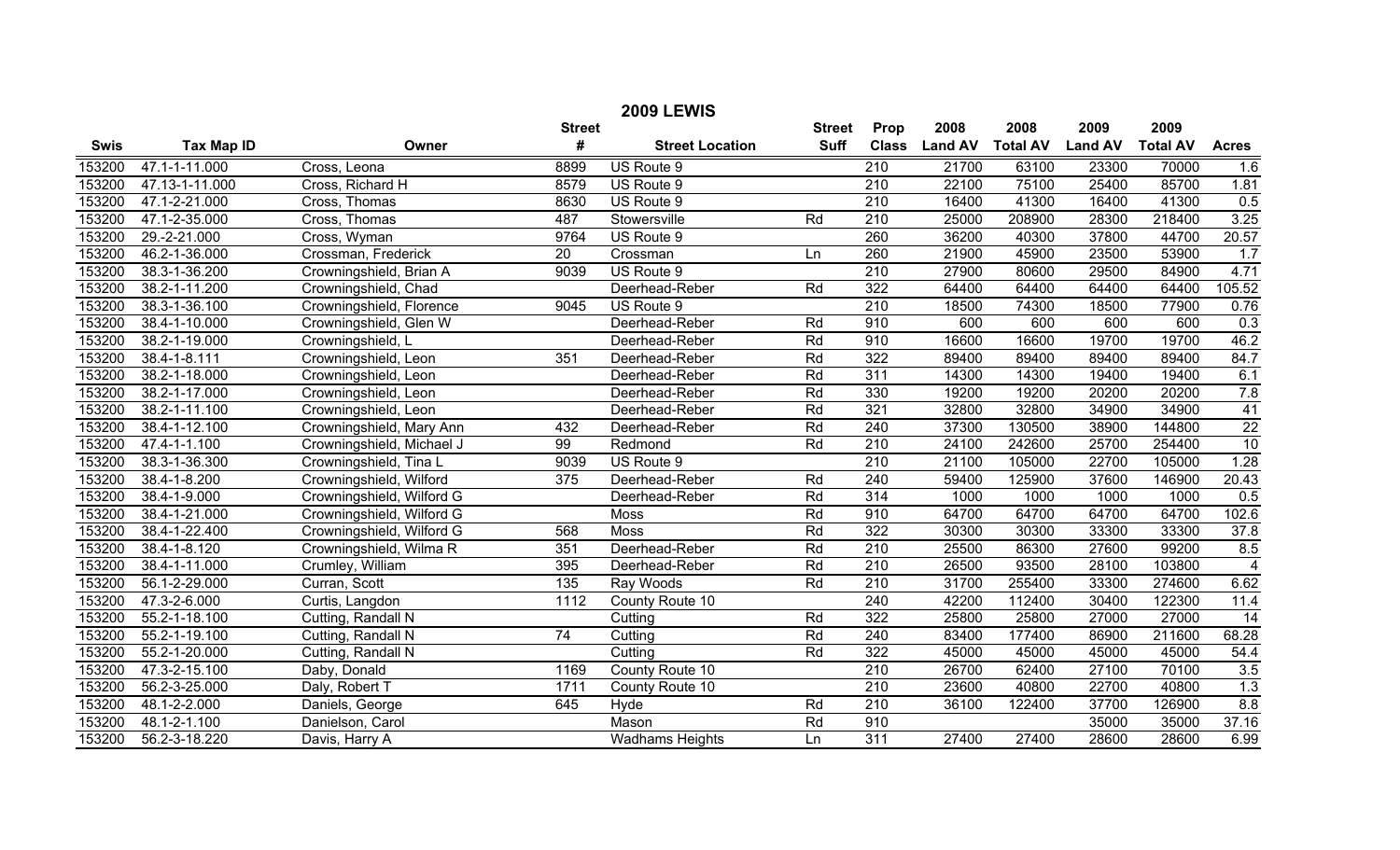# 2009 LEWIS

| Swis | Tax Map ID | Owner | Street # | Street Location | Street Suff | Prop Class | 2008 Land AV | 2008 Total AV | 2009 Land AV | 2009 Total AV | Acres |
|---|---|---|---|---|---|---|---|---|---|---|---|
| 153200 | 47.1-1-11.000 | Cross, Leona | 8899 | US Route 9 | | 210 | 21700 | 63100 | 23300 | 70000 | 1.6 |
| 153200 | 47.13-1-11.000 | Cross, Richard H | 8579 | US Route 9 | | 210 | 22100 | 75100 | 25400 | 85700 | 1.81 |
| 153200 | 47.1-2-21.000 | Cross, Thomas | 8630 | US Route 9 | | 210 | 16400 | 41300 | 16400 | 41300 | 0.5 |
| 153200 | 47.1-2-35.000 | Cross, Thomas | 487 | Stowersville | Rd | 210 | 25000 | 208900 | 28300 | 218400 | 3.25 |
| 153200 | 29.-2-21.000 | Cross, Wyman | 9764 | US Route 9 | | 260 | 36200 | 40300 | 37800 | 44700 | 20.57 |
| 153200 | 46.2-1-36.000 | Crossman, Frederick | 20 | Crossman | Ln | 260 | 21900 | 45900 | 23500 | 53900 | 1.7 |
| 153200 | 38.3-1-36.200 | Crowningshield, Brian A | 9039 | US Route 9 | | 210 | 27900 | 80600 | 29500 | 84900 | 4.71 |
| 153200 | 38.2-1-11.200 | Crowningshield, Chad | | Deerhead-Reber | Rd | 322 | 64400 | 64400 | 64400 | 64400 | 105.52 |
| 153200 | 38.3-1-36.100 | Crowningshield, Florence | 9045 | US Route 9 | | 210 | 18500 | 74300 | 18500 | 77900 | 0.76 |
| 153200 | 38.4-1-10.000 | Crowningshield, Glen W | | Deerhead-Reber | Rd | 910 | 600 | 600 | 600 | 600 | 0.3 |
| 153200 | 38.2-1-19.000 | Crowningshield, L | | Deerhead-Reber | Rd | 910 | 16600 | 16600 | 19700 | 19700 | 46.2 |
| 153200 | 38.4-1-8.111 | Crowningshield, Leon | 351 | Deerhead-Reber | Rd | 322 | 89400 | 89400 | 89400 | 89400 | 84.7 |
| 153200 | 38.2-1-18.000 | Crowningshield, Leon | | Deerhead-Reber | Rd | 311 | 14300 | 14300 | 19400 | 19400 | 6.1 |
| 153200 | 38.2-1-17.000 | Crowningshield, Leon | | Deerhead-Reber | Rd | 330 | 19200 | 19200 | 20200 | 20200 | 7.8 |
| 153200 | 38.2-1-11.100 | Crowningshield, Leon | | Deerhead-Reber | Rd | 321 | 32800 | 32800 | 34900 | 34900 | 41 |
| 153200 | 38.4-1-12.100 | Crowningshield, Mary Ann | 432 | Deerhead-Reber | Rd | 240 | 37300 | 130500 | 38900 | 144800 | 22 |
| 153200 | 47.4-1-1.100 | Crowningshield, Michael J | 99 | Redmond | Rd | 210 | 24100 | 242600 | 25700 | 254400 | 10 |
| 153200 | 38.3-1-36.300 | Crowningshield, Tina L | 9039 | US Route 9 | | 210 | 21100 | 105000 | 22700 | 105000 | 1.28 |
| 153200 | 38.4-1-8.200 | Crowningshield, Wilford | 375 | Deerhead-Reber | Rd | 240 | 59400 | 125900 | 37600 | 146900 | 20.43 |
| 153200 | 38.4-1-9.000 | Crowningshield, Wilford G | | Deerhead-Reber | Rd | 314 | 1000 | 1000 | 1000 | 1000 | 0.5 |
| 153200 | 38.4-1-21.000 | Crowningshield, Wilford G | | Moss | Rd | 910 | 64700 | 64700 | 64700 | 64700 | 102.6 |
| 153200 | 38.4-1-22.400 | Crowningshield, Wilford G | 568 | Moss | Rd | 322 | 30300 | 30300 | 33300 | 33300 | 37.8 |
| 153200 | 38.4-1-8.120 | Crowningshield, Wilma R | 351 | Deerhead-Reber | Rd | 210 | 25500 | 86300 | 27600 | 99200 | 8.5 |
| 153200 | 38.4-1-11.000 | Crumley, William | 395 | Deerhead-Reber | Rd | 210 | 26500 | 93500 | 28100 | 103800 | 4 |
| 153200 | 56.1-2-29.000 | Curran, Scott | 135 | Ray Woods | Rd | 210 | 31700 | 255400 | 33300 | 274600 | 6.62 |
| 153200 | 47.3-2-6.000 | Curtis, Langdon | 1112 | County Route 10 | | 240 | 42200 | 112400 | 30400 | 122300 | 11.4 |
| 153200 | 55.2-1-18.100 | Cutting, Randall N | | Cutting | Rd | 322 | 25800 | 25800 | 27000 | 27000 | 14 |
| 153200 | 55.2-1-19.100 | Cutting, Randall N | 74 | Cutting | Rd | 240 | 83400 | 177400 | 86900 | 211600 | 68.28 |
| 153200 | 55.2-1-20.000 | Cutting, Randall N | | Cutting | Rd | 322 | 45000 | 45000 | 45000 | 45000 | 54.4 |
| 153200 | 47.3-2-15.100 | Daby, Donald | 1169 | County Route 10 | | 210 | 26700 | 62400 | 27100 | 70100 | 3.5 |
| 153200 | 56.2-3-25.000 | Daly, Robert T | 1711 | County Route 10 | | 210 | 23600 | 40800 | 22700 | 40800 | 1.3 |
| 153200 | 48.1-2-2.000 | Daniels, George | 645 | Hyde | Rd | 210 | 36100 | 122400 | 37700 | 126900 | 8.8 |
| 153200 | 48.1-2-1.100 | Danielson, Carol | | Mason | Rd | 910 | | | 35000 | 35000 | 37.16 |
| 153200 | 56.2-3-18.220 | Davis, Harry A | | Wadhams Heights | Ln | 311 | 27400 | 27400 | 28600 | 28600 | 6.99 |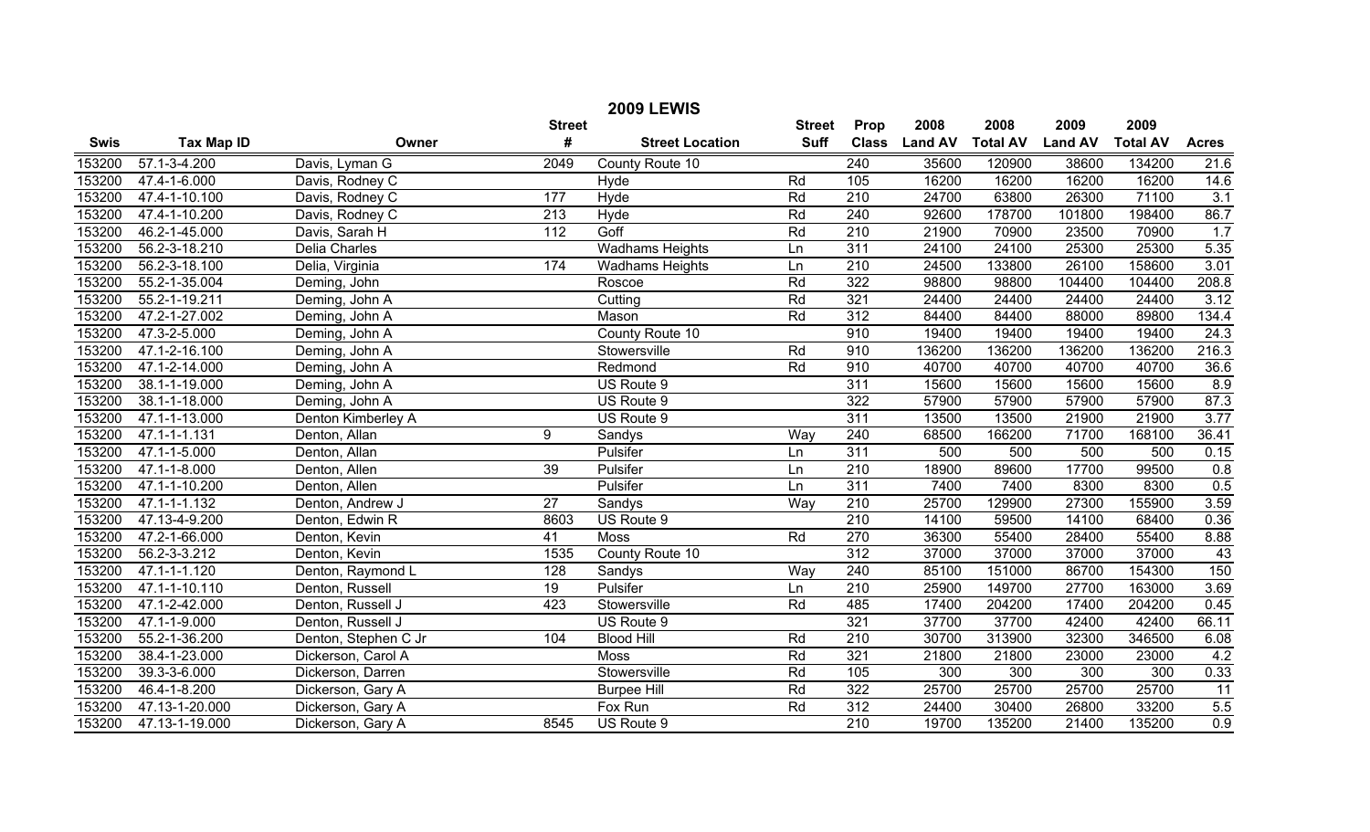# 2009 LEWIS

| Swis | Tax Map ID | Owner | Street # | Street Location | Street Suff | Prop Class | 2008 Land AV | 2008 Total AV | 2009 Land AV | 2009 Total AV | Acres |
|---|---|---|---|---|---|---|---|---|---|---|---|
| 153200 | 57.1-3-4.200 | Davis, Lyman G | 2049 | County Route 10 | | 240 | 35600 | 120900 | 38600 | 134200 | 21.6 |
| 153200 | 47.4-1-6.000 | Davis, Rodney C | | Hyde | Rd | 105 | 16200 | 16200 | 16200 | 16200 | 14.6 |
| 153200 | 47.4-1-10.100 | Davis, Rodney C | 177 | Hyde | Rd | 210 | 24700 | 63800 | 26300 | 71100 | 3.1 |
| 153200 | 47.4-1-10.200 | Davis, Rodney C | 213 | Hyde | Rd | 240 | 92600 | 178700 | 101800 | 198400 | 86.7 |
| 153200 | 46.2-1-45.000 | Davis, Sarah H | 112 | Goff | Rd | 210 | 21900 | 70900 | 23500 | 70900 | 1.7 |
| 153200 | 56.2-3-18.210 | Delia Charles | | Wadhams Heights | Ln | 311 | 24100 | 24100 | 25300 | 25300 | 5.35 |
| 153200 | 56.2-3-18.100 | Delia, Virginia | 174 | Wadhams Heights | Ln | 210 | 24500 | 133800 | 26100 | 158600 | 3.01 |
| 153200 | 55.2-1-35.004 | Deming, John | | Roscoe | Rd | 322 | 98800 | 98800 | 104400 | 104400 | 208.8 |
| 153200 | 55.2-1-19.211 | Deming, John A | | Cutting | Rd | 321 | 24400 | 24400 | 24400 | 24400 | 3.12 |
| 153200 | 47.2-1-27.002 | Deming, John A | | Mason | Rd | 312 | 84400 | 84400 | 88000 | 89800 | 134.4 |
| 153200 | 47.3-2-5.000 | Deming, John A | | County Route 10 | | 910 | 19400 | 19400 | 19400 | 19400 | 24.3 |
| 153200 | 47.1-2-16.100 | Deming, John A | | Stowersville | Rd | 910 | 136200 | 136200 | 136200 | 136200 | 216.3 |
| 153200 | 47.1-2-14.000 | Deming, John A | | Redmond | Rd | 910 | 40700 | 40700 | 40700 | 40700 | 36.6 |
| 153200 | 38.1-1-19.000 | Deming, John A | | US Route 9 | | 311 | 15600 | 15600 | 15600 | 15600 | 8.9 |
| 153200 | 38.1-1-18.000 | Deming, John A | | US Route 9 | | 322 | 57900 | 57900 | 57900 | 57900 | 87.3 |
| 153200 | 47.1-1-13.000 | Denton Kimberley A | | US Route 9 | | 311 | 13500 | 13500 | 21900 | 21900 | 3.77 |
| 153200 | 47.1-1-1.131 | Denton, Allan | 9 | Sandys | Way | 240 | 68500 | 166200 | 71700 | 168100 | 36.41 |
| 153200 | 47.1-1-5.000 | Denton, Allan | | Pulsifer | Ln | 311 | 500 | 500 | 500 | 500 | 0.15 |
| 153200 | 47.1-1-8.000 | Denton, Allen | 39 | Pulsifer | Ln | 210 | 18900 | 89600 | 17700 | 99500 | 0.8 |
| 153200 | 47.1-1-10.200 | Denton, Allen | | Pulsifer | Ln | 311 | 7400 | 7400 | 8300 | 8300 | 0.5 |
| 153200 | 47.1-1-1.132 | Denton, Andrew J | 27 | Sandys | Way | 210 | 25700 | 129900 | 27300 | 155900 | 3.59 |
| 153200 | 47.13-4-9.200 | Denton, Edwin R | 8603 | US Route 9 | | 210 | 14100 | 59500 | 14100 | 68400 | 0.36 |
| 153200 | 47.2-1-66.000 | Denton, Kevin | 41 | Moss | Rd | 270 | 36300 | 55400 | 28400 | 55400 | 8.88 |
| 153200 | 56.2-3-3.212 | Denton, Kevin | 1535 | County Route 10 | | 312 | 37000 | 37000 | 37000 | 37000 | 43 |
| 153200 | 47.1-1-1.120 | Denton, Raymond L | 128 | Sandys | Way | 240 | 85100 | 151000 | 86700 | 154300 | 150 |
| 153200 | 47.1-1-10.110 | Denton, Russell | 19 | Pulsifer | Ln | 210 | 25900 | 149700 | 27700 | 163000 | 3.69 |
| 153200 | 47.1-2-42.000 | Denton, Russell J | 423 | Stowersville | Rd | 485 | 17400 | 204200 | 17400 | 204200 | 0.45 |
| 153200 | 47.1-1-9.000 | Denton, Russell J | | US Route 9 | | 321 | 37700 | 37700 | 42400 | 42400 | 66.11 |
| 153200 | 55.2-1-36.200 | Denton, Stephen C Jr | 104 | Blood Hill | Rd | 210 | 30700 | 313900 | 32300 | 346500 | 6.08 |
| 153200 | 38.4-1-23.000 | Dickerson, Carol A | | Moss | Rd | 321 | 21800 | 21800 | 23000 | 23000 | 4.2 |
| 153200 | 39.3-3-6.000 | Dickerson, Darren | | Stowersville | Rd | 105 | 300 | 300 | 300 | 300 | 0.33 |
| 153200 | 46.4-1-8.200 | Dickerson, Gary A | | Burpee Hill | Rd | 322 | 25700 | 25700 | 25700 | 25700 | 11 |
| 153200 | 47.13-1-20.000 | Dickerson, Gary A | | Fox Run | Rd | 312 | 24400 | 30400 | 26800 | 33200 | 5.5 |
| 153200 | 47.13-1-19.000 | Dickerson, Gary A | 8545 | US Route 9 | | 210 | 19700 | 135200 | 21400 | 135200 | 0.9 |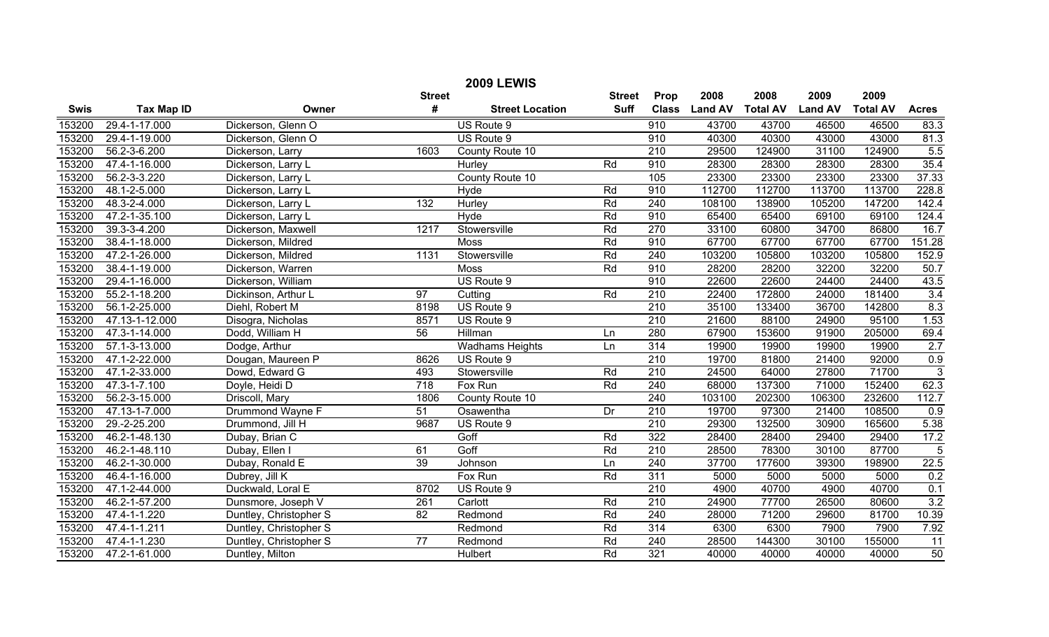# 2009 LEWIS

| Swis | Tax Map ID | Owner | Street # | Street Location | Street Suff | Prop Class | 2008 Land AV | 2008 Total AV | 2009 Land AV | 2009 Total AV | Acres |
|---|---|---|---|---|---|---|---|---|---|---|---|
| 153200 | 29.4-1-17.000 | Dickerson, Glenn O | | US Route 9 | | 910 | 43700 | 43700 | 46500 | 46500 | 83.3 |
| 153200 | 29.4-1-19.000 | Dickerson, Glenn O | | US Route 9 | | 910 | 40300 | 40300 | 43000 | 43000 | 81.3 |
| 153200 | 56.2-3-6.200 | Dickerson, Larry | 1603 | County Route 10 | | 210 | 29500 | 124900 | 31100 | 124900 | 5.5 |
| 153200 | 47.4-1-16.000 | Dickerson, Larry L | | Hurley | Rd | 910 | 28300 | 28300 | 28300 | 28300 | 35.4 |
| 153200 | 56.2-3-3.220 | Dickerson, Larry L | | County Route 10 | | 105 | 23300 | 23300 | 23300 | 23300 | 37.33 |
| 153200 | 48.1-2-5.000 | Dickerson, Larry L | | Hyde | Rd | 910 | 112700 | 112700 | 113700 | 113700 | 228.8 |
| 153200 | 48.3-2-4.000 | Dickerson, Larry L | 132 | Hurley | Rd | 240 | 108100 | 138900 | 105200 | 147200 | 142.4 |
| 153200 | 47.2-1-35.100 | Dickerson, Larry L | | Hyde | Rd | 910 | 65400 | 65400 | 69100 | 69100 | 124.4 |
| 153200 | 39.3-3-4.200 | Dickerson, Maxwell | 1217 | Stowersville | Rd | 270 | 33100 | 60800 | 34700 | 86800 | 16.7 |
| 153200 | 38.4-1-18.000 | Dickerson, Mildred | | Moss | Rd | 910 | 67700 | 67700 | 67700 | 67700 | 151.28 |
| 153200 | 47.2-1-26.000 | Dickerson, Mildred | 1131 | Stowersville | Rd | 240 | 103200 | 105800 | 103200 | 105800 | 152.9 |
| 153200 | 38.4-1-19.000 | Dickerson, Warren | | Moss | Rd | 910 | 28200 | 28200 | 32200 | 32200 | 50.7 |
| 153200 | 29.4-1-16.000 | Dickerson, William | | US Route 9 | | 910 | 22600 | 22600 | 24400 | 24400 | 43.5 |
| 153200 | 55.2-1-18.200 | Dickinson, Arthur L | 97 | Cutting | Rd | 210 | 22400 | 172800 | 24000 | 181400 | 3.4 |
| 153200 | 56.1-2-25.000 | Diehl, Robert M | 8198 | US Route 9 | | 210 | 35100 | 133400 | 36700 | 142800 | 8.3 |
| 153200 | 47.13-1-12.000 | Disogra, Nicholas | 8571 | US Route 9 | | 210 | 21600 | 88100 | 24900 | 95100 | 1.53 |
| 153200 | 47.3-1-14.000 | Dodd, William H | 56 | Hillman | Ln | 280 | 67900 | 153600 | 91900 | 205000 | 69.4 |
| 153200 | 57.1-3-13.000 | Dodge, Arthur | | Wadhams Heights | Ln | 314 | 19900 | 19900 | 19900 | 19900 | 2.7 |
| 153200 | 47.1-2-22.000 | Dougan, Maureen P | 8626 | US Route 9 | | 210 | 19700 | 81800 | 21400 | 92000 | 0.9 |
| 153200 | 47.1-2-33.000 | Dowd, Edward G | 493 | Stowersville | Rd | 210 | 24500 | 64000 | 27800 | 71700 | 3 |
| 153200 | 47.3-1-7.100 | Doyle, Heidi D | 718 | Fox Run | Rd | 240 | 68000 | 137300 | 71000 | 152400 | 62.3 |
| 153200 | 56.2-3-15.000 | Driscoll, Mary | 1806 | County Route 10 | | 240 | 103100 | 202300 | 106300 | 232600 | 112.7 |
| 153200 | 47.13-1-7.000 | Drummond Wayne F | 51 | Osawentha | Dr | 210 | 19700 | 97300 | 21400 | 108500 | 0.9 |
| 153200 | 29.-2-25.200 | Drummond, Jill H | 9687 | US Route 9 | | 210 | 29300 | 132500 | 30900 | 165600 | 5.38 |
| 153200 | 46.2-1-48.130 | Dubay, Brian C | | Goff | Rd | 322 | 28400 | 28400 | 29400 | 29400 | 17.2 |
| 153200 | 46.2-1-48.110 | Dubay, Ellen I | 61 | Goff | Rd | 210 | 28500 | 78300 | 30100 | 87700 | 5 |
| 153200 | 46.2-1-30.000 | Dubay, Ronald E | 39 | Johnson | Ln | 240 | 37700 | 177600 | 39300 | 198900 | 22.5 |
| 153200 | 46.4-1-16.000 | Dubrey, Jill K | | Fox Run | Rd | 311 | 5000 | 5000 | 5000 | 5000 | 0.2 |
| 153200 | 47.1-2-44.000 | Duckwald, Loral E | 8702 | US Route 9 | | 210 | 4900 | 40700 | 4900 | 40700 | 0.1 |
| 153200 | 46.2-1-57.200 | Dunsmore, Joseph V | 261 | Carlott | Rd | 210 | 24900 | 77700 | 26500 | 80600 | 3.2 |
| 153200 | 47.4-1-1.220 | Duntley, Christopher S | 82 | Redmond | Rd | 240 | 28000 | 71200 | 29600 | 81700 | 10.39 |
| 153200 | 47.4-1-1.211 | Duntley, Christopher S | | Redmond | Rd | 314 | 6300 | 6300 | 7900 | 7900 | 7.92 |
| 153200 | 47.4-1-1.230 | Duntley, Christopher S | 77 | Redmond | Rd | 240 | 28500 | 144300 | 30100 | 155000 | 11 |
| 153200 | 47.2-1-61.000 | Duntley, Milton | | Hulbert | Rd | 321 | 40000 | 40000 | 40000 | 40000 | 50 |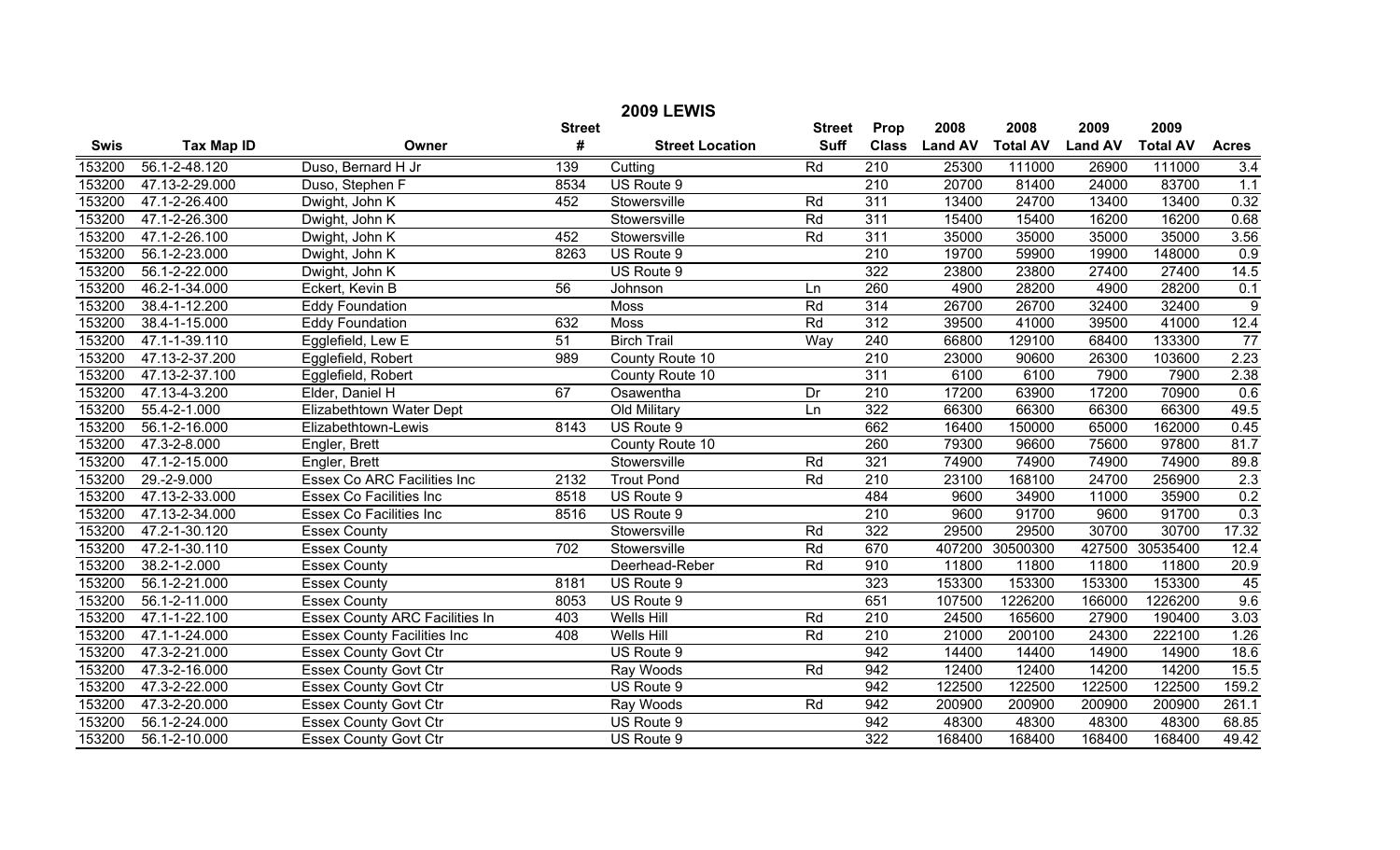# 2009 LEWIS

| Swis | Tax Map ID | Owner | Street # | Street Location | Street Suff | Prop Class | 2008 Land AV | 2008 Total AV | 2009 Land AV | 2009 Total AV | Acres |
|---|---|---|---|---|---|---|---|---|---|---|---|
| 153200 | 56.1-2-48.120 | Duso, Bernard H Jr | 139 | Cutting | Rd | 210 | 25300 | 111000 | 26900 | 111000 | 3.4 |
| 153200 | 47.13-2-29.000 | Duso, Stephen F | 8534 | US Route 9 | | 210 | 20700 | 81400 | 24000 | 83700 | 1.1 |
| 153200 | 47.1-2-26.400 | Dwight, John K | 452 | Stowersville | Rd | 311 | 13400 | 24700 | 13400 | 13400 | 0.32 |
| 153200 | 47.1-2-26.300 | Dwight, John K | | Stowersville | Rd | 311 | 15400 | 15400 | 16200 | 16200 | 0.68 |
| 153200 | 47.1-2-26.100 | Dwight, John K | 452 | Stowersville | Rd | 311 | 35000 | 35000 | 35000 | 35000 | 3.56 |
| 153200 | 56.1-2-23.000 | Dwight, John K | 8263 | US Route 9 | | 210 | 19700 | 59900 | 19900 | 148000 | 0.9 |
| 153200 | 56.1-2-22.000 | Dwight, John K | | US Route 9 | | 322 | 23800 | 23800 | 27400 | 27400 | 14.5 |
| 153200 | 46.2-1-34.000 | Eckert, Kevin B | 56 | Johnson | Ln | 260 | 4900 | 28200 | 4900 | 28200 | 0.1 |
| 153200 | 38.4-1-12.200 | Eddy Foundation | | Moss | Rd | 314 | 26700 | 26700 | 32400 | 32400 | 9 |
| 153200 | 38.4-1-15.000 | Eddy Foundation | 632 | Moss | Rd | 312 | 39500 | 41000 | 39500 | 41000 | 12.4 |
| 153200 | 47.1-1-39.110 | Egglefield, Lew E | 51 | Birch Trail | Way | 240 | 66800 | 129100 | 68400 | 133300 | 77 |
| 153200 | 47.13-2-37.200 | Egglefield, Robert | 989 | County Route 10 | | 210 | 23000 | 90600 | 26300 | 103600 | 2.23 |
| 153200 | 47.13-2-37.100 | Egglefield, Robert | | County Route 10 | | 311 | 6100 | 6100 | 7900 | 7900 | 2.38 |
| 153200 | 47.13-4-3.200 | Elder, Daniel H | 67 | Osawentha | Dr | 210 | 17200 | 63900 | 17200 | 70900 | 0.6 |
| 153200 | 55.4-2-1.000 | Elizabethtown Water Dept | | Old Military | Ln | 322 | 66300 | 66300 | 66300 | 66300 | 49.5 |
| 153200 | 56.1-2-16.000 | Elizabethtown-Lewis | 8143 | US Route 9 | | 662 | 16400 | 150000 | 65000 | 162000 | 0.45 |
| 153200 | 47.3-2-8.000 | Engler, Brett | | County Route 10 | | 260 | 79300 | 96600 | 75600 | 97800 | 81.7 |
| 153200 | 47.1-2-15.000 | Engler, Brett | | Stowersville | Rd | 321 | 74900 | 74900 | 74900 | 74900 | 89.8 |
| 153200 | 29.-2-9.000 | Essex Co ARC Facilities Inc | 2132 | Trout Pond | Rd | 210 | 23100 | 168100 | 24700 | 256900 | 2.3 |
| 153200 | 47.13-2-33.000 | Essex Co Facilities Inc | 8518 | US Route 9 | | 484 | 9600 | 34900 | 11000 | 35900 | 0.2 |
| 153200 | 47.13-2-34.000 | Essex Co Facilities Inc | 8516 | US Route 9 | | 210 | 9600 | 91700 | 9600 | 91700 | 0.3 |
| 153200 | 47.2-1-30.120 | Essex County | | Stowersville | Rd | 322 | 29500 | 29500 | 30700 | 30700 | 17.32 |
| 153200 | 47.2-1-30.110 | Essex County | 702 | Stowersville | Rd | 670 | 407200 | 30500300 | 427500 | 30535400 | 12.4 |
| 153200 | 38.2-1-2.000 | Essex County | | Deerhead-Reber | Rd | 910 | 11800 | 11800 | 11800 | 11800 | 20.9 |
| 153200 | 56.1-2-21.000 | Essex County | 8181 | US Route 9 | | 323 | 153300 | 153300 | 153300 | 153300 | 45 |
| 153200 | 56.1-2-11.000 | Essex County | 8053 | US Route 9 | | 651 | 107500 | 1226200 | 166000 | 1226200 | 9.6 |
| 153200 | 47.1-1-22.100 | Essex County ARC Facilities In | 403 | Wells Hill | Rd | 210 | 24500 | 165600 | 27900 | 190400 | 3.03 |
| 153200 | 47.1-1-24.000 | Essex County Facilities Inc | 408 | Wells Hill | Rd | 210 | 21000 | 200100 | 24300 | 222100 | 1.26 |
| 153200 | 47.3-2-21.000 | Essex County Govt Ctr | | US Route 9 | | 942 | 14400 | 14400 | 14900 | 14900 | 18.6 |
| 153200 | 47.3-2-16.000 | Essex County Govt Ctr | | Ray Woods | Rd | 942 | 12400 | 12400 | 14200 | 14200 | 15.5 |
| 153200 | 47.3-2-22.000 | Essex County Govt Ctr | | US Route 9 | | 942 | 122500 | 122500 | 122500 | 122500 | 159.2 |
| 153200 | 47.3-2-20.000 | Essex County Govt Ctr | | Ray Woods | Rd | 942 | 200900 | 200900 | 200900 | 200900 | 261.1 |
| 153200 | 56.1-2-24.000 | Essex County Govt Ctr | | US Route 9 | | 942 | 48300 | 48300 | 48300 | 48300 | 68.85 |
| 153200 | 56.1-2-10.000 | Essex County Govt Ctr | | US Route 9 | | 322 | 168400 | 168400 | 168400 | 168400 | 49.42 |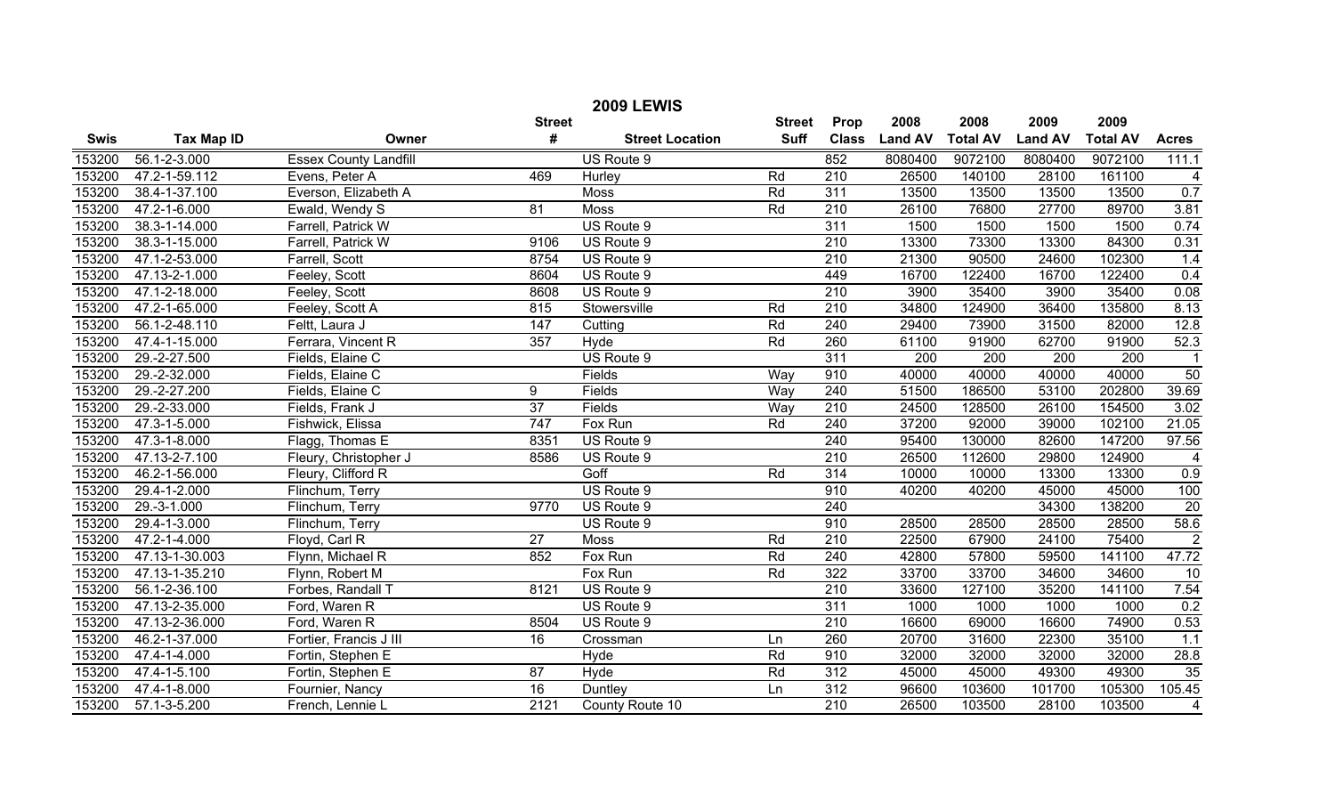# 2009 LEWIS

| Swis | Tax Map ID | Owner | Street # | Street Location | Street Suff | Prop Class | 2008 Land AV | 2008 Total AV | 2009 Land AV | 2009 Total AV | Acres |
|---|---|---|---|---|---|---|---|---|---|---|---|
| 153200 | 56.1-2-3.000 | Essex County Landfill | | US Route 9 | | 852 | 8080400 | 9072100 | 8080400 | 9072100 | 111.1 |
| 153200 | 47.2-1-59.112 | Evens, Peter A | 469 | Hurley | Rd | 210 | 26500 | 140100 | 28100 | 161100 | 4 |
| 153200 | 38.4-1-37.100 | Everson, Elizabeth A | | Moss | Rd | 311 | 13500 | 13500 | 13500 | 13500 | 0.7 |
| 153200 | 47.2-1-6.000 | Ewald, Wendy S | 81 | Moss | Rd | 210 | 26100 | 76800 | 27700 | 89700 | 3.81 |
| 153200 | 38.3-1-14.000 | Farrell, Patrick W | | US Route 9 | | 311 | 1500 | 1500 | 1500 | 1500 | 0.74 |
| 153200 | 38.3-1-15.000 | Farrell, Patrick W | 9106 | US Route 9 | | 210 | 13300 | 73300 | 13300 | 84300 | 0.31 |
| 153200 | 47.1-2-53.000 | Farrell, Scott | 8754 | US Route 9 | | 210 | 21300 | 90500 | 24600 | 102300 | 1.4 |
| 153200 | 47.13-2-1.000 | Feeley, Scott | 8604 | US Route 9 | | 449 | 16700 | 122400 | 16700 | 122400 | 0.4 |
| 153200 | 47.1-2-18.000 | Feeley, Scott | 8608 | US Route 9 | | 210 | 3900 | 35400 | 3900 | 35400 | 0.08 |
| 153200 | 47.2-1-65.000 | Feeley, Scott A | 815 | Stowersville | Rd | 210 | 34800 | 124900 | 36400 | 135800 | 8.13 |
| 153200 | 56.1-2-48.110 | Feltt, Laura J | 147 | Cutting | Rd | 240 | 29400 | 73900 | 31500 | 82000 | 12.8 |
| 153200 | 47.4-1-15.000 | Ferrara, Vincent R | 357 | Hyde | Rd | 260 | 61100 | 91900 | 62700 | 91900 | 52.3 |
| 153200 | 29.-2-27.500 | Fields, Elaine C | | US Route 9 | | 311 | 200 | 200 | 200 | 200 | 1 |
| 153200 | 29.-2-32.000 | Fields, Elaine C | | Fields | Way | 910 | 40000 | 40000 | 40000 | 40000 | 50 |
| 153200 | 29.-2-27.200 | Fields, Elaine C | 9 | Fields | Way | 240 | 51500 | 186500 | 53100 | 202800 | 39.69 |
| 153200 | 29.-2-33.000 | Fields, Frank J | 37 | Fields | Way | 210 | 24500 | 128500 | 26100 | 154500 | 3.02 |
| 153200 | 47.3-1-5.000 | Fishwick, Elissa | 747 | Fox Run | Rd | 240 | 37200 | 92000 | 39000 | 102100 | 21.05 |
| 153200 | 47.3-1-8.000 | Flagg, Thomas E | 8351 | US Route 9 | | 240 | 95400 | 130000 | 82600 | 147200 | 97.56 |
| 153200 | 47.13-2-7.100 | Fleury, Christopher J | 8586 | US Route 9 | | 210 | 26500 | 112600 | 29800 | 124900 | 4 |
| 153200 | 46.2-1-56.000 | Fleury, Clifford R | | Goff | Rd | 314 | 10000 | 10000 | 13300 | 13300 | 0.9 |
| 153200 | 29.4-1-2.000 | Flinchum, Terry | | US Route 9 | | 910 | 40200 | 40200 | 45000 | 45000 | 100 |
| 153200 | 29.-3-1.000 | Flinchum, Terry | 9770 | US Route 9 | | 240 | | | 34300 | 138200 | 20 |
| 153200 | 29.4-1-3.000 | Flinchum, Terry | | US Route 9 | | 910 | 28500 | 28500 | 28500 | 28500 | 58.6 |
| 153200 | 47.2-1-4.000 | Floyd, Carl R | 27 | Moss | Rd | 210 | 22500 | 67900 | 24100 | 75400 | 2 |
| 153200 | 47.13-1-30.003 | Flynn, Michael R | 852 | Fox Run | Rd | 240 | 42800 | 57800 | 59500 | 141100 | 47.72 |
| 153200 | 47.13-1-35.210 | Flynn, Robert M | | Fox Run | Rd | 322 | 33700 | 33700 | 34600 | 34600 | 10 |
| 153200 | 56.1-2-36.100 | Forbes, Randall T | 8121 | US Route 9 | | 210 | 33600 | 127100 | 35200 | 141100 | 7.54 |
| 153200 | 47.13-2-35.000 | Ford, Waren R | | US Route 9 | | 311 | 1000 | 1000 | 1000 | 1000 | 0.2 |
| 153200 | 47.13-2-36.000 | Ford, Waren R | 8504 | US Route 9 | | 210 | 16600 | 69000 | 16600 | 74900 | 0.53 |
| 153200 | 46.2-1-37.000 | Fortier, Francis J III | 16 | Crossman | Ln | 260 | 20700 | 31600 | 22300 | 35100 | 1.1 |
| 153200 | 47.4-1-4.000 | Fortin, Stephen E | | Hyde | Rd | 910 | 32000 | 32000 | 32000 | 32000 | 28.8 |
| 153200 | 47.4-1-5.100 | Fortin, Stephen E | 87 | Hyde | Rd | 312 | 45000 | 45000 | 49300 | 49300 | 35 |
| 153200 | 47.4-1-8.000 | Fournier, Nancy | 16 | Duntley | Ln | 312 | 96600 | 103600 | 101700 | 105300 | 105.45 |
| 153200 | 57.1-3-5.200 | French, Lennie L | 2121 | County Route 10 | | 210 | 26500 | 103500 | 28100 | 103500 | 4 |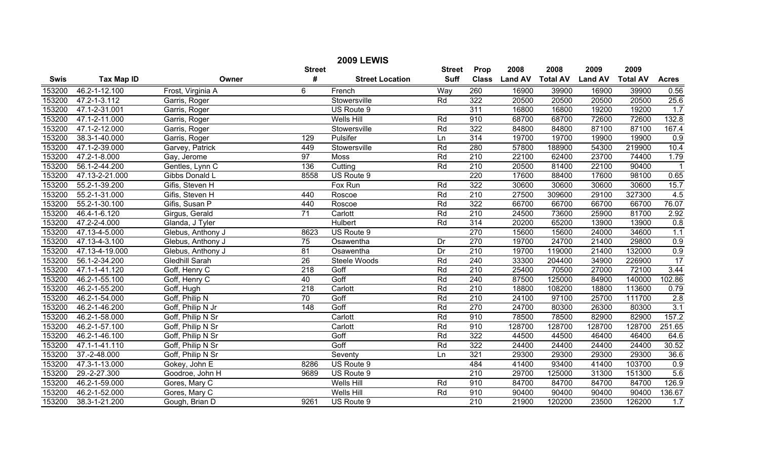## 2009 LEWIS

| Swis | Tax Map ID | Owner | Street # | Street Location | Street Suff | Prop Class | 2008 Land AV | 2008 Total AV | 2009 Land AV | 2009 Total AV | Acres |
|---|---|---|---|---|---|---|---|---|---|---|---|
| 153200 | 46.2-1-12.100 | Frost, Virginia A | 6 | French | Way | 260 | 16900 | 39900 | 16900 | 39900 | 0.56 |
| 153200 | 47.2-1-3.112 | Garris, Roger | | Stowersville | Rd | 322 | 20500 | 20500 | 20500 | 20500 | 25.6 |
| 153200 | 47.1-2-31.001 | Garris, Roger | | US Route 9 | | 311 | 16800 | 16800 | 19200 | 19200 | 1.7 |
| 153200 | 47.1-2-11.000 | Garris, Roger | | Wells Hill | Rd | 910 | 68700 | 68700 | 72600 | 72600 | 132.8 |
| 153200 | 47.1-2-12.000 | Garris, Roger | | Stowersville | Rd | 322 | 84800 | 84800 | 87100 | 87100 | 167.4 |
| 153200 | 38.3-1-40.000 | Garris, Roger | 129 | Pulsifer | Ln | 314 | 19700 | 19700 | 19900 | 19900 | 0.9 |
| 153200 | 47.1-2-39.000 | Garvey, Patrick | 449 | Stowersville | Rd | 280 | 57800 | 188900 | 54300 | 219900 | 10.4 |
| 153200 | 47.2-1-8.000 | Gay, Jerome | 97 | Moss | Rd | 210 | 22100 | 62400 | 23700 | 74400 | 1.79 |
| 153200 | 56.1-2-44.200 | Gentles, Lynn C | 136 | Cutting | Rd | 210 | 20500 | 81400 | 22100 | 90400 | 1 |
| 153200 | 47.13-2-21.000 | Gibbs Donald L | 8558 | US Route 9 | | 220 | 17600 | 88400 | 17600 | 98100 | 0.65 |
| 153200 | 55.2-1-39.200 | Gifis, Steven H | | Fox Run | Rd | 322 | 30600 | 30600 | 30600 | 30600 | 15.7 |
| 153200 | 55.2-1-31.000 | Gifis, Steven H | 440 | Roscoe | Rd | 210 | 27500 | 309600 | 29100 | 327300 | 4.5 |
| 153200 | 55.2-1-30.100 | Gifis, Susan P | 440 | Roscoe | Rd | 322 | 66700 | 66700 | 66700 | 66700 | 76.07 |
| 153200 | 46.4-1-6.120 | Girgus, Gerald | 71 | Carlott | Rd | 210 | 24500 | 73600 | 25900 | 81700 | 2.92 |
| 153200 | 47.2-2-4.000 | Glanda, J Tyler | | Hulbert | Rd | 314 | 20200 | 65200 | 13900 | 13900 | 0.8 |
| 153200 | 47.13-4-5.000 | Glebus, Anthony J | 8623 | US Route 9 | | 270 | 15600 | 15600 | 24000 | 34600 | 1.1 |
| 153200 | 47.13-4-3.100 | Glebus, Anthony J | 75 | Osawentha | Dr | 270 | 19700 | 24700 | 21400 | 29800 | 0.9 |
| 153200 | 47.13-4-19.000 | Glebus, Anthony J | 81 | Osawentha | Dr | 210 | 19700 | 119000 | 21400 | 132000 | 0.9 |
| 153200 | 56.1-2-34.200 | Gledhill Sarah | 26 | Steele Woods | Rd | 240 | 33300 | 204400 | 34900 | 226900 | 17 |
| 153200 | 47.1-1-41.120 | Goff, Henry C | 218 | Goff | Rd | 210 | 25400 | 70500 | 27000 | 72100 | 3.44 |
| 153200 | 46.2-1-55.100 | Goff, Henry C | 40 | Goff | Rd | 240 | 87500 | 125000 | 84900 | 140000 | 102.86 |
| 153200 | 46.2-1-55.200 | Goff, Hugh | 218 | Carlott | Rd | 210 | 18800 | 108200 | 18800 | 113600 | 0.79 |
| 153200 | 46.2-1-54.000 | Goff, Philip N | 70 | Goff | Rd | 210 | 24100 | 97100 | 25700 | 111700 | 2.8 |
| 153200 | 46.2-1-46.200 | Goff, Philip N Jr | 148 | Goff | Rd | 270 | 24700 | 80300 | 26300 | 80300 | 3.1 |
| 153200 | 46.2-1-58.000 | Goff, Philip N Sr | | Carlott | Rd | 910 | 78500 | 78500 | 82900 | 82900 | 157.2 |
| 153200 | 46.2-1-57.100 | Goff, Philip N Sr | | Carlott | Rd | 910 | 128700 | 128700 | 128700 | 128700 | 251.65 |
| 153200 | 46.2-1-46.100 | Goff, Philip N Sr | | Goff | Rd | 322 | 44500 | 44500 | 46400 | 46400 | 64.6 |
| 153200 | 47.1-1-41.110 | Goff, Philip N Sr | | Goff | Rd | 322 | 24400 | 24400 | 24400 | 24400 | 30.52 |
| 153200 | 37.-2-48.000 | Goff, Philip N Sr | | Seventy | Ln | 321 | 29300 | 29300 | 29300 | 29300 | 36.6 |
| 153200 | 47.3-1-13.000 | Gokey, John E | 8286 | US Route 9 | | 484 | 41400 | 93400 | 41400 | 103700 | 0.9 |
| 153200 | 29.-2-27.300 | Goodroe, John H | 9689 | US Route 9 | | 210 | 29700 | 125000 | 31300 | 151300 | 5.6 |
| 153200 | 46.2-1-59.000 | Gores, Mary C | | Wells Hill | Rd | 910 | 84700 | 84700 | 84700 | 84700 | 126.9 |
| 153200 | 46.2-1-52.000 | Gores, Mary C | | Wells Hill | Rd | 910 | 90400 | 90400 | 90400 | 90400 | 136.67 |
| 153200 | 38.3-1-21.200 | Gough, Brian D | 9261 | US Route 9 | | 210 | 21900 | 120200 | 23500 | 126200 | 1.7 |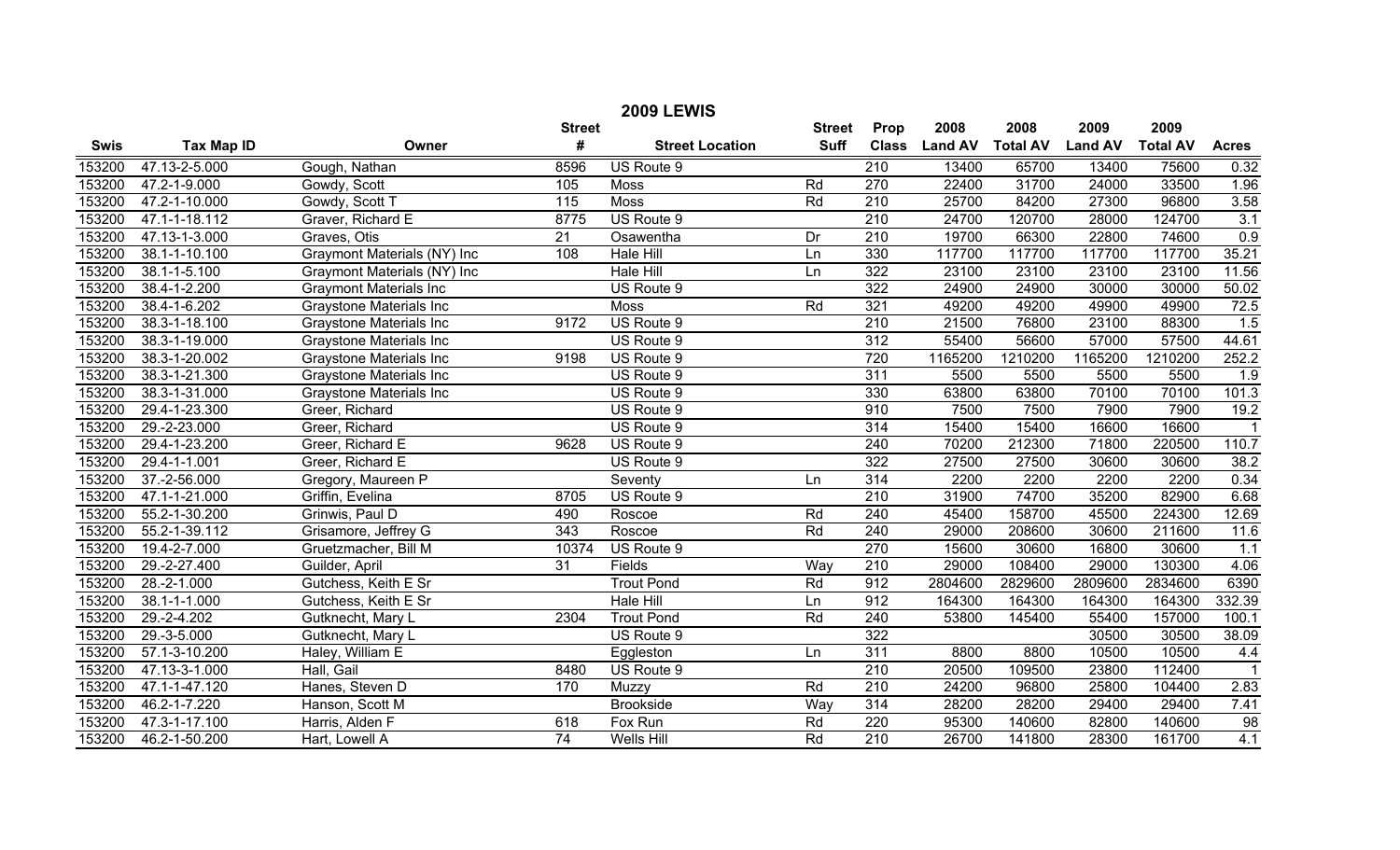# 2009 LEWIS

| Swis | Tax Map ID | Owner | Street # | Street Location | Street Suff | Prop Class | 2008 Land AV | 2008 Total AV | 2009 Land AV | 2009 Total AV | Acres |
|---|---|---|---|---|---|---|---|---|---|---|---|
| 153200 | 47.13-2-5.000 | Gough, Nathan | 8596 | US Route 9 | | 210 | 13400 | 65700 | 13400 | 75600 | 0.32 |
| 153200 | 47.2-1-9.000 | Gowdy, Scott | 105 | Moss | Rd | 270 | 22400 | 31700 | 24000 | 33500 | 1.96 |
| 153200 | 47.2-1-10.000 | Gowdy, Scott T | 115 | Moss | Rd | 210 | 25700 | 84200 | 27300 | 96800 | 3.58 |
| 153200 | 47.1-1-18.112 | Graver, Richard E | 8775 | US Route 9 | | 210 | 24700 | 120700 | 28000 | 124700 | 3.1 |
| 153200 | 47.13-1-3.000 | Graves, Otis | 21 | Osawentha | Dr | 210 | 19700 | 66300 | 22800 | 74600 | 0.9 |
| 153200 | 38.1-1-10.100 | Graymont Materials (NY) Inc | 108 | Hale Hill | Ln | 330 | 117700 | 117700 | 117700 | 117700 | 35.21 |
| 153200 | 38.1-1-5.100 | Graymont Materials (NY) Inc | | Hale Hill | Ln | 322 | 23100 | 23100 | 23100 | 23100 | 11.56 |
| 153200 | 38.4-1-2.200 | Graymont Materials Inc | | US Route 9 | | 322 | 24900 | 24900 | 30000 | 30000 | 50.02 |
| 153200 | 38.4-1-6.202 | Graystone Materials Inc | | Moss | Rd | 321 | 49200 | 49200 | 49900 | 49900 | 72.5 |
| 153200 | 38.3-1-18.100 | Graystone Materials Inc | 9172 | US Route 9 | | 210 | 21500 | 76800 | 23100 | 88300 | 1.5 |
| 153200 | 38.3-1-19.000 | Graystone Materials Inc | | US Route 9 | | 312 | 55400 | 56600 | 57000 | 57500 | 44.61 |
| 153200 | 38.3-1-20.002 | Graystone Materials Inc | 9198 | US Route 9 | | 720 | 1165200 | 1210200 | 1165200 | 1210200 | 252.2 |
| 153200 | 38.3-1-21.300 | Graystone Materials Inc | | US Route 9 | | 311 | 5500 | 5500 | 5500 | 5500 | 1.9 |
| 153200 | 38.3-1-31.000 | Graystone Materials Inc | | US Route 9 | | 330 | 63800 | 63800 | 70100 | 70100 | 101.3 |
| 153200 | 29.4-1-23.300 | Greer, Richard | | US Route 9 | | 910 | 7500 | 7500 | 7900 | 7900 | 19.2 |
| 153200 | 29.-2-23.000 | Greer, Richard | | US Route 9 | | 314 | 15400 | 15400 | 16600 | 16600 | 1 |
| 153200 | 29.4-1-23.200 | Greer, Richard E | 9628 | US Route 9 | | 240 | 70200 | 212300 | 71800 | 220500 | 110.7 |
| 153200 | 29.4-1-1.001 | Greer, Richard E | | US Route 9 | | 322 | 27500 | 27500 | 30600 | 30600 | 38.2 |
| 153200 | 37.-2-56.000 | Gregory, Maureen P | | Seventy | Ln | 314 | 2200 | 2200 | 2200 | 2200 | 0.34 |
| 153200 | 47.1-1-21.000 | Griffin, Evelina | 8705 | US Route 9 | | 210 | 31900 | 74700 | 35200 | 82900 | 6.68 |
| 153200 | 55.2-1-30.200 | Grinwis, Paul D | 490 | Roscoe | Rd | 240 | 45400 | 158700 | 45500 | 224300 | 12.69 |
| 153200 | 55.2-1-39.112 | Grisamore, Jeffrey G | 343 | Roscoe | Rd | 240 | 29000 | 208600 | 30600 | 211600 | 11.6 |
| 153200 | 19.4-2-7.000 | Gruetzmacher, Bill M | 10374 | US Route 9 | | 270 | 15600 | 30600 | 16800 | 30600 | 1.1 |
| 153200 | 29.-2-27.400 | Guilder, April | 31 | Fields | Way | 210 | 29000 | 108400 | 29000 | 130300 | 4.06 |
| 153200 | 28.-2-1.000 | Gutchess, Keith E Sr | | Trout Pond | Rd | 912 | 2804600 | 2829600 | 2809600 | 2834600 | 6390 |
| 153200 | 38.1-1-1.000 | Gutchess, Keith E Sr | | Hale Hill | Ln | 912 | 164300 | 164300 | 164300 | 164300 | 332.39 |
| 153200 | 29.-2-4.202 | Gutknecht, Mary L | 2304 | Trout Pond | Rd | 240 | 53800 | 145400 | 55400 | 157000 | 100.1 |
| 153200 | 29.-3-5.000 | Gutknecht, Mary L | | US Route 9 | | 322 | | | 30500 | 30500 | 38.09 |
| 153200 | 57.1-3-10.200 | Haley, William E | | Eggleston | Ln | 311 | 8800 | 8800 | 10500 | 10500 | 4.4 |
| 153200 | 47.13-3-1.000 | Hall, Gail | 8480 | US Route 9 | | 210 | 20500 | 109500 | 23800 | 112400 | 1 |
| 153200 | 47.1-1-47.120 | Hanes, Steven D | 170 | Muzzy | Rd | 210 | 24200 | 96800 | 25800 | 104400 | 2.83 |
| 153200 | 46.2-1-7.220 | Hanson, Scott M | | Brookside | Way | 314 | 28200 | 28200 | 29400 | 29400 | 7.41 |
| 153200 | 47.3-1-17.100 | Harris, Alden F | 618 | Fox Run | Rd | 220 | 95300 | 140600 | 82800 | 140600 | 98 |
| 153200 | 46.2-1-50.200 | Hart, Lowell A | 74 | Wells Hill | Rd | 210 | 26700 | 141800 | 28300 | 161700 | 4.1 |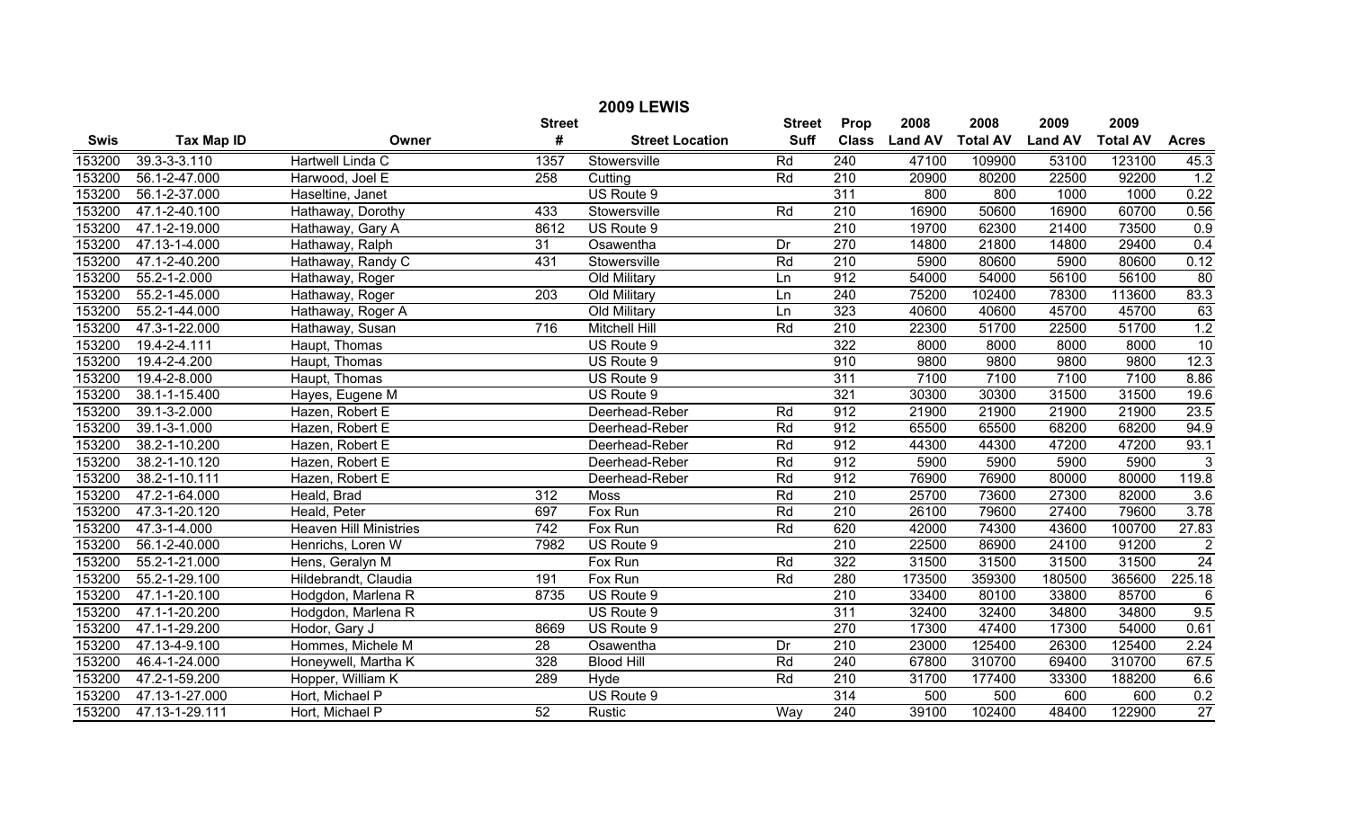# 2009 LEWIS

| Swis | Tax Map ID | Owner | Street # | Street Location | Street Suff | Prop Class | 2008 Land AV | 2008 Total AV | 2009 Land AV | 2009 Total AV | Acres |
|---|---|---|---|---|---|---|---|---|---|---|---|
| 153200 | 39.3-3-3.110 | Hartwell Linda C | 1357 | Stowersville | Rd | 240 | 47100 | 109900 | 53100 | 123100 | 45.3 |
| 153200 | 56.1-2-47.000 | Harwood, Joel E | 258 | Cutting | Rd | 210 | 20900 | 80200 | 22500 | 92200 | 1.2 |
| 153200 | 56.1-2-37.000 | Haseltine, Janet | | US Route 9 | | 311 | 800 | 800 | 1000 | 1000 | 0.22 |
| 153200 | 47.1-2-40.100 | Hathaway, Dorothy | 433 | Stowersville | Rd | 210 | 16900 | 50600 | 16900 | 60700 | 0.56 |
| 153200 | 47.1-2-19.000 | Hathaway, Gary A | 8612 | US Route 9 | | 210 | 19700 | 62300 | 21400 | 73500 | 0.9 |
| 153200 | 47.13-1-4.000 | Hathaway, Ralph | 31 | Osawentha | Dr | 270 | 14800 | 21800 | 14800 | 29400 | 0.4 |
| 153200 | 47.1-2-40.200 | Hathaway, Randy C | 431 | Stowersville | Rd | 210 | 5900 | 80600 | 5900 | 80600 | 0.12 |
| 153200 | 55.2-1-2.000 | Hathaway, Roger | | Old Military | Ln | 912 | 54000 | 54000 | 56100 | 56100 | 80 |
| 153200 | 55.2-1-45.000 | Hathaway, Roger | 203 | Old Military | Ln | 240 | 75200 | 102400 | 78300 | 113600 | 83.3 |
| 153200 | 55.2-1-44.000 | Hathaway, Roger A | | Old Military | Ln | 323 | 40600 | 40600 | 45700 | 45700 | 63 |
| 153200 | 47.3-1-22.000 | Hathaway, Susan | 716 | Mitchell Hill | Rd | 210 | 22300 | 51700 | 22500 | 51700 | 1.2 |
| 153200 | 19.4-2-4.111 | Haupt, Thomas | | US Route 9 | | 322 | 8000 | 8000 | 8000 | 8000 | 10 |
| 153200 | 19.4-2-4.200 | Haupt, Thomas | | US Route 9 | | 910 | 9800 | 9800 | 9800 | 9800 | 12.3 |
| 153200 | 19.4-2-8.000 | Haupt, Thomas | | US Route 9 | | 311 | 7100 | 7100 | 7100 | 7100 | 8.86 |
| 153200 | 38.1-1-15.400 | Hayes, Eugene M | | US Route 9 | | 321 | 30300 | 30300 | 31500 | 31500 | 19.6 |
| 153200 | 39.1-3-2.000 | Hazen, Robert E | | Deerhead-Reber | Rd | 912 | 21900 | 21900 | 21900 | 21900 | 23.5 |
| 153200 | 39.1-3-1.000 | Hazen, Robert E | | Deerhead-Reber | Rd | 912 | 65500 | 65500 | 68200 | 68200 | 94.9 |
| 153200 | 38.2-1-10.200 | Hazen, Robert E | | Deerhead-Reber | Rd | 912 | 44300 | 44300 | 47200 | 47200 | 93.1 |
| 153200 | 38.2-1-10.120 | Hazen, Robert E | | Deerhead-Reber | Rd | 912 | 5900 | 5900 | 5900 | 5900 | 3 |
| 153200 | 38.2-1-10.111 | Hazen, Robert E | | Deerhead-Reber | Rd | 912 | 76900 | 76900 | 80000 | 80000 | 119.8 |
| 153200 | 47.2-1-64.000 | Heald, Brad | 312 | Moss | Rd | 210 | 25700 | 73600 | 27300 | 82000 | 3.6 |
| 153200 | 47.3-1-20.120 | Heald, Peter | 697 | Fox Run | Rd | 210 | 26100 | 79600 | 27400 | 79600 | 3.78 |
| 153200 | 47.3-1-4.000 | Heaven Hill Ministries | 742 | Fox Run | Rd | 620 | 42000 | 74300 | 43600 | 100700 | 27.83 |
| 153200 | 56.1-2-40.000 | Henrichs, Loren W | 7982 | US Route 9 | | 210 | 22500 | 86900 | 24100 | 91200 | 2 |
| 153200 | 55.2-1-21.000 | Hens, Geralyn M | | Fox Run | Rd | 322 | 31500 | 31500 | 31500 | 31500 | 24 |
| 153200 | 55.2-1-29.100 | Hildebrandt, Claudia | 191 | Fox Run | Rd | 280 | 173500 | 359300 | 180500 | 365600 | 225.18 |
| 153200 | 47.1-1-20.100 | Hodgdon, Marlena R | 8735 | US Route 9 | | 210 | 33400 | 80100 | 33800 | 85700 | 6 |
| 153200 | 47.1-1-20.200 | Hodgdon, Marlena R | | US Route 9 | | 311 | 32400 | 32400 | 34800 | 34800 | 9.5 |
| 153200 | 47.1-1-29.200 | Hodor, Gary J | 8669 | US Route 9 | | 270 | 17300 | 47400 | 17300 | 54000 | 0.61 |
| 153200 | 47.13-4-9.100 | Hommes, Michele M | 28 | Osawentha | Dr | 210 | 23000 | 125400 | 26300 | 125400 | 2.24 |
| 153200 | 46.4-1-24.000 | Honeywell, Martha K | 328 | Blood Hill | Rd | 240 | 67800 | 310700 | 69400 | 310700 | 67.5 |
| 153200 | 47.2-1-59.200 | Hopper, William K | 289 | Hyde | Rd | 210 | 31700 | 177400 | 33300 | 188200 | 6.6 |
| 153200 | 47.13-1-27.000 | Hort, Michael P | | US Route 9 | | 314 | 500 | 500 | 600 | 600 | 0.2 |
| 153200 | 47.13-1-29.111 | Hort, Michael P | 52 | Rustic | Way | 240 | 39100 | 102400 | 48400 | 122900 | 27 |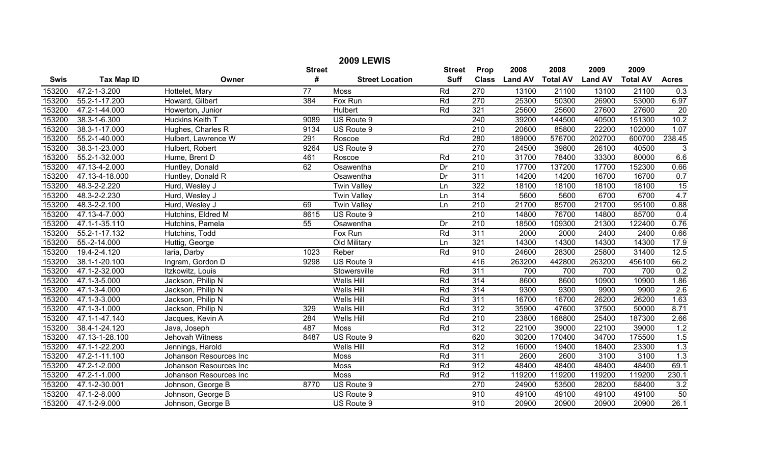# 2009 LEWIS

| Swis | Tax Map ID | Owner | Street # | Street Location | Street Suff | Prop Class | 2008 Land AV | 2008 Total AV | 2009 Land AV | 2009 Total AV | Acres |
|---|---|---|---|---|---|---|---|---|---|---|---|
| 153200 | 47.2-1-3.200 | Hottelet, Mary | 77 | Moss | Rd | 270 | 13100 | 21100 | 13100 | 21100 | 0.3 |
| 153200 | 55.2-1-17.200 | Howard, Gilbert | 384 | Fox Run | Rd | 270 | 25300 | 50300 | 26900 | 53000 | 6.97 |
| 153200 | 47.2-1-44.000 | Howerton, Junior | | Hulbert | Rd | 321 | 25600 | 25600 | 27600 | 27600 | 20 |
| 153200 | 38.3-1-6.300 | Huckins Keith T | 9089 | US Route 9 | | 240 | 39200 | 144500 | 40500 | 151300 | 10.2 |
| 153200 | 38.3-1-17.000 | Hughes, Charles R | 9134 | US Route 9 | | 210 | 20600 | 85800 | 22200 | 102000 | 1.07 |
| 153200 | 55.2-1-40.000 | Hulbert, Lawrence W | 291 | Roscoe | Rd | 280 | 189000 | 576700 | 202700 | 600700 | 238.45 |
| 153200 | 38.3-1-23.000 | Hulbert, Robert | 9264 | US Route 9 | | 270 | 24500 | 39800 | 26100 | 40500 | 3 |
| 153200 | 55.2-1-32.000 | Hume, Brent D | 461 | Roscoe | Rd | 210 | 31700 | 78400 | 33300 | 80000 | 6.6 |
| 153200 | 47.13-4-2.000 | Huntley, Donald | 62 | Osawentha | Dr | 210 | 17700 | 137200 | 17700 | 152300 | 0.66 |
| 153200 | 47.13-4-18.000 | Huntley, Donald R | | Osawentha | Dr | 311 | 14200 | 14200 | 16700 | 16700 | 0.7 |
| 153200 | 48.3-2-2.220 | Hurd, Wesley J | | Twin Valley | Ln | 322 | 18100 | 18100 | 18100 | 18100 | 15 |
| 153200 | 48.3-2-2.230 | Hurd, Wesley J | | Twin Valley | Ln | 314 | 5600 | 5600 | 6700 | 6700 | 4.7 |
| 153200 | 48.3-2-2.100 | Hurd, Wesley J | 69 | Twin Valley | Ln | 210 | 21700 | 85700 | 21700 | 95100 | 0.88 |
| 153200 | 47.13-4-7.000 | Hutchins, Eldred M | 8615 | US Route 9 | | 210 | 14800 | 76700 | 14800 | 85700 | 0.4 |
| 153200 | 47.1-1-35.110 | Hutchins, Pamela | 55 | Osawentha | Dr | 210 | 18500 | 109300 | 21300 | 122400 | 0.76 |
| 153200 | 55.2-1-17.132 | Hutchins, Todd | | Fox Run | Rd | 311 | 2000 | 2000 | 2400 | 2400 | 0.66 |
| 153200 | 55.-2-14.000 | Huttig, George | | Old Military | Ln | 321 | 14300 | 14300 | 14300 | 14300 | 17.9 |
| 153200 | 19.4-2-4.120 | Iaria, Darby | 1023 | Reber | Rd | 910 | 24600 | 28300 | 25800 | 31400 | 12.5 |
| 153200 | 38.1-1-20.100 | Ingram, Gordon D | 9298 | US Route 9 | | 416 | 263200 | 442800 | 263200 | 456100 | 66.2 |
| 153200 | 47.1-2-32.000 | Itzkowitz, Louis | | Stowersville | Rd | 311 | 700 | 700 | 700 | 700 | 0.2 |
| 153200 | 47.1-3-5.000 | Jackson, Philip N | | Wells Hill | Rd | 314 | 8600 | 8600 | 10900 | 10900 | 1.86 |
| 153200 | 47.1-3-4.000 | Jackson, Philip N | | Wells Hill | Rd | 314 | 9300 | 9300 | 9900 | 9900 | 2.6 |
| 153200 | 47.1-3-3.000 | Jackson, Philip N | | Wells Hill | Rd | 311 | 16700 | 16700 | 26200 | 26200 | 1.63 |
| 153200 | 47.1-3-1.000 | Jackson, Philip N | 329 | Wells Hill | Rd | 312 | 35900 | 47600 | 37500 | 50000 | 8.71 |
| 153200 | 47.1-1-47.140 | Jacques, Kevin A | 284 | Wells Hill | Rd | 210 | 23800 | 168800 | 25400 | 187300 | 2.66 |
| 153200 | 38.4-1-24.120 | Java, Joseph | 487 | Moss | Rd | 312 | 22100 | 39000 | 22100 | 39000 | 1.2 |
| 153200 | 47.13-1-28.100 | Jehovah Witness | 8487 | US Route 9 | | 620 | 30200 | 170400 | 34700 | 175500 | 1.5 |
| 153200 | 47.1-1-22.200 | Jennings, Harold | | Wells Hill | Rd | 312 | 16000 | 19400 | 18400 | 23300 | 1.3 |
| 153200 | 47.2-1-11.100 | Johanson Resources Inc | | Moss | Rd | 311 | 2600 | 2600 | 3100 | 3100 | 1.3 |
| 153200 | 47.2-1-2.000 | Johanson Resources Inc | | Moss | Rd | 912 | 48400 | 48400 | 48400 | 48400 | 69.1 |
| 153200 | 47.2-1-1.000 | Johanson Resources Inc | | Moss | Rd | 912 | 119200 | 119200 | 119200 | 119200 | 230.1 |
| 153200 | 47.1-2-30.001 | Johnson, George B | 8770 | US Route 9 | | 270 | 24900 | 53500 | 28200 | 58400 | 3.2 |
| 153200 | 47.1-2-8.000 | Johnson, George B | | US Route 9 | | 910 | 49100 | 49100 | 49100 | 49100 | 50 |
| 153200 | 47.1-2-9.000 | Johnson, George B | | US Route 9 | | 910 | 20900 | 20900 | 20900 | 20900 | 26.1 |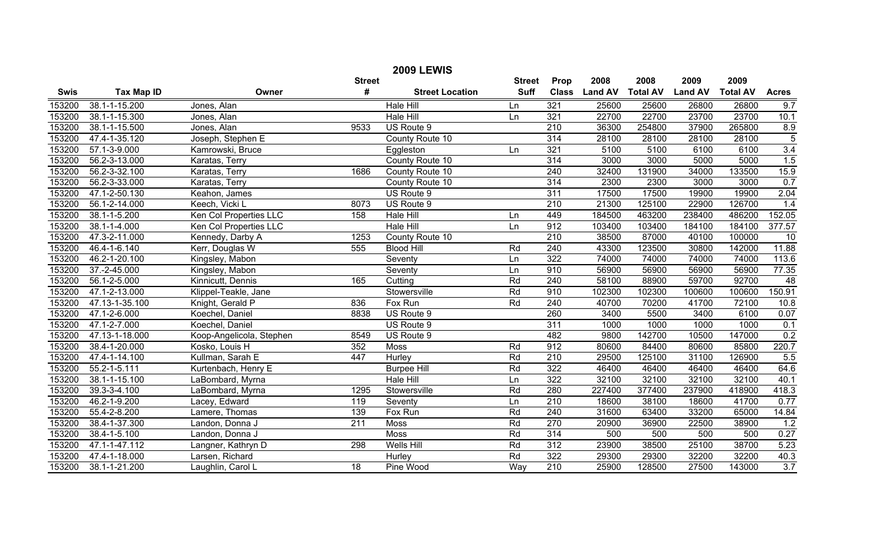# 2009 LEWIS

| Swis | Tax Map ID | Owner | Street # | Street Location | Street Suff | Prop Class | 2008 Land AV | 2008 Total AV | 2009 Land AV | 2009 Total AV | Acres |
|---|---|---|---|---|---|---|---|---|---|---|---|
| 153200 | 38.1-1-15.200 | Jones, Alan | | Hale Hill | Ln | 321 | 25600 | 25600 | 26800 | 26800 | 9.7 |
| 153200 | 38.1-1-15.300 | Jones, Alan | | Hale Hill | Ln | 321 | 22700 | 22700 | 23700 | 23700 | 10.1 |
| 153200 | 38.1-1-15.500 | Jones, Alan | 9533 | US Route 9 | | 210 | 36300 | 254800 | 37900 | 265800 | 8.9 |
| 153200 | 47.4-1-35.120 | Joseph, Stephen E | | County Route 10 | | 314 | 28100 | 28100 | 28100 | 28100 | 5 |
| 153200 | 57.1-3-9.000 | Kamrowski, Bruce | | Eggleston | Ln | 321 | 5100 | 5100 | 6100 | 6100 | 3.4 |
| 153200 | 56.2-3-13.000 | Karatas, Terry | | County Route 10 | | 314 | 3000 | 3000 | 5000 | 5000 | 1.5 |
| 153200 | 56.2-3-32.100 | Karatas, Terry | 1686 | County Route 10 | | 240 | 32400 | 131900 | 34000 | 133500 | 15.9 |
| 153200 | 56.2-3-33.000 | Karatas, Terry | | County Route 10 | | 314 | 2300 | 2300 | 3000 | 3000 | 0.7 |
| 153200 | 47.1-2-50.130 | Keahon, James | | US Route 9 | | 311 | 17500 | 17500 | 19900 | 19900 | 2.04 |
| 153200 | 56.1-2-14.000 | Keech, Vicki L | 8073 | US Route 9 | | 210 | 21300 | 125100 | 22900 | 126700 | 1.4 |
| 153200 | 38.1-1-5.200 | Ken Col Properties LLC | 158 | Hale Hill | Ln | 449 | 184500 | 463200 | 238400 | 486200 | 152.05 |
| 153200 | 38.1-1-4.000 | Ken Col Properties LLC | | Hale Hill | Ln | 912 | 103400 | 103400 | 184100 | 184100 | 377.57 |
| 153200 | 47.3-2-11.000 | Kennedy, Darby A | 1253 | County Route 10 | | 210 | 38500 | 87000 | 40100 | 100000 | 10 |
| 153200 | 46.4-1-6.140 | Kerr, Douglas W | 555 | Blood Hill | Rd | 240 | 43300 | 123500 | 30800 | 142000 | 11.88 |
| 153200 | 46.2-1-20.100 | Kingsley, Mabon | | Seventy | Ln | 322 | 74000 | 74000 | 74000 | 74000 | 113.6 |
| 153200 | 37.-2-45.000 | Kingsley, Mabon | | Seventy | Ln | 910 | 56900 | 56900 | 56900 | 56900 | 77.35 |
| 153200 | 56.1-2-5.000 | Kinnicutt, Dennis | 165 | Cutting | Rd | 240 | 58100 | 88900 | 59700 | 92700 | 48 |
| 153200 | 47.1-2-13.000 | Klippel-Teakle, Jane | | Stowersville | Rd | 910 | 102300 | 102300 | 100600 | 100600 | 150.91 |
| 153200 | 47.13-1-35.100 | Knight, Gerald P | 836 | Fox Run | Rd | 240 | 40700 | 70200 | 41700 | 72100 | 10.8 |
| 153200 | 47.1-2-6.000 | Koechel, Daniel | 8838 | US Route 9 | | 260 | 3400 | 5500 | 3400 | 6100 | 0.07 |
| 153200 | 47.1-2-7.000 | Koechel, Daniel | | US Route 9 | | 311 | 1000 | 1000 | 1000 | 1000 | 0.1 |
| 153200 | 47.13-1-18.000 | Koop-Angelicola, Stephen | 8549 | US Route 9 | | 482 | 9800 | 142700 | 10500 | 147000 | 0.2 |
| 153200 | 38.4-1-20.000 | Kosko, Louis H | 352 | Moss | Rd | 912 | 80600 | 84400 | 80600 | 85800 | 220.7 |
| 153200 | 47.4-1-14.100 | Kullman, Sarah E | 447 | Hurley | Rd | 210 | 29500 | 125100 | 31100 | 126900 | 5.5 |
| 153200 | 55.2-1-5.111 | Kurtenbach, Henry E | | Burpee Hill | Rd | 322 | 46400 | 46400 | 46400 | 46400 | 64.6 |
| 153200 | 38.1-1-15.100 | LaBombard, Myrna | | Hale Hill | Ln | 322 | 32100 | 32100 | 32100 | 32100 | 40.1 |
| 153200 | 39.3-3-4.100 | LaBombard, Myrna | 1295 | Stowersville | Rd | 280 | 227400 | 377400 | 237900 | 418900 | 418.3 |
| 153200 | 46.2-1-9.200 | Lacey, Edward | 119 | Seventy | Ln | 210 | 18600 | 38100 | 18600 | 41700 | 0.77 |
| 153200 | 55.4-2-8.200 | Lamere, Thomas | 139 | Fox Run | Rd | 240 | 31600 | 63400 | 33200 | 65000 | 14.84 |
| 153200 | 38.4-1-37.300 | Landon, Donna J | 211 | Moss | Rd | 270 | 20900 | 36900 | 22500 | 38900 | 1.2 |
| 153200 | 38.4-1-5.100 | Landon, Donna J | | Moss | Rd | 314 | 500 | 500 | 500 | 500 | 0.27 |
| 153200 | 47.1-1-47.112 | Langner, Kathryn D | 298 | Wells Hill | Rd | 312 | 23900 | 38500 | 25100 | 38700 | 5.23 |
| 153200 | 47.4-1-18.000 | Larsen, Richard | | Hurley | Rd | 322 | 29300 | 29300 | 32200 | 32200 | 40.3 |
| 153200 | 38.1-1-21.200 | Laughlin, Carol L | 18 | Pine Wood | Way | 210 | 25900 | 128500 | 27500 | 143000 | 3.7 |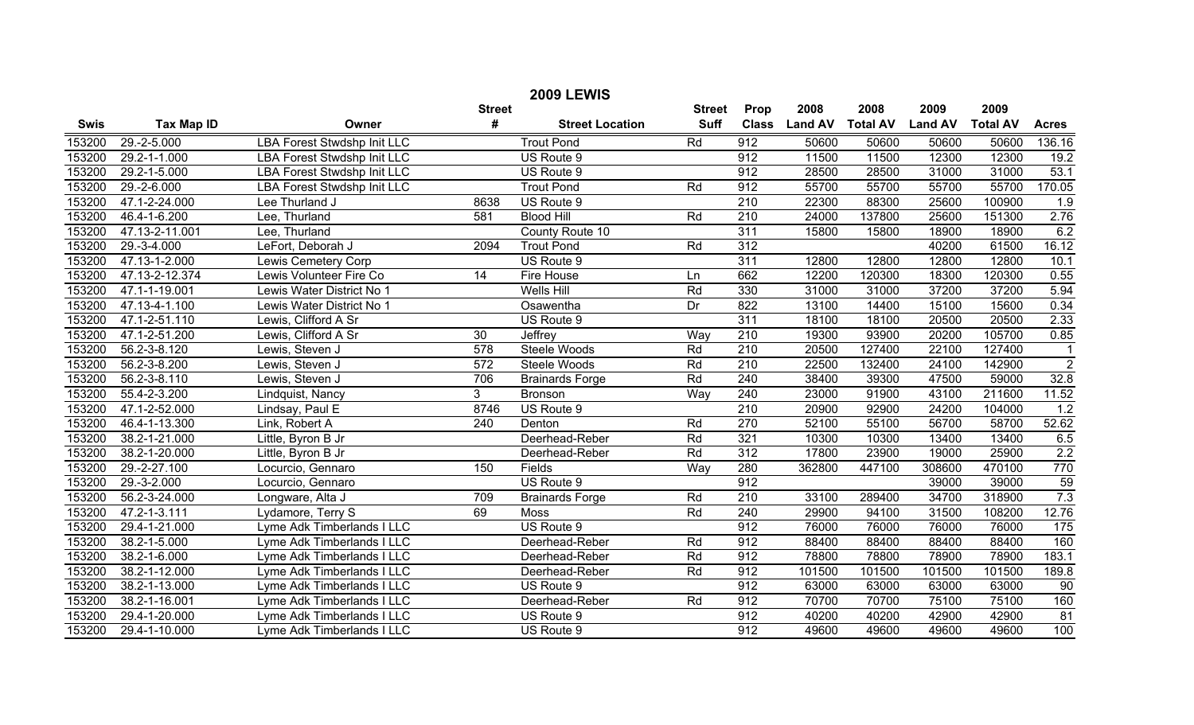# 2009 LEWIS

| Swis | Tax Map ID | Owner | Street # | Street Location | Street Suff | Prop Class | 2008 Land AV | 2008 Total AV | 2009 Land AV | 2009 Total AV | Acres |
|---|---|---|---|---|---|---|---|---|---|---|---|
| 153200 | 29.-2-5.000 | LBA Forest Stwdshp Init LLC | | Trout Pond | Rd | 912 | 50600 | 50600 | 50600 | 50600 | 136.16 |
| 153200 | 29.2-1-1.000 | LBA Forest Stwdshp Init LLC | | US Route 9 | | 912 | 11500 | 11500 | 12300 | 12300 | 19.2 |
| 153200 | 29.2-1-5.000 | LBA Forest Stwdshp Init LLC | | US Route 9 | | 912 | 28500 | 28500 | 31000 | 31000 | 53.1 |
| 153200 | 29.-2-6.000 | LBA Forest Stwdshp Init LLC | | Trout Pond | Rd | 912 | 55700 | 55700 | 55700 | 55700 | 170.05 |
| 153200 | 47.1-2-24.000 | Lee Thurland J | 8638 | US Route 9 | | 210 | 22300 | 88300 | 25600 | 100900 | 1.9 |
| 153200 | 46.4-1-6.200 | Lee, Thurland | 581 | Blood Hill | Rd | 210 | 24000 | 137800 | 25600 | 151300 | 2.76 |
| 153200 | 47.13-2-11.001 | Lee, Thurland | | County Route 10 | | 311 | 15800 | 15800 | 18900 | 18900 | 6.2 |
| 153200 | 29.-3-4.000 | LeFort, Deborah J | 2094 | Trout Pond | Rd | 312 | | | 40200 | 61500 | 16.12 |
| 153200 | 47.13-1-2.000 | Lewis Cemetery Corp | | US Route 9 | | 311 | 12800 | 12800 | 12800 | 12800 | 10.1 |
| 153200 | 47.13-2-12.374 | Lewis Volunteer Fire Co | 14 | Fire House | Ln | 662 | 12200 | 120300 | 18300 | 120300 | 0.55 |
| 153200 | 47.1-1-19.001 | Lewis Water District No 1 | | Wells Hill | Rd | 330 | 31000 | 31000 | 37200 | 37200 | 5.94 |
| 153200 | 47.13-4-1.100 | Lewis Water District No 1 | | Osawentha | Dr | 822 | 13100 | 14400 | 15100 | 15600 | 0.34 |
| 153200 | 47.1-2-51.110 | Lewis, Clifford A Sr | | US Route 9 | | 311 | 18100 | 18100 | 20500 | 20500 | 2.33 |
| 153200 | 47.1-2-51.200 | Lewis, Clifford A Sr | 30 | Jeffrey | Way | 210 | 19300 | 93900 | 20200 | 105700 | 0.85 |
| 153200 | 56.2-3-8.120 | Lewis, Steven J | 578 | Steele Woods | Rd | 210 | 20500 | 127400 | 22100 | 127400 | 1 |
| 153200 | 56.2-3-8.200 | Lewis, Steven J | 572 | Steele Woods | Rd | 210 | 22500 | 132400 | 24100 | 142900 | 2 |
| 153200 | 56.2-3-8.110 | Lewis, Steven J | 706 | Brainards Forge | Rd | 240 | 38400 | 39300 | 47500 | 59000 | 32.8 |
| 153200 | 55.4-2-3.200 | Lindquist, Nancy | 3 | Bronson | Way | 240 | 23000 | 91900 | 43100 | 211600 | 11.52 |
| 153200 | 47.1-2-52.000 | Lindsay, Paul E | 8746 | US Route 9 | | 210 | 20900 | 92900 | 24200 | 104000 | 1.2 |
| 153200 | 46.4-1-13.300 | Link, Robert A | 240 | Denton | Rd | 270 | 52100 | 55100 | 56700 | 58700 | 52.62 |
| 153200 | 38.2-1-21.000 | Little, Byron B Jr | | Deerhead-Reber | Rd | 321 | 10300 | 10300 | 13400 | 13400 | 6.5 |
| 153200 | 38.2-1-20.000 | Little, Byron B Jr | | Deerhead-Reber | Rd | 312 | 17800 | 23900 | 19000 | 25900 | 2.2 |
| 153200 | 29.-2-27.100 | Locurcio, Gennaro | 150 | Fields | Way | 280 | 362800 | 447100 | 308600 | 470100 | 770 |
| 153200 | 29.-3-2.000 | Locurcio, Gennaro | | US Route 9 | | 912 | | | 39000 | 39000 | 59 |
| 153200 | 56.2-3-24.000 | Longware, Alta J | 709 | Brainards Forge | Rd | 210 | 33100 | 289400 | 34700 | 318900 | 7.3 |
| 153200 | 47.2-1-3.111 | Lydamore, Terry S | 69 | Moss | Rd | 240 | 29900 | 94100 | 31500 | 108200 | 12.76 |
| 153200 | 29.4-1-21.000 | Lyme Adk Timberlands I LLC | | US Route 9 | | 912 | 76000 | 76000 | 76000 | 76000 | 175 |
| 153200 | 38.2-1-5.000 | Lyme Adk Timberlands I LLC | | Deerhead-Reber | Rd | 912 | 88400 | 88400 | 88400 | 88400 | 160 |
| 153200 | 38.2-1-6.000 | Lyme Adk Timberlands I LLC | | Deerhead-Reber | Rd | 912 | 78800 | 78800 | 78900 | 78900 | 183.1 |
| 153200 | 38.2-1-12.000 | Lyme Adk Timberlands I LLC | | Deerhead-Reber | Rd | 912 | 101500 | 101500 | 101500 | 101500 | 189.8 |
| 153200 | 38.2-1-13.000 | Lyme Adk Timberlands I LLC | | US Route 9 | | 912 | 63000 | 63000 | 63000 | 63000 | 90 |
| 153200 | 38.2-1-16.001 | Lyme Adk Timberlands I LLC | | Deerhead-Reber | Rd | 912 | 70700 | 70700 | 75100 | 75100 | 160 |
| 153200 | 29.4-1-20.000 | Lyme Adk Timberlands I LLC | | US Route 9 | | 912 | 40200 | 40200 | 42900 | 42900 | 81 |
| 153200 | 29.4-1-10.000 | Lyme Adk Timberlands I LLC | | US Route 9 | | 912 | 49600 | 49600 | 49600 | 49600 | 100 |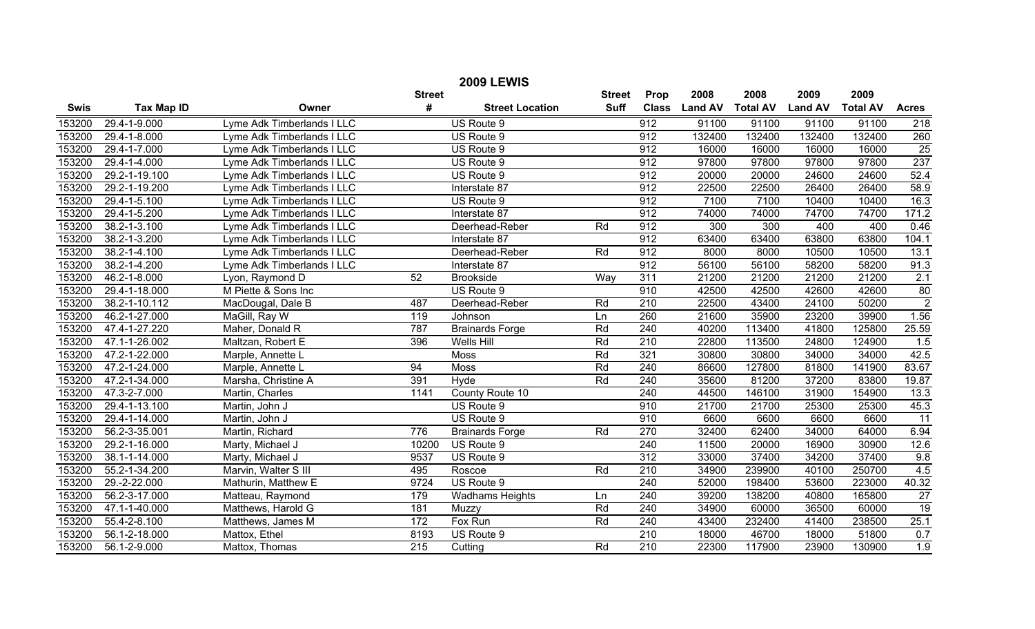# 2009 LEWIS

| Swis | Tax Map ID | Owner | Street # | Street Location | Street Suff | Prop Class | 2008 Land AV | 2008 Total AV | 2009 Land AV | 2009 Total AV | Acres |
|---|---|---|---|---|---|---|---|---|---|---|---|
| 153200 | 29.4-1-9.000 | Lyme Adk Timberlands I LLC | | US Route 9 | | 912 | 91100 | 91100 | 91100 | 91100 | 218 |
| 153200 | 29.4-1-8.000 | Lyme Adk Timberlands I LLC | | US Route 9 | | 912 | 132400 | 132400 | 132400 | 132400 | 260 |
| 153200 | 29.4-1-7.000 | Lyme Adk Timberlands I LLC | | US Route 9 | | 912 | 16000 | 16000 | 16000 | 16000 | 25 |
| 153200 | 29.4-1-4.000 | Lyme Adk Timberlands I LLC | | US Route 9 | | 912 | 97800 | 97800 | 97800 | 97800 | 237 |
| 153200 | 29.2-1-19.100 | Lyme Adk Timberlands I LLC | | US Route 9 | | 912 | 20000 | 20000 | 24600 | 24600 | 52.4 |
| 153200 | 29.2-1-19.200 | Lyme Adk Timberlands I LLC | | Interstate 87 | | 912 | 22500 | 22500 | 26400 | 26400 | 58.9 |
| 153200 | 29.4-1-5.100 | Lyme Adk Timberlands I LLC | | US Route 9 | | 912 | 7100 | 7100 | 10400 | 10400 | 16.3 |
| 153200 | 29.4-1-5.200 | Lyme Adk Timberlands I LLC | | Interstate 87 | | 912 | 74000 | 74000 | 74700 | 74700 | 171.2 |
| 153200 | 38.2-1-3.100 | Lyme Adk Timberlands I LLC | | Deerhead-Reber | Rd | 912 | 300 | 300 | 400 | 400 | 0.46 |
| 153200 | 38.2-1-3.200 | Lyme Adk Timberlands I LLC | | Interstate 87 | | 912 | 63400 | 63400 | 63800 | 63800 | 104.1 |
| 153200 | 38.2-1-4.100 | Lyme Adk Timberlands I LLC | | Deerhead-Reber | Rd | 912 | 8000 | 8000 | 10500 | 10500 | 13.1 |
| 153200 | 38.2-1-4.200 | Lyme Adk Timberlands I LLC | | Interstate 87 | | 912 | 56100 | 56100 | 58200 | 58200 | 91.3 |
| 153200 | 46.2-1-8.000 | Lyon, Raymond D | 52 | Brookside | Way | 311 | 21200 | 21200 | 21200 | 21200 | 2.1 |
| 153200 | 29.4-1-18.000 | M Piette & Sons Inc | | US Route 9 | | 910 | 42500 | 42500 | 42600 | 42600 | 80 |
| 153200 | 38.2-1-10.112 | MacDougal, Dale B | 487 | Deerhead-Reber | Rd | 210 | 22500 | 43400 | 24100 | 50200 | 2 |
| 153200 | 46.2-1-27.000 | MaGill, Ray W | 119 | Johnson | Ln | 260 | 21600 | 35900 | 23200 | 39900 | 1.56 |
| 153200 | 47.4-1-27.220 | Maher, Donald R | 787 | Brainards Forge | Rd | 240 | 40200 | 113400 | 41800 | 125800 | 25.59 |
| 153200 | 47.1-1-26.002 | Maltzan, Robert E | 396 | Wells Hill | Rd | 210 | 22800 | 113500 | 24800 | 124900 | 1.5 |
| 153200 | 47.2-1-22.000 | Marple, Annette L | | Moss | Rd | 321 | 30800 | 30800 | 34000 | 34000 | 42.5 |
| 153200 | 47.2-1-24.000 | Marple, Annette L | 94 | Moss | Rd | 240 | 86600 | 127800 | 81800 | 141900 | 83.67 |
| 153200 | 47.2-1-34.000 | Marsha, Christine A | 391 | Hyde | Rd | 240 | 35600 | 81200 | 37200 | 83800 | 19.87 |
| 153200 | 47.3-2-7.000 | Martin, Charles | 1141 | County Route 10 | | 240 | 44500 | 146100 | 31900 | 154900 | 13.3 |
| 153200 | 29.4-1-13.100 | Martin, John J | | US Route 9 | | 910 | 21700 | 21700 | 25300 | 25300 | 45.3 |
| 153200 | 29.4-1-14.000 | Martin, John J | | US Route 9 | | 910 | 6600 | 6600 | 6600 | 6600 | 11 |
| 153200 | 56.2-3-35.001 | Martin, Richard | 776 | Brainards Forge | Rd | 270 | 32400 | 62400 | 34000 | 64000 | 6.94 |
| 153200 | 29.2-1-16.000 | Marty, Michael J | 10200 | US Route 9 | | 240 | 11500 | 20000 | 16900 | 30900 | 12.6 |
| 153200 | 38.1-1-14.000 | Marty, Michael J | 9537 | US Route 9 | | 312 | 33000 | 37400 | 34200 | 37400 | 9.8 |
| 153200 | 55.2-1-34.200 | Marvin, Walter S III | 495 | Roscoe | Rd | 210 | 34900 | 239900 | 40100 | 250700 | 4.5 |
| 153200 | 29.-2-22.000 | Mathurin, Matthew E | 9724 | US Route 9 | | 240 | 52000 | 198400 | 53600 | 223000 | 40.32 |
| 153200 | 56.2-3-17.000 | Matteau, Raymond | 179 | Wadhams Heights | Ln | 240 | 39200 | 138200 | 40800 | 165800 | 27 |
| 153200 | 47.1-1-40.000 | Matthews, Harold G | 181 | Muzzy | Rd | 240 | 34900 | 60000 | 36500 | 60000 | 19 |
| 153200 | 55.4-2-8.100 | Matthews, James M | 172 | Fox Run | Rd | 240 | 43400 | 232400 | 41400 | 238500 | 25.1 |
| 153200 | 56.1-2-18.000 | Mattox, Ethel | 8193 | US Route 9 | | 210 | 18000 | 46700 | 18000 | 51800 | 0.7 |
| 153200 | 56.1-2-9.000 | Mattox, Thomas | 215 | Cutting | Rd | 210 | 22300 | 117900 | 23900 | 130900 | 1.9 |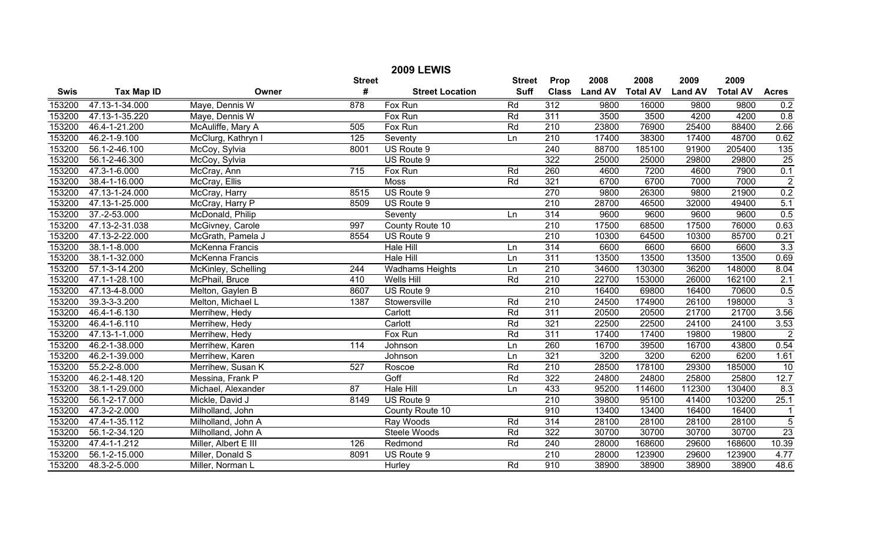# 2009 LEWIS

| Swis | Tax Map ID | Owner | Street # | Street Location | Street Suff | Prop Class | 2008 Land AV | 2008 Total AV | 2009 Land AV | 2009 Total AV | Acres |
|---|---|---|---|---|---|---|---|---|---|---|---|
| 153200 | 47.13-1-34.000 | Maye, Dennis W | 878 | Fox Run | Rd | 312 | 9800 | 16000 | 9800 | 9800 | 0.2 |
| 153200 | 47.13-1-35.220 | Maye, Dennis W | | Fox Run | Rd | 311 | 3500 | 3500 | 4200 | 4200 | 0.8 |
| 153200 | 46.4-1-21.200 | McAuliffe, Mary A | 505 | Fox Run | Rd | 210 | 23800 | 76900 | 25400 | 88400 | 2.66 |
| 153200 | 46.2-1-9.100 | McClurg, Kathryn I | 125 | Seventy | Ln | 210 | 17400 | 38300 | 17400 | 48700 | 0.62 |
| 153200 | 56.1-2-46.100 | McCoy, Sylvia | 8001 | US Route 9 | | 240 | 88700 | 185100 | 91900 | 205400 | 135 |
| 153200 | 56.1-2-46.300 | McCoy, Sylvia | | US Route 9 | | 322 | 25000 | 25000 | 29800 | 29800 | 25 |
| 153200 | 47.3-1-6.000 | McCray, Ann | 715 | Fox Run | Rd | 260 | 4600 | 7200 | 4600 | 7900 | 0.1 |
| 153200 | 38.4-1-16.000 | McCray, Ellis | | Moss | Rd | 321 | 6700 | 6700 | 7000 | 7000 | 2 |
| 153200 | 47.13-1-24.000 | McCray, Harry | 8515 | US Route 9 | | 270 | 9800 | 26300 | 9800 | 21900 | 0.2 |
| 153200 | 47.13-1-25.000 | McCray, Harry P | 8509 | US Route 9 | | 210 | 28700 | 46500 | 32000 | 49400 | 5.1 |
| 153200 | 37.-2-53.000 | McDonald, Philip | | Seventy | Ln | 314 | 9600 | 9600 | 9600 | 9600 | 0.5 |
| 153200 | 47.13-2-31.038 | McGivney, Carole | 997 | County Route 10 | | 210 | 17500 | 68500 | 17500 | 76000 | 0.63 |
| 153200 | 47.13-2-22.000 | McGrath, Pamela J | 8554 | US Route 9 | | 210 | 10300 | 64500 | 10300 | 85700 | 0.21 |
| 153200 | 38.1-1-8.000 | McKenna Francis | | Hale Hill | Ln | 314 | 6600 | 6600 | 6600 | 6600 | 3.3 |
| 153200 | 38.1-1-32.000 | McKenna Francis | | Hale Hill | Ln | 311 | 13500 | 13500 | 13500 | 13500 | 0.69 |
| 153200 | 57.1-3-14.200 | McKinley, Schelling | 244 | Wadhams Heights | Ln | 210 | 34600 | 130300 | 36200 | 148000 | 8.04 |
| 153200 | 47.1-1-28.100 | McPhail, Bruce | 410 | Wells Hill | Rd | 210 | 22700 | 153000 | 26000 | 162100 | 2.1 |
| 153200 | 47.13-4-8.000 | Melton, Gaylen B | 8607 | US Route 9 | | 210 | 16400 | 69800 | 16400 | 70600 | 0.5 |
| 153200 | 39.3-3-3.200 | Melton, Michael L | 1387 | Stowersville | Rd | 210 | 24500 | 174900 | 26100 | 198000 | 3 |
| 153200 | 46.4-1-6.130 | Merrihew, Hedy | | Carlott | Rd | 311 | 20500 | 20500 | 21700 | 21700 | 3.56 |
| 153200 | 46.4-1-6.110 | Merrihew, Hedy | | Carlott | Rd | 321 | 22500 | 22500 | 24100 | 24100 | 3.53 |
| 153200 | 47.13-1-1.000 | Merrihew, Hedy | | Fox Run | Rd | 311 | 17400 | 17400 | 19800 | 19800 | 2 |
| 153200 | 46.2-1-38.000 | Merrihew, Karen | 114 | Johnson | Ln | 260 | 16700 | 39500 | 16700 | 43800 | 0.54 |
| 153200 | 46.2-1-39.000 | Merrihew, Karen | | Johnson | Ln | 321 | 3200 | 3200 | 6200 | 6200 | 1.61 |
| 153200 | 55.2-2-8.000 | Merrihew, Susan K | 527 | Roscoe | Rd | 210 | 28500 | 178100 | 29300 | 185000 | 10 |
| 153200 | 46.2-1-48.120 | Messina, Frank P | | Goff | Rd | 322 | 24800 | 24800 | 25800 | 25800 | 12.7 |
| 153200 | 38.1-1-29.000 | Michael, Alexander | 87 | Hale Hill | Ln | 433 | 95200 | 114600 | 112300 | 130400 | 8.3 |
| 153200 | 56.1-2-17.000 | Mickle, David J | 8149 | US Route 9 | | 210 | 39800 | 95100 | 41400 | 103200 | 25.1 |
| 153200 | 47.3-2-2.000 | Milholland, John | | County Route 10 | | 910 | 13400 | 13400 | 16400 | 16400 | 1 |
| 153200 | 47.4-1-35.112 | Milholland, John A | | Ray Woods | Rd | 314 | 28100 | 28100 | 28100 | 28100 | 5 |
| 153200 | 56.1-2-34.120 | Milholland, John A | | Steele Woods | Rd | 322 | 30700 | 30700 | 30700 | 30700 | 23 |
| 153200 | 47.4-1-1.212 | Miller, Albert E III | 126 | Redmond | Rd | 240 | 28000 | 168600 | 29600 | 168600 | 10.39 |
| 153200 | 56.1-2-15.000 | Miller, Donald S | 8091 | US Route 9 | | 210 | 28000 | 123900 | 29600 | 123900 | 4.77 |
| 153200 | 48.3-2-5.000 | Miller, Norman L | | Hurley | Rd | 910 | 38900 | 38900 | 38900 | 38900 | 48.6 |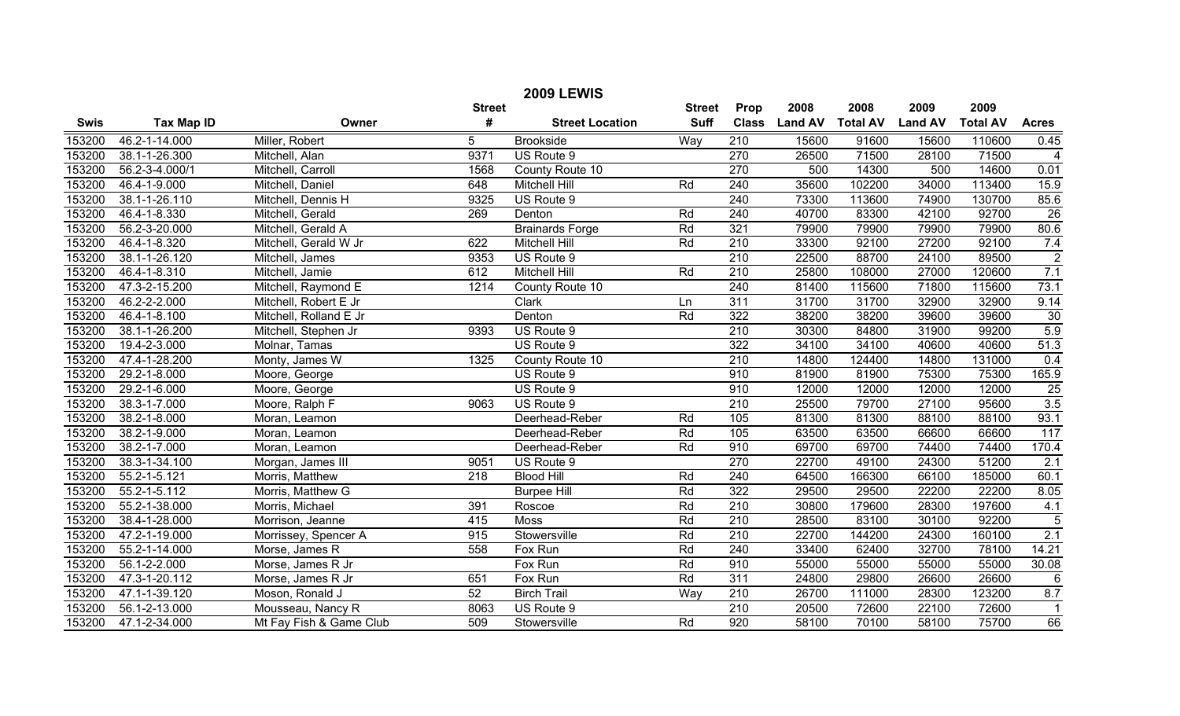# 2009 LEWIS

| Swis | Tax Map ID | Owner | Street # | Street Location | Street Suff | Prop Class | 2008 Land AV | 2008 Total AV | 2009 Land AV | 2009 Total AV | Acres |
|---|---|---|---|---|---|---|---|---|---|---|---|
| 153200 | 46.2-1-14.000 | Miller, Robert | 5 | Brookside | Way | 210 | 15600 | 91600 | 15600 | 110600 | 0.45 |
| 153200 | 38.1-1-26.300 | Mitchell, Alan | 9371 | US Route 9 | | 270 | 26500 | 71500 | 28100 | 71500 | 4 |
| 153200 | 56.2-3-4.000/1 | Mitchell, Carroll | 1568 | County Route 10 | | 270 | 500 | 14300 | 500 | 14600 | 0.01 |
| 153200 | 46.4-1-9.000 | Mitchell, Daniel | 648 | Mitchell Hill | Rd | 240 | 35600 | 102200 | 34000 | 113400 | 15.9 |
| 153200 | 38.1-1-26.110 | Mitchell, Dennis H | 9325 | US Route 9 | | 240 | 73300 | 113600 | 74900 | 130700 | 85.6 |
| 153200 | 46.4-1-8.330 | Mitchell, Gerald | 269 | Denton | Rd | 240 | 40700 | 83300 | 42100 | 92700 | 26 |
| 153200 | 56.2-3-20.000 | Mitchell, Gerald A | | Brainards Forge | Rd | 321 | 79900 | 79900 | 79900 | 79900 | 80.6 |
| 153200 | 46.4-1-8.320 | Mitchell, Gerald W Jr | 622 | Mitchell Hill | Rd | 210 | 33300 | 92100 | 27200 | 92100 | 7.4 |
| 153200 | 38.1-1-26.120 | Mitchell, James | 9353 | US Route 9 | | 210 | 22500 | 88700 | 24100 | 89500 | 2 |
| 153200 | 46.4-1-8.310 | Mitchell, Jamie | 612 | Mitchell Hill | Rd | 210 | 25800 | 108000 | 27000 | 120600 | 7.1 |
| 153200 | 47.3-2-15.200 | Mitchell, Raymond E | 1214 | County Route 10 | | 240 | 81400 | 115600 | 71800 | 115600 | 73.1 |
| 153200 | 46.2-2-2.000 | Mitchell, Robert E Jr | | Clark | Ln | 311 | 31700 | 31700 | 32900 | 32900 | 9.14 |
| 153200 | 46.4-1-8.100 | Mitchell, Rolland E Jr | | Denton | Rd | 322 | 38200 | 38200 | 39600 | 39600 | 30 |
| 153200 | 38.1-1-26.200 | Mitchell, Stephen Jr | 9393 | US Route 9 | | 210 | 30300 | 84800 | 31900 | 99200 | 5.9 |
| 153200 | 19.4-2-3.000 | Molnar, Tamas | | US Route 9 | | 322 | 34100 | 34100 | 40600 | 40600 | 51.3 |
| 153200 | 47.4-1-28.200 | Monty, James W | 1325 | County Route 10 | | 210 | 14800 | 124400 | 14800 | 131000 | 0.4 |
| 153200 | 29.2-1-8.000 | Moore, George | | US Route 9 | | 910 | 81900 | 81900 | 75300 | 75300 | 165.9 |
| 153200 | 29.2-1-6.000 | Moore, George | | US Route 9 | | 910 | 12000 | 12000 | 12000 | 12000 | 25 |
| 153200 | 38.3-1-7.000 | Moore, Ralph F | 9063 | US Route 9 | | 210 | 25500 | 79700 | 27100 | 95600 | 3.5 |
| 153200 | 38.2-1-8.000 | Moran, Leamon | | Deerhead-Reber | Rd | 105 | 81300 | 81300 | 88100 | 88100 | 93.1 |
| 153200 | 38.2-1-9.000 | Moran, Leamon | | Deerhead-Reber | Rd | 105 | 63500 | 63500 | 66600 | 66600 | 117 |
| 153200 | 38.2-1-7.000 | Moran, Leamon | | Deerhead-Reber | Rd | 910 | 69700 | 69700 | 74400 | 74400 | 170.4 |
| 153200 | 38.3-1-34.100 | Morgan, James III | 9051 | US Route 9 | | 270 | 22700 | 49100 | 24300 | 51200 | 2.1 |
| 153200 | 55.2-1-5.121 | Morris, Matthew | 218 | Blood Hill | Rd | 240 | 64500 | 166300 | 66100 | 185000 | 60.1 |
| 153200 | 55.2-1-5.112 | Morris, Matthew G | | Burpee Hill | Rd | 322 | 29500 | 29500 | 22200 | 22200 | 8.05 |
| 153200 | 55.2-1-38.000 | Morris, Michael | 391 | Roscoe | Rd | 210 | 30800 | 179600 | 28300 | 197600 | 4.1 |
| 153200 | 38.4-1-28.000 | Morrison, Jeanne | 415 | Moss | Rd | 210 | 28500 | 83100 | 30100 | 92200 | 5 |
| 153200 | 47.2-1-19.000 | Morrissey, Spencer A | 915 | Stowersville | Rd | 210 | 22700 | 144200 | 24300 | 160100 | 2.1 |
| 153200 | 55.2-1-14.000 | Morse, James R | 558 | Fox Run | Rd | 240 | 33400 | 62400 | 32700 | 78100 | 14.21 |
| 153200 | 56.1-2-2.000 | Morse, James R Jr | | Fox Run | Rd | 910 | 55000 | 55000 | 55000 | 55000 | 30.08 |
| 153200 | 47.3-1-20.112 | Morse, James R Jr | 651 | Fox Run | Rd | 311 | 24800 | 29800 | 26600 | 26600 | 6 |
| 153200 | 47.1-1-39.120 | Moson, Ronald J | 52 | Birch Trail | Way | 210 | 26700 | 111000 | 28300 | 123200 | 8.7 |
| 153200 | 56.1-2-13.000 | Mousseau, Nancy R | 8063 | US Route 9 | | 210 | 20500 | 72600 | 22100 | 72600 | 1 |
| 153200 | 47.1-2-34.000 | Mt Fay Fish & Game Club | 509 | Stowersville | Rd | 920 | 58100 | 70100 | 58100 | 75700 | 66 |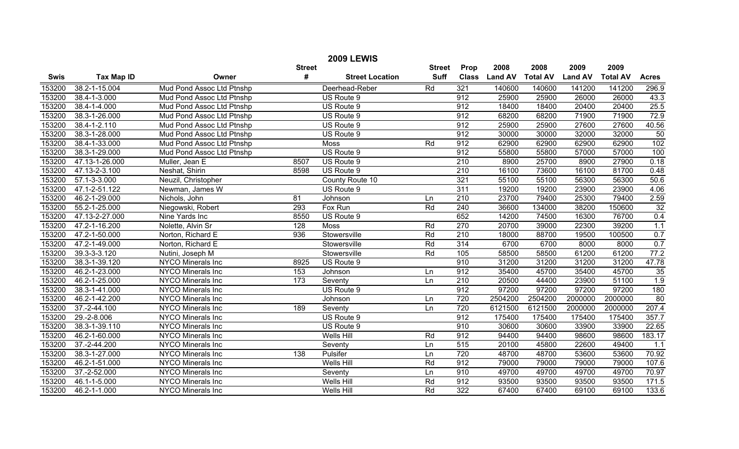## 2009 LEWIS

| Swis | Tax Map ID | Owner | Street # | Street Location | Street Suff | Prop Class | 2008 Land AV | 2008 Total AV | 2009 Land AV | 2009 Total AV | Acres |
|---|---|---|---|---|---|---|---|---|---|---|---|
| 153200 | 38.2-1-15.004 | Mud Pond Assoc Ltd Ptnshp | | Deerhead-Reber | Rd | 321 | 140600 | 140600 | 141200 | 141200 | 296.9 |
| 153200 | 38.4-1-3.000 | Mud Pond Assoc Ltd Ptnshp | | US Route 9 | | 912 | 25900 | 25900 | 26000 | 26000 | 43.3 |
| 153200 | 38.4-1-4.000 | Mud Pond Assoc Ltd Ptnshp | | US Route 9 | | 912 | 18400 | 18400 | 20400 | 20400 | 25.5 |
| 153200 | 38.3-1-26.000 | Mud Pond Assoc Ltd Ptnshp | | US Route 9 | | 912 | 68200 | 68200 | 71900 | 71900 | 72.9 |
| 153200 | 38.4-1-2.110 | Mud Pond Assoc Ltd Ptnshp | | US Route 9 | | 912 | 25900 | 25900 | 27600 | 27600 | 40.56 |
| 153200 | 38.3-1-28.000 | Mud Pond Assoc Ltd Ptnshp | | US Route 9 | | 912 | 30000 | 30000 | 32000 | 32000 | 50 |
| 153200 | 38.4-1-33.000 | Mud Pond Assoc Ltd Ptnshp | | Moss | Rd | 912 | 62900 | 62900 | 62900 | 62900 | 102 |
| 153200 | 38.3-1-29.000 | Mud Pond Assoc Ltd Ptnshp | | US Route 9 | | 912 | 55800 | 55800 | 57000 | 57000 | 100 |
| 153200 | 47.13-1-26.000 | Muller, Jean E | 8507 | US Route 9 | | 210 | 8900 | 25700 | 8900 | 27900 | 0.18 |
| 153200 | 47.13-2-3.100 | Neshat, Shirin | 8598 | US Route 9 | | 210 | 16100 | 73600 | 16100 | 81700 | 0.48 |
| 153200 | 57.1-3-3.000 | Neuzil, Christopher | | County Route 10 | | 321 | 55100 | 55100 | 56300 | 56300 | 50.6 |
| 153200 | 47.1-2-51.122 | Newman, James W | | US Route 9 | | 311 | 19200 | 19200 | 23900 | 23900 | 4.06 |
| 153200 | 46.2-1-29.000 | Nichols, John | 81 | Johnson | Ln | 210 | 23700 | 79400 | 25300 | 79400 | 2.59 |
| 153200 | 55.2-1-25.000 | Niegowski, Robert | 293 | Fox Run | Rd | 240 | 36600 | 134000 | 38200 | 150600 | 32 |
| 153200 | 47.13-2-27.000 | Nine Yards Inc | 8550 | US Route 9 | | 652 | 14200 | 74500 | 16300 | 76700 | 0.4 |
| 153200 | 47.2-1-16.200 | Nolette, Alvin Sr | 128 | Moss | Rd | 270 | 20700 | 39000 | 22300 | 39200 | 1.1 |
| 153200 | 47.2-1-50.000 | Norton, Richard E | 936 | Stowersville | Rd | 210 | 18000 | 88700 | 19500 | 100500 | 0.7 |
| 153200 | 47.2-1-49.000 | Norton, Richard E | | Stowersville | Rd | 314 | 6700 | 6700 | 8000 | 8000 | 0.7 |
| 153200 | 39.3-3-3.120 | Nutini, Joseph M | | Stowersville | Rd | 105 | 58500 | 58500 | 61200 | 61200 | 77.2 |
| 153200 | 38.3-1-39.120 | NYCO Minerals Inc | 8925 | US Route 9 | | 910 | 31200 | 31200 | 31200 | 31200 | 47.78 |
| 153200 | 46.2-1-23.000 | NYCO Minerals Inc | 153 | Johnson | Ln | 912 | 35400 | 45700 | 35400 | 45700 | 35 |
| 153200 | 46.2-1-25.000 | NYCO Minerals Inc | 173 | Seventy | Ln | 210 | 20500 | 44400 | 23900 | 51100 | 1.9 |
| 153200 | 38.3-1-41.000 | NYCO Minerals Inc | | US Route 9 | | 912 | 97200 | 97200 | 97200 | 97200 | 180 |
| 153200 | 46.2-1-42.200 | NYCO Minerals Inc | | Johnson | Ln | 720 | 2504200 | 2504200 | 2000000 | 2000000 | 80 |
| 153200 | 37.-2-44.100 | NYCO Minerals Inc | 189 | Seventy | Ln | 720 | 6121500 | 6121500 | 2000000 | 2000000 | 207.4 |
| 153200 | 29.-2-8.006 | NYCO Minerals Inc | | US Route 9 | | 912 | 175400 | 175400 | 175400 | 175400 | 357.7 |
| 153200 | 38.3-1-39.110 | NYCO Minerals Inc | | US Route 9 | | 910 | 30600 | 30600 | 33900 | 33900 | 22.65 |
| 153200 | 46.2-1-60.000 | NYCO Minerals Inc | | Wells Hill | Rd | 912 | 94400 | 94400 | 98600 | 98600 | 183.17 |
| 153200 | 37.-2-44.200 | NYCO Minerals Inc | | Seventy | Ln | 515 | 20100 | 45800 | 22600 | 49400 | 1.1 |
| 153200 | 38.3-1-27.000 | NYCO Minerals Inc | 138 | Pulsifer | Ln | 720 | 48700 | 48700 | 53600 | 53600 | 70.92 |
| 153200 | 46.2-1-51.000 | NYCO Minerals Inc | | Wells Hill | Rd | 912 | 79000 | 79000 | 79000 | 79000 | 107.6 |
| 153200 | 37.-2-52.000 | NYCO Minerals Inc | | Seventy | Ln | 910 | 49700 | 49700 | 49700 | 49700 | 70.97 |
| 153200 | 46.1-1-5.000 | NYCO Minerals Inc | | Wells Hill | Rd | 912 | 93500 | 93500 | 93500 | 93500 | 171.5 |
| 153200 | 46.2-1-1.000 | NYCO Minerals Inc | | Wells Hill | Rd | 322 | 67400 | 67400 | 69100 | 69100 | 133.6 |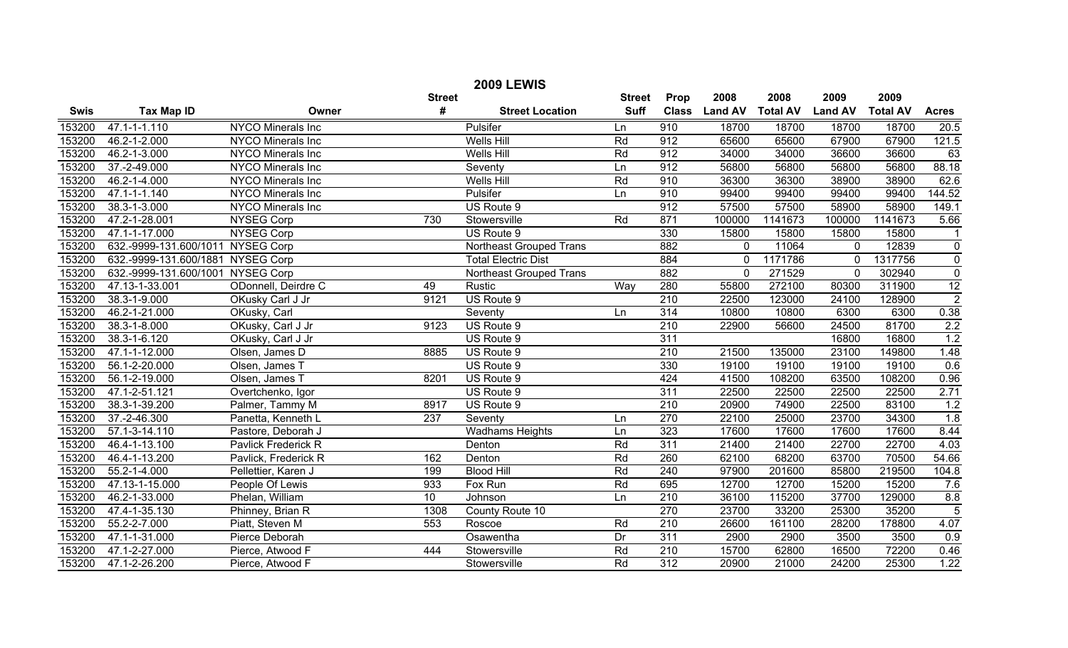# 2009 LEWIS

| Swis | Tax Map ID | Owner | Street # | Street Location | Street Suff | Prop Class | 2008 Land AV | 2008 Total AV | 2009 Land AV | 2009 Total AV | Acres |
|---|---|---|---|---|---|---|---|---|---|---|---|
| 153200 | 47.1-1-1.110 | NYCO Minerals Inc | | Pulsifer | Ln | 910 | 18700 | 18700 | 18700 | 18700 | 20.5 |
| 153200 | 46.2-1-2.000 | NYCO Minerals Inc | | Wells Hill | Rd | 912 | 65600 | 65600 | 67900 | 67900 | 121.5 |
| 153200 | 46.2-1-3.000 | NYCO Minerals Inc | | Wells Hill | Rd | 912 | 34000 | 34000 | 36600 | 36600 | 63 |
| 153200 | 37.-2-49.000 | NYCO Minerals Inc | | Seventy | Ln | 912 | 56800 | 56800 | 56800 | 56800 | 88.18 |
| 153200 | 46.2-1-4.000 | NYCO Minerals Inc | | Wells Hill | Rd | 910 | 36300 | 36300 | 38900 | 38900 | 62.6 |
| 153200 | 47.1-1-1.140 | NYCO Minerals Inc | | Pulsifer | Ln | 910 | 99400 | 99400 | 99400 | 99400 | 144.52 |
| 153200 | 38.3-1-3.000 | NYCO Minerals Inc | | US Route 9 | | 912 | 57500 | 57500 | 58900 | 58900 | 149.1 |
| 153200 | 47.2-1-28.001 | NYSEG Corp | 730 | Stowersville | Rd | 871 | 100000 | 1141673 | 100000 | 1141673 | 5.66 |
| 153200 | 47.1-1-17.000 | NYSEG Corp | | US Route 9 | | 330 | 15800 | 15800 | 15800 | 15800 | 1 |
| 153200 | 632.-9999-131.600/1011 | NYSEG Corp | | Northeast Grouped Trans | | 882 | 0 | 11064 | 0 | 12839 | 0 |
| 153200 | 632.-9999-131.600/1881 | NYSEG Corp | | Total Electric Dist | | 884 | 0 | 1171786 | 0 | 1317756 | 0 |
| 153200 | 632.-9999-131.600/1001 | NYSEG Corp | | Northeast Grouped Trans | | 882 | 0 | 271529 | 0 | 302940 | 0 |
| 153200 | 47.13-1-33.001 | ODonnell, Deirdre C | 49 | Rustic | Way | 280 | 55800 | 272100 | 80300 | 311900 | 12 |
| 153200 | 38.3-1-9.000 | OKusky Carl J Jr | 9121 | US Route 9 | | 210 | 22500 | 123000 | 24100 | 128900 | 2 |
| 153200 | 46.2-1-21.000 | OKusky, Carl | | Seventy | Ln | 314 | 10800 | 10800 | 6300 | 6300 | 0.38 |
| 153200 | 38.3-1-8.000 | OKusky, Carl J Jr | 9123 | US Route 9 | | 210 | 22900 | 56600 | 24500 | 81700 | 2.2 |
| 153200 | 38.3-1-6.120 | OKusky, Carl J Jr | | US Route 9 | | 311 | | | 16800 | 16800 | 1.2 |
| 153200 | 47.1-1-12.000 | Olsen, James D | 8885 | US Route 9 | | 210 | 21500 | 135000 | 23100 | 149800 | 1.48 |
| 153200 | 56.1-2-20.000 | Olsen, James T | | US Route 9 | | 330 | 19100 | 19100 | 19100 | 19100 | 0.6 |
| 153200 | 56.1-2-19.000 | Olsen, James T | 8201 | US Route 9 | | 424 | 41500 | 108200 | 63500 | 108200 | 0.96 |
| 153200 | 47.1-2-51.121 | Overtchenko, Igor | | US Route 9 | | 311 | 22500 | 22500 | 22500 | 22500 | 2.71 |
| 153200 | 38.3-1-39.200 | Palmer, Tammy M | 8917 | US Route 9 | | 210 | 20900 | 74900 | 22500 | 83100 | 1.2 |
| 153200 | 37.-2-46.300 | Panetta, Kenneth L | 237 | Seventy | Ln | 270 | 22100 | 25000 | 23700 | 34300 | 1.8 |
| 153200 | 57.1-3-14.110 | Pastore, Deborah J | | Wadhams Heights | Ln | 323 | 17600 | 17600 | 17600 | 17600 | 8.44 |
| 153200 | 46.4-1-13.100 | Pavlick Frederick R | | Denton | Rd | 311 | 21400 | 21400 | 22700 | 22700 | 4.03 |
| 153200 | 46.4-1-13.200 | Pavlick, Frederick R | 162 | Denton | Rd | 260 | 62100 | 68200 | 63700 | 70500 | 54.66 |
| 153200 | 55.2-1-4.000 | Pellettier, Karen J | 199 | Blood Hill | Rd | 240 | 97900 | 201600 | 85800 | 219500 | 104.8 |
| 153200 | 47.13-1-15.000 | People Of Lewis | 933 | Fox Run | Rd | 695 | 12700 | 12700 | 15200 | 15200 | 7.6 |
| 153200 | 46.2-1-33.000 | Phelan, William | 10 | Johnson | Ln | 210 | 36100 | 115200 | 37700 | 129000 | 8.8 |
| 153200 | 47.4-1-35.130 | Phinney, Brian R | 1308 | County Route 10 | | 270 | 23700 | 33200 | 25300 | 35200 | 5 |
| 153200 | 55.2-2-7.000 | Piatt, Steven M | 553 | Roscoe | Rd | 210 | 26600 | 161100 | 28200 | 178800 | 4.07 |
| 153200 | 47.1-1-31.000 | Pierce Deborah | | Osawentha | Dr | 311 | 2900 | 2900 | 3500 | 3500 | 0.9 |
| 153200 | 47.1-2-27.000 | Pierce, Atwood F | 444 | Stowersville | Rd | 210 | 15700 | 62800 | 16500 | 72200 | 0.46 |
| 153200 | 47.1-2-26.200 | Pierce, Atwood F | | Stowersville | Rd | 312 | 20900 | 21000 | 24200 | 25300 | 1.22 |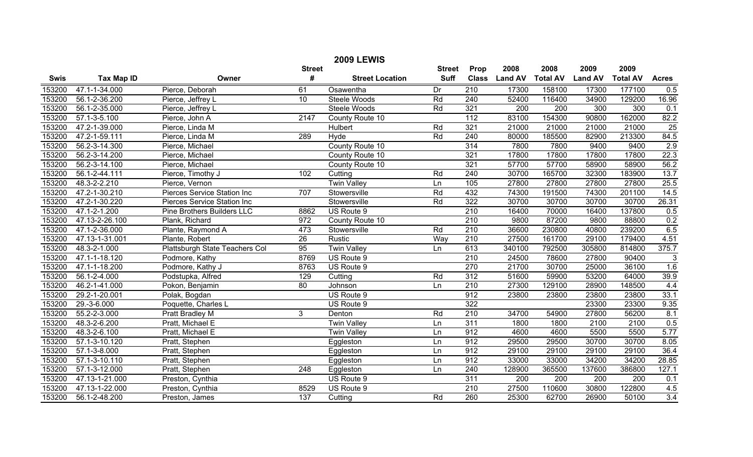# 2009 LEWIS

| Swis | Tax Map ID | Owner | Street # | Street Location | Street Suff | Prop Class | 2008 Land AV | 2008 Total AV | 2009 Land AV | 2009 Total AV | Acres |
|---|---|---|---|---|---|---|---|---|---|---|---|
| 153200 | 47.1-1-34.000 | Pierce, Deborah | 61 | Osawentha | Dr | 210 | 17300 | 158100 | 17300 | 177100 | 0.5 |
| 153200 | 56.1-2-36.200 | Pierce, Jeffrey L | 10 | Steele Woods | Rd | 240 | 52400 | 116400 | 34900 | 129200 | 16.96 |
| 153200 | 56.1-2-35.000 | Pierce, Jeffrey L | | Steele Woods | Rd | 321 | 200 | 200 | 300 | 300 | 0.1 |
| 153200 | 57.1-3-5.100 | Pierce, John A | 2147 | County Route 10 | | 112 | 83100 | 154300 | 90800 | 162000 | 82.2 |
| 153200 | 47.2-1-39.000 | Pierce, Linda M | | Hulbert | Rd | 321 | 21000 | 21000 | 21000 | 21000 | 25 |
| 153200 | 47.2-1-59.111 | Pierce, Linda M | 289 | Hyde | Rd | 240 | 80000 | 185500 | 82900 | 213300 | 84.5 |
| 153200 | 56.2-3-14.300 | Pierce, Michael | | County Route 10 | | 314 | 7800 | 7800 | 9400 | 9400 | 2.9 |
| 153200 | 56.2-3-14.200 | Pierce, Michael | | County Route 10 | | 321 | 17800 | 17800 | 17800 | 17800 | 22.3 |
| 153200 | 56.2-3-14.100 | Pierce, Michael | | County Route 10 | | 321 | 57700 | 57700 | 58900 | 58900 | 56.2 |
| 153200 | 56.1-2-44.111 | Pierce, Timothy J | 102 | Cutting | Rd | 240 | 30700 | 165700 | 32300 | 183900 | 13.7 |
| 153200 | 48.3-2-2.210 | Pierce, Vernon | | Twin Valley | Ln | 105 | 27800 | 27800 | 27800 | 27800 | 25.5 |
| 153200 | 47.2-1-30.210 | Pierces Service Station Inc | 707 | Stowersville | Rd | 432 | 74300 | 191500 | 74300 | 201100 | 14.5 |
| 153200 | 47.2-1-30.220 | Pierces Service Station Inc | | Stowersville | Rd | 322 | 30700 | 30700 | 30700 | 30700 | 26.31 |
| 153200 | 47.1-2-1.200 | Pine Brothers Builders LLC | 8862 | US Route 9 | | 210 | 16400 | 70000 | 16400 | 137800 | 0.5 |
| 153200 | 47.13-2-26.100 | Plank, Richard | 972 | County Route 10 | | 210 | 9800 | 87200 | 9800 | 88800 | 0.2 |
| 153200 | 47.1-2-36.000 | Plante, Raymond A | 473 | Stowersville | Rd | 210 | 36600 | 230800 | 40800 | 239200 | 6.5 |
| 153200 | 47.13-1-31.001 | Plante, Robert | 26 | Rustic | Way | 210 | 27500 | 161700 | 29100 | 179400 | 4.51 |
| 153200 | 48.3-2-1.000 | Plattsburgh State Teachers Col | 95 | Twin Valley | Ln | 613 | 340100 | 792500 | 305800 | 814800 | 375.7 |
| 153200 | 47.1-1-18.120 | Podmore, Kathy | 8769 | US Route 9 | | 210 | 24500 | 78600 | 27800 | 90400 | 3 |
| 153200 | 47.1-1-18.200 | Podmore, Kathy J | 8763 | US Route 9 | | 270 | 21700 | 30700 | 25000 | 36100 | 1.6 |
| 153200 | 56.1-2-4.000 | Podstupka, Alfred | 129 | Cutting | Rd | 312 | 51600 | 59900 | 53200 | 64000 | 39.9 |
| 153200 | 46.2-1-41.000 | Pokon, Benjamin | 80 | Johnson | Ln | 210 | 27300 | 129100 | 28900 | 148500 | 4.4 |
| 153200 | 29.2-1-20.001 | Polak, Bogdan | | US Route 9 | | 912 | 23800 | 23800 | 23800 | 23800 | 33.1 |
| 153200 | 29.-3-6.000 | Poquette, Charles L | | US Route 9 | | 322 | | | 23300 | 23300 | 9.35 |
| 153200 | 55.2-2-3.000 | Pratt Bradley M | 3 | Denton | Rd | 210 | 34700 | 54900 | 27800 | 56200 | 8.1 |
| 153200 | 48.3-2-6.200 | Pratt, Michael E | | Twin Valley | Ln | 311 | 1800 | 1800 | 2100 | 2100 | 0.5 |
| 153200 | 48.3-2-6.100 | Pratt, Michael E | | Twin Valley | Ln | 912 | 4600 | 4600 | 5500 | 5500 | 5.77 |
| 153200 | 57.1-3-10.120 | Pratt, Stephen | | Eggleston | Ln | 912 | 29500 | 29500 | 30700 | 30700 | 8.05 |
| 153200 | 57.1-3-8.000 | Pratt, Stephen | | Eggleston | Ln | 912 | 29100 | 29100 | 29100 | 29100 | 36.4 |
| 153200 | 57.1-3-10.110 | Pratt, Stephen | | Eggleston | Ln | 912 | 33000 | 33000 | 34200 | 34200 | 28.85 |
| 153200 | 57.1-3-12.000 | Pratt, Stephen | 248 | Eggleston | Ln | 240 | 128900 | 365500 | 137600 | 386800 | 127.1 |
| 153200 | 47.13-1-21.000 | Preston, Cynthia | | US Route 9 | | 311 | 200 | 200 | 200 | 200 | 0.1 |
| 153200 | 47.13-1-22.000 | Preston, Cynthia | 8529 | US Route 9 | | 210 | 27500 | 110600 | 30800 | 122800 | 4.5 |
| 153200 | 56.1-2-48.200 | Preston, James | 137 | Cutting | Rd | 260 | 25300 | 62700 | 26900 | 50100 | 3.4 |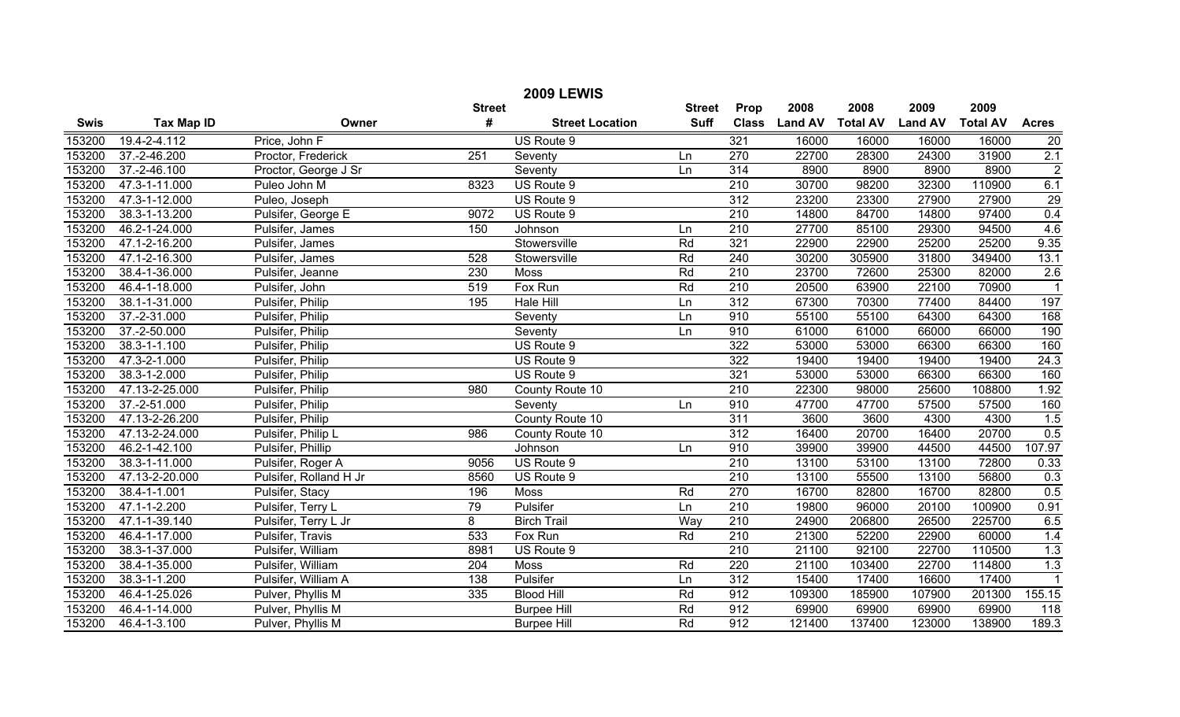# 2009 LEWIS

| Swis | Tax Map ID | Owner | Street # | Street Location | Street Suff | Prop Class | 2008 Land AV | 2008 Total AV | 2009 Land AV | 2009 Total AV | Acres |
|---|---|---|---|---|---|---|---|---|---|---|---|
| 153200 | 19.4-2-4.112 | Price, John F | | US Route 9 | | 321 | 16000 | 16000 | 16000 | 16000 | 20 |
| 153200 | 37.-2-46.200 | Proctor, Frederick | 251 | Seventy | Ln | 270 | 22700 | 28300 | 24300 | 31900 | 2.1 |
| 153200 | 37.-2-46.100 | Proctor, George J Sr | | Seventy | Ln | 314 | 8900 | 8900 | 8900 | 8900 | 2 |
| 153200 | 47.3-1-11.000 | Puleo John M | 8323 | US Route 9 | | 210 | 30700 | 98200 | 32300 | 110900 | 6.1 |
| 153200 | 47.3-1-12.000 | Puleo, Joseph | | US Route 9 | | 312 | 23200 | 23300 | 27900 | 27900 | 29 |
| 153200 | 38.3-1-13.200 | Pulsifer, George E | 9072 | US Route 9 | | 210 | 14800 | 84700 | 14800 | 97400 | 0.4 |
| 153200 | 46.2-1-24.000 | Pulsifer, James | 150 | Johnson | Ln | 210 | 27700 | 85100 | 29300 | 94500 | 4.6 |
| 153200 | 47.1-2-16.200 | Pulsifer, James | | Stowersville | Rd | 321 | 22900 | 22900 | 25200 | 25200 | 9.35 |
| 153200 | 47.1-2-16.300 | Pulsifer, James | 528 | Stowersville | Rd | 240 | 30200 | 305900 | 31800 | 349400 | 13.1 |
| 153200 | 38.4-1-36.000 | Pulsifer, Jeanne | 230 | Moss | Rd | 210 | 23700 | 72600 | 25300 | 82000 | 2.6 |
| 153200 | 46.4-1-18.000 | Pulsifer, John | 519 | Fox Run | Rd | 210 | 20500 | 63900 | 22100 | 70900 | 1 |
| 153200 | 38.1-1-31.000 | Pulsifer, Philip | 195 | Hale Hill | Ln | 312 | 67300 | 70300 | 77400 | 84400 | 197 |
| 153200 | 37.-2-31.000 | Pulsifer, Philip | | Seventy | Ln | 910 | 55100 | 55100 | 64300 | 64300 | 168 |
| 153200 | 37.-2-50.000 | Pulsifer, Philip | | Seventy | Ln | 910 | 61000 | 61000 | 66000 | 66000 | 190 |
| 153200 | 38.3-1-1.100 | Pulsifer, Philip | | US Route 9 | | 322 | 53000 | 53000 | 66300 | 66300 | 160 |
| 153200 | 47.3-2-1.000 | Pulsifer, Philip | | US Route 9 | | 322 | 19400 | 19400 | 19400 | 19400 | 24.3 |
| 153200 | 38.3-1-2.000 | Pulsifer, Philip | | US Route 9 | | 321 | 53000 | 53000 | 66300 | 66300 | 160 |
| 153200 | 47.13-2-25.000 | Pulsifer, Philip | 980 | County Route 10 | | 210 | 22300 | 98000 | 25600 | 108800 | 1.92 |
| 153200 | 37.-2-51.000 | Pulsifer, Philip | | Seventy | Ln | 910 | 47700 | 47700 | 57500 | 57500 | 160 |
| 153200 | 47.13-2-26.200 | Pulsifer, Philip | | County Route 10 | | 311 | 3600 | 3600 | 4300 | 4300 | 1.5 |
| 153200 | 47.13-2-24.000 | Pulsifer, Philip L | 986 | County Route 10 | | 312 | 16400 | 20700 | 16400 | 20700 | 0.5 |
| 153200 | 46.2-1-42.100 | Pulsifer, Phillip | | Johnson | Ln | 910 | 39900 | 39900 | 44500 | 44500 | 107.97 |
| 153200 | 38.3-1-11.000 | Pulsifer, Roger A | 9056 | US Route 9 | | 210 | 13100 | 53100 | 13100 | 72800 | 0.33 |
| 153200 | 47.13-2-20.000 | Pulsifer, Rolland H Jr | 8560 | US Route 9 | | 210 | 13100 | 55500 | 13100 | 56800 | 0.3 |
| 153200 | 38.4-1-1.001 | Pulsifer, Stacy | 196 | Moss | Rd | 270 | 16700 | 82800 | 16700 | 82800 | 0.5 |
| 153200 | 47.1-1-2.200 | Pulsifer, Terry L | 79 | Pulsifer | Ln | 210 | 19800 | 96000 | 20100 | 100900 | 0.91 |
| 153200 | 47.1-1-39.140 | Pulsifer, Terry L Jr | 8 | Birch Trail | Way | 210 | 24900 | 206800 | 26500 | 225700 | 6.5 |
| 153200 | 46.4-1-17.000 | Pulsifer, Travis | 533 | Fox Run | Rd | 210 | 21300 | 52200 | 22900 | 60000 | 1.4 |
| 153200 | 38.3-1-37.000 | Pulsifer, William | 8981 | US Route 9 | | 210 | 21100 | 92100 | 22700 | 110500 | 1.3 |
| 153200 | 38.4-1-35.000 | Pulsifer, William | 204 | Moss | Rd | 220 | 21100 | 103400 | 22700 | 114800 | 1.3 |
| 153200 | 38.3-1-1.200 | Pulsifer, William A | 138 | Pulsifer | Ln | 312 | 15400 | 17400 | 16600 | 17400 | 1 |
| 153200 | 46.4-1-25.026 | Pulver, Phyllis M | 335 | Blood Hill | Rd | 912 | 109300 | 185900 | 107900 | 201300 | 155.15 |
| 153200 | 46.4-1-14.000 | Pulver, Phyllis M | | Burpee Hill | Rd | 912 | 69900 | 69900 | 69900 | 69900 | 118 |
| 153200 | 46.4-1-3.100 | Pulver, Phyllis M | | Burpee Hill | Rd | 912 | 121400 | 137400 | 123000 | 138900 | 189.3 |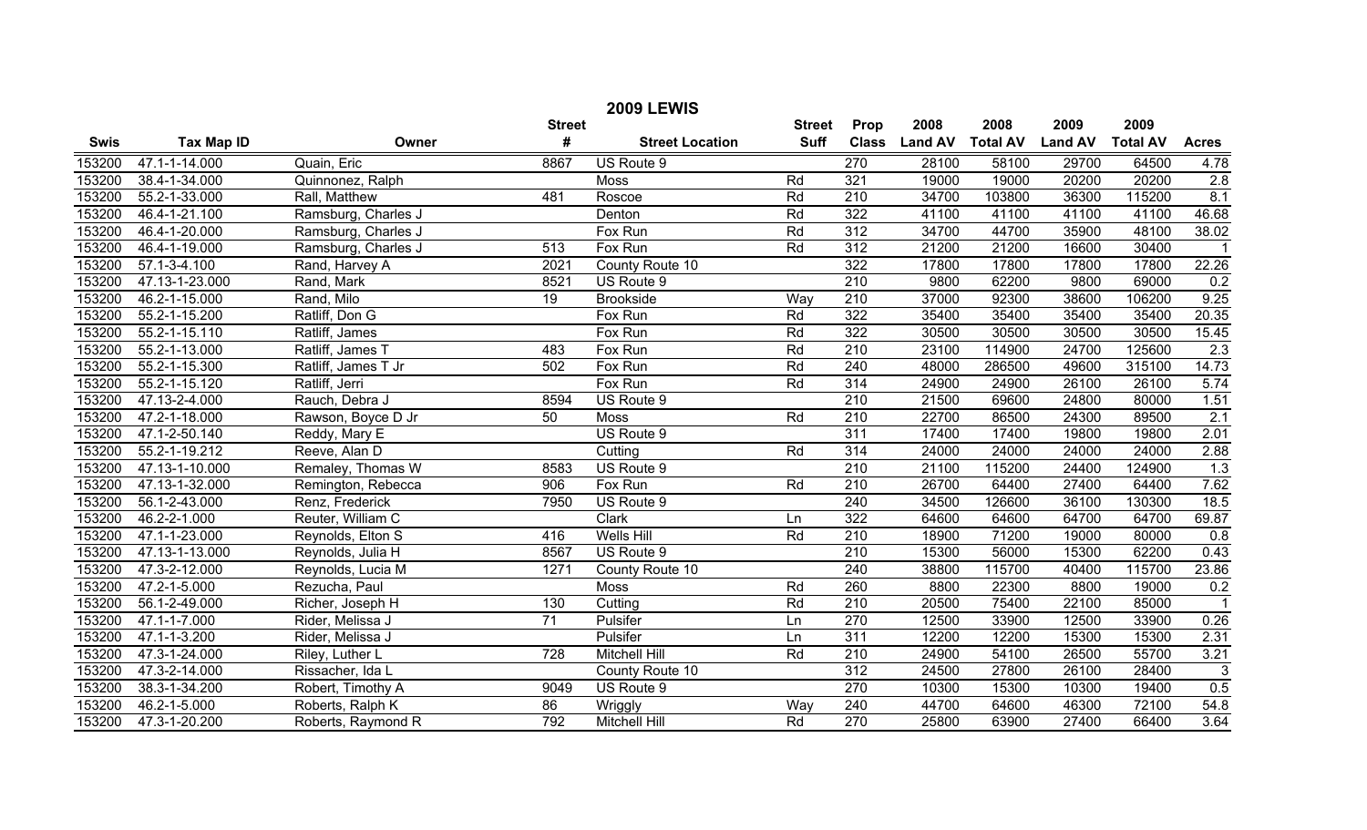# 2009 LEWIS

| Swis | Tax Map ID | Owner | Street # | Street Location | Street Suff | Prop Class | 2008 Land AV | 2008 Total AV | 2009 Land AV | 2009 Total AV | Acres |
|---|---|---|---|---|---|---|---|---|---|---|---|
| 153200 | 47.1-1-14.000 | Quain, Eric | 8867 | US Route 9 | | 270 | 28100 | 58100 | 29700 | 64500 | 4.78 |
| 153200 | 38.4-1-34.000 | Quinnonez, Ralph | | Moss | Rd | 321 | 19000 | 19000 | 20200 | 20200 | 2.8 |
| 153200 | 55.2-1-33.000 | Rall, Matthew | 481 | Roscoe | Rd | 210 | 34700 | 103800 | 36300 | 115200 | 8.1 |
| 153200 | 46.4-1-21.100 | Ramsburg, Charles J | | Denton | Rd | 322 | 41100 | 41100 | 41100 | 41100 | 46.68 |
| 153200 | 46.4-1-20.000 | Ramsburg, Charles J | | Fox Run | Rd | 312 | 34700 | 44700 | 35900 | 48100 | 38.02 |
| 153200 | 46.4-1-19.000 | Ramsburg, Charles J | 513 | Fox Run | Rd | 312 | 21200 | 21200 | 16600 | 30400 | 1 |
| 153200 | 57.1-3-4.100 | Rand, Harvey A | 2021 | County Route 10 | | 322 | 17800 | 17800 | 17800 | 17800 | 22.26 |
| 153200 | 47.13-1-23.000 | Rand, Mark | 8521 | US Route 9 | | 210 | 9800 | 62200 | 9800 | 69000 | 0.2 |
| 153200 | 46.2-1-15.000 | Rand, Milo | 19 | Brookside | Way | 210 | 37000 | 92300 | 38600 | 106200 | 9.25 |
| 153200 | 55.2-1-15.200 | Ratliff, Don G | | Fox Run | Rd | 322 | 35400 | 35400 | 35400 | 35400 | 20.35 |
| 153200 | 55.2-1-15.110 | Ratliff, James | | Fox Run | Rd | 322 | 30500 | 30500 | 30500 | 30500 | 15.45 |
| 153200 | 55.2-1-13.000 | Ratliff, James T | 483 | Fox Run | Rd | 210 | 23100 | 114900 | 24700 | 125600 | 2.3 |
| 153200 | 55.2-1-15.300 | Ratliff, James T Jr | 502 | Fox Run | Rd | 240 | 48000 | 286500 | 49600 | 315100 | 14.73 |
| 153200 | 55.2-1-15.120 | Ratliff, Jerri | | Fox Run | Rd | 314 | 24900 | 24900 | 26100 | 26100 | 5.74 |
| 153200 | 47.13-2-4.000 | Rauch, Debra J | 8594 | US Route 9 | | 210 | 21500 | 69600 | 24800 | 80000 | 1.51 |
| 153200 | 47.2-1-18.000 | Rawson, Boyce D Jr | 50 | Moss | Rd | 210 | 22700 | 86500 | 24300 | 89500 | 2.1 |
| 153200 | 47.1-2-50.140 | Reddy, Mary E | | US Route 9 | | 311 | 17400 | 17400 | 19800 | 19800 | 2.01 |
| 153200 | 55.2-1-19.212 | Reeve, Alan D | | Cutting | Rd | 314 | 24000 | 24000 | 24000 | 24000 | 2.88 |
| 153200 | 47.13-1-10.000 | Remaley, Thomas W | 8583 | US Route 9 | | 210 | 21100 | 115200 | 24400 | 124900 | 1.3 |
| 153200 | 47.13-1-32.000 | Remington, Rebecca | 906 | Fox Run | Rd | 210 | 26700 | 64400 | 27400 | 64400 | 7.62 |
| 153200 | 56.1-2-43.000 | Renz, Frederick | 7950 | US Route 9 | | 240 | 34500 | 126600 | 36100 | 130300 | 18.5 |
| 153200 | 46.2-2-1.000 | Reuter, William C | | Clark | Ln | 322 | 64600 | 64600 | 64700 | 64700 | 69.87 |
| 153200 | 47.1-1-23.000 | Reynolds, Elton S | 416 | Wells Hill | Rd | 210 | 18900 | 71200 | 19000 | 80000 | 0.8 |
| 153200 | 47.13-1-13.000 | Reynolds, Julia H | 8567 | US Route 9 | | 210 | 15300 | 56000 | 15300 | 62200 | 0.43 |
| 153200 | 47.3-2-12.000 | Reynolds, Lucia M | 1271 | County Route 10 | | 240 | 38800 | 115700 | 40400 | 115700 | 23.86 |
| 153200 | 47.2-1-5.000 | Rezucha, Paul | | Moss | Rd | 260 | 8800 | 22300 | 8800 | 19000 | 0.2 |
| 153200 | 56.1-2-49.000 | Richer, Joseph H | 130 | Cutting | Rd | 210 | 20500 | 75400 | 22100 | 85000 | 1 |
| 153200 | 47.1-1-7.000 | Rider, Melissa J | 71 | Pulsifer | Ln | 270 | 12500 | 33900 | 12500 | 33900 | 0.26 |
| 153200 | 47.1-1-3.200 | Rider, Melissa J | | Pulsifer | Ln | 311 | 12200 | 12200 | 15300 | 15300 | 2.31 |
| 153200 | 47.3-1-24.000 | Riley, Luther L | 728 | Mitchell Hill | Rd | 210 | 24900 | 54100 | 26500 | 55700 | 3.21 |
| 153200 | 47.3-2-14.000 | Rissacher, Ida L | | County Route 10 | | 312 | 24500 | 27800 | 26100 | 28400 | 3 |
| 153200 | 38.3-1-34.200 | Robert, Timothy A | 9049 | US Route 9 | | 270 | 10300 | 15300 | 10300 | 19400 | 0.5 |
| 153200 | 46.2-1-5.000 | Roberts, Ralph K | 86 | Wriggly | Way | 240 | 44700 | 64600 | 46300 | 72100 | 54.8 |
| 153200 | 47.3-1-20.200 | Roberts, Raymond R | 792 | Mitchell Hill | Rd | 270 | 25800 | 63900 | 27400 | 66400 | 3.64 |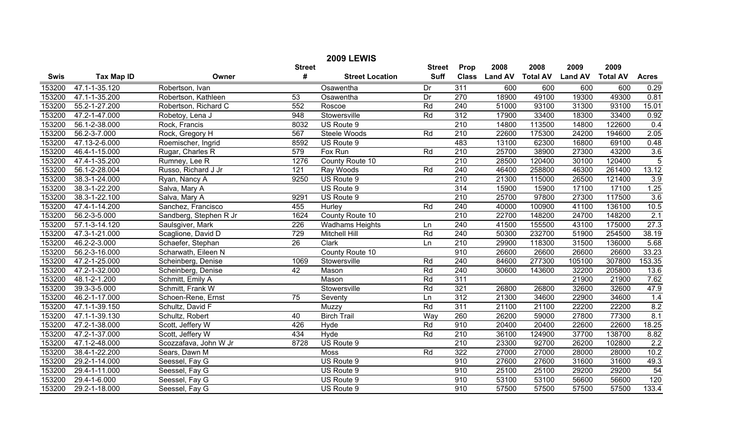# 2009 LEWIS

| Swis | Tax Map ID | Owner | Street # | Street Location | Street Suff | Prop Class | 2008 Land AV | 2008 Total AV | 2009 Land AV | 2009 Total AV | Acres |
|---|---|---|---|---|---|---|---|---|---|---|---|
| 153200 | 47.1-1-35.120 | Robertson, Ivan | | Osawentha | Dr | 311 | 600 | 600 | 600 | 600 | 0.29 |
| 153200 | 47.1-1-35.200 | Robertson, Kathleen | 53 | Osawentha | Dr | 270 | 18900 | 49100 | 19300 | 49300 | 0.81 |
| 153200 | 55.2-1-27.200 | Robertson, Richard C | 552 | Roscoe | Rd | 240 | 51000 | 93100 | 31300 | 93100 | 15.01 |
| 153200 | 47.2-1-47.000 | Robetoy, Lena J | 948 | Stowersville | Rd | 312 | 17900 | 33400 | 18300 | 33400 | 0.92 |
| 153200 | 56.1-2-38.000 | Rock, Francis | 8032 | US Route 9 | | 210 | 14800 | 113500 | 14800 | 122600 | 0.4 |
| 153200 | 56.2-3-7.000 | Rock, Gregory H | 567 | Steele Woods | Rd | 210 | 22600 | 175300 | 24200 | 194600 | 2.05 |
| 153200 | 47.13-2-6.000 | Roemischer, Ingrid | 8592 | US Route 9 | | 483 | 13100 | 62300 | 16800 | 69100 | 0.48 |
| 153200 | 46.4-1-15.000 | Rugar, Charles R | 579 | Fox Run | Rd | 210 | 25700 | 38900 | 27300 | 43200 | 3.6 |
| 153200 | 47.4-1-35.200 | Rumney, Lee R | 1276 | County Route 10 | | 210 | 28500 | 120400 | 30100 | 120400 | 5 |
| 153200 | 56.1-2-28.004 | Russo, Richard J Jr | 121 | Ray Woods | Rd | 240 | 46400 | 258800 | 46300 | 261400 | 13.12 |
| 153200 | 38.3-1-24.000 | Ryan, Nancy A | 9250 | US Route 9 | | 210 | 21300 | 115000 | 26500 | 121400 | 3.9 |
| 153200 | 38.3-1-22.200 | Salva, Mary A | | US Route 9 | | 314 | 15900 | 15900 | 17100 | 17100 | 1.25 |
| 153200 | 38.3-1-22.100 | Salva, Mary A | 9291 | US Route 9 | | 210 | 25700 | 97800 | 27300 | 117500 | 3.6 |
| 153200 | 47.4-1-14.200 | Sanchez, Francisco | 455 | Hurley | Rd | 240 | 40000 | 100900 | 41100 | 136100 | 10.5 |
| 153200 | 56.2-3-5.000 | Sandberg, Stephen R Jr | 1624 | County Route 10 | | 210 | 22700 | 148200 | 24700 | 148200 | 2.1 |
| 153200 | 57.1-3-14.120 | Saulsgiver, Mark | 226 | Wadhams Heights | Ln | 240 | 41500 | 155500 | 43100 | 175000 | 27.3 |
| 153200 | 47.3-1-21.000 | Scaglione, David D | 729 | Mitchell Hill | Rd | 240 | 50300 | 232700 | 51900 | 254500 | 38.19 |
| 153200 | 46.2-2-3.000 | Schaefer, Stephan | 26 | Clark | Ln | 210 | 29900 | 118300 | 31500 | 136000 | 5.68 |
| 153200 | 56.2-3-16.000 | Scharwath, Eileen N | | County Route 10 | | 910 | 26600 | 26600 | 26600 | 26600 | 33.23 |
| 153200 | 47.2-1-25.000 | Scheinberg, Denise | 1069 | Stowersville | Rd | 240 | 84600 | 277300 | 105100 | 307800 | 153.35 |
| 153200 | 47.2-1-32.000 | Scheinberg, Denise | 42 | Mason | Rd | 240 | 30600 | 143600 | 32200 | 205800 | 13.6 |
| 153200 | 48.1-2-1.200 | Schmitt, Emily A | | Mason | Rd | 311 | | | 21900 | 21900 | 7.62 |
| 153200 | 39.3-3-5.000 | Schmitt, Frank W | | Stowersville | Rd | 321 | 26800 | 26800 | 32600 | 32600 | 47.9 |
| 153200 | 46.2-1-17.000 | Schoen-Rene, Ernst | 75 | Seventy | Ln | 312 | 21300 | 34600 | 22900 | 34600 | 1.4 |
| 153200 | 47.1-1-39.150 | Schultz, David F | | Muzzy | Rd | 311 | 21100 | 21100 | 22200 | 22200 | 8.2 |
| 153200 | 47.1-1-39.130 | Schultz, Robert | 40 | Birch Trail | Way | 260 | 26200 | 59000 | 27800 | 77300 | 8.1 |
| 153200 | 47.2-1-38.000 | Scott, Jeffery W | 426 | Hyde | Rd | 910 | 20400 | 20400 | 22600 | 22600 | 18.25 |
| 153200 | 47.2-1-37.000 | Scott, Jeffery W | 434 | Hyde | Rd | 210 | 36100 | 124900 | 37700 | 138700 | 8.82 |
| 153200 | 47.1-2-48.000 | Scozzafava, John W Jr | 8728 | US Route 9 | | 210 | 23300 | 92700 | 26200 | 102800 | 2.2 |
| 153200 | 38.4-1-22.200 | Sears, Dawn M | | Moss | Rd | 322 | 27000 | 27000 | 28000 | 28000 | 10.2 |
| 153200 | 29.2-1-14.000 | Seessel, Fay G | | US Route 9 | | 910 | 27600 | 27600 | 31600 | 31600 | 49.3 |
| 153200 | 29.4-1-11.000 | Seessel, Fay G | | US Route 9 | | 910 | 25100 | 25100 | 29200 | 29200 | 54 |
| 153200 | 29.4-1-6.000 | Seessel, Fay G | | US Route 9 | | 910 | 53100 | 53100 | 56600 | 56600 | 120 |
| 153200 | 29.2-1-18.000 | Seessel, Fay G | | US Route 9 | | 910 | 57500 | 57500 | 57500 | 57500 | 133.4 |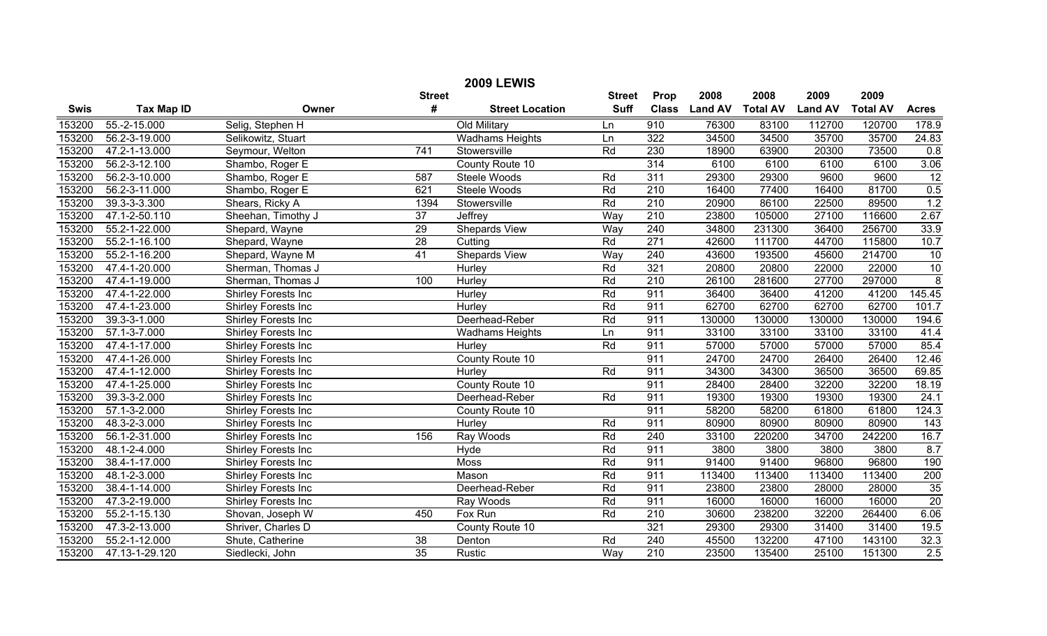## 2009 LEWIS

| Swis | Tax Map ID | Owner | Street # | Street Location | Street Suff | Prop Class | 2008 Land AV | 2008 Total AV | 2009 Land AV | 2009 Total AV | Acres |
|---|---|---|---|---|---|---|---|---|---|---|---|
| 153200 | 55.-2-15.000 | Selig, Stephen H | | Old Military | Ln | 910 | 76300 | 83100 | 112700 | 120700 | 178.9 |
| 153200 | 56.2-3-19.000 | Selikowitz, Stuart | | Wadhams Heights | Ln | 322 | 34500 | 34500 | 35700 | 35700 | 24.83 |
| 153200 | 47.2-1-13.000 | Seymour, Welton | 741 | Stowersville | Rd | 230 | 18900 | 63900 | 20300 | 73500 | 0.8 |
| 153200 | 56.2-3-12.100 | Shambo, Roger E | | County Route 10 | | 314 | 6100 | 6100 | 6100 | 6100 | 3.06 |
| 153200 | 56.2-3-10.000 | Shambo, Roger E | 587 | Steele Woods | Rd | 311 | 29300 | 29300 | 9600 | 9600 | 12 |
| 153200 | 56.2-3-11.000 | Shambo, Roger E | 621 | Steele Woods | Rd | 210 | 16400 | 77400 | 16400 | 81700 | 0.5 |
| 153200 | 39.3-3-3.300 | Shears, Ricky A | 1394 | Stowersville | Rd | 210 | 20900 | 86100 | 22500 | 89500 | 1.2 |
| 153200 | 47.1-2-50.110 | Sheehan, Timothy J | 37 | Jeffrey | Way | 210 | 23800 | 105000 | 27100 | 116600 | 2.67 |
| 153200 | 55.2-1-22.000 | Shepard, Wayne | 29 | Shepards View | Way | 240 | 34800 | 231300 | 36400 | 256700 | 33.9 |
| 153200 | 55.2-1-16.100 | Shepard, Wayne | 28 | Cutting | Rd | 271 | 42600 | 111700 | 44700 | 115800 | 10.7 |
| 153200 | 55.2-1-16.200 | Shepard, Wayne M | 41 | Shepards View | Way | 240 | 43600 | 193500 | 45600 | 214700 | 10 |
| 153200 | 47.4-1-20.000 | Sherman, Thomas J | | Hurley | Rd | 321 | 20800 | 20800 | 22000 | 22000 | 10 |
| 153200 | 47.4-1-19.000 | Sherman, Thomas J | 100 | Hurley | Rd | 210 | 26100 | 281600 | 27700 | 297000 | 8 |
| 153200 | 47.4-1-22.000 | Shirley Forests Inc | | Hurley | Rd | 911 | 36400 | 36400 | 41200 | 41200 | 145.45 |
| 153200 | 47.4-1-23.000 | Shirley Forests Inc | | Hurley | Rd | 911 | 62700 | 62700 | 62700 | 62700 | 101.7 |
| 153200 | 39.3-3-1.000 | Shirley Forests Inc | | Deerhead-Reber | Rd | 911 | 130000 | 130000 | 130000 | 130000 | 194.6 |
| 153200 | 57.1-3-7.000 | Shirley Forests Inc | | Wadhams Heights | Ln | 911 | 33100 | 33100 | 33100 | 33100 | 41.4 |
| 153200 | 47.4-1-17.000 | Shirley Forests Inc | | Hurley | Rd | 911 | 57000 | 57000 | 57000 | 57000 | 85.4 |
| 153200 | 47.4-1-26.000 | Shirley Forests Inc | | County Route 10 | | 911 | 24700 | 24700 | 26400 | 26400 | 12.46 |
| 153200 | 47.4-1-12.000 | Shirley Forests Inc | | Hurley | Rd | 911 | 34300 | 34300 | 36500 | 36500 | 69.85 |
| 153200 | 47.4-1-25.000 | Shirley Forests Inc | | County Route 10 | | 911 | 28400 | 28400 | 32200 | 32200 | 18.19 |
| 153200 | 39.3-3-2.000 | Shirley Forests Inc | | Deerhead-Reber | Rd | 911 | 19300 | 19300 | 19300 | 19300 | 24.1 |
| 153200 | 57.1-3-2.000 | Shirley Forests Inc | | County Route 10 | | 911 | 58200 | 58200 | 61800 | 61800 | 124.3 |
| 153200 | 48.3-2-3.000 | Shirley Forests Inc | | Hurley | Rd | 911 | 80900 | 80900 | 80900 | 80900 | 143 |
| 153200 | 56.1-2-31.000 | Shirley Forests Inc | 156 | Ray Woods | Rd | 240 | 33100 | 220200 | 34700 | 242200 | 16.7 |
| 153200 | 48.1-2-4.000 | Shirley Forests Inc | | Hyde | Rd | 911 | 3800 | 3800 | 3800 | 3800 | 8.7 |
| 153200 | 38.4-1-17.000 | Shirley Forests Inc | | Moss | Rd | 911 | 91400 | 91400 | 96800 | 96800 | 190 |
| 153200 | 48.1-2-3.000 | Shirley Forests Inc | | Mason | Rd | 911 | 113400 | 113400 | 113400 | 113400 | 200 |
| 153200 | 38.4-1-14.000 | Shirley Forests Inc | | Deerhead-Reber | Rd | 911 | 23800 | 23800 | 28000 | 28000 | 35 |
| 153200 | 47.3-2-19.000 | Shirley Forests Inc | | Ray Woods | Rd | 911 | 16000 | 16000 | 16000 | 16000 | 20 |
| 153200 | 55.2-1-15.130 | Shovan, Joseph W | 450 | Fox Run | Rd | 210 | 30600 | 238200 | 32200 | 264400 | 6.06 |
| 153200 | 47.3-2-13.000 | Shriver, Charles D | | County Route 10 | | 321 | 29300 | 29300 | 31400 | 31400 | 19.5 |
| 153200 | 55.2-1-12.000 | Shute, Catherine | 38 | Denton | Rd | 240 | 45500 | 132200 | 47100 | 143100 | 32.3 |
| 153200 | 47.13-1-29.120 | Siedlecki, John | 35 | Rustic | Way | 210 | 23500 | 135400 | 25100 | 151300 | 2.5 |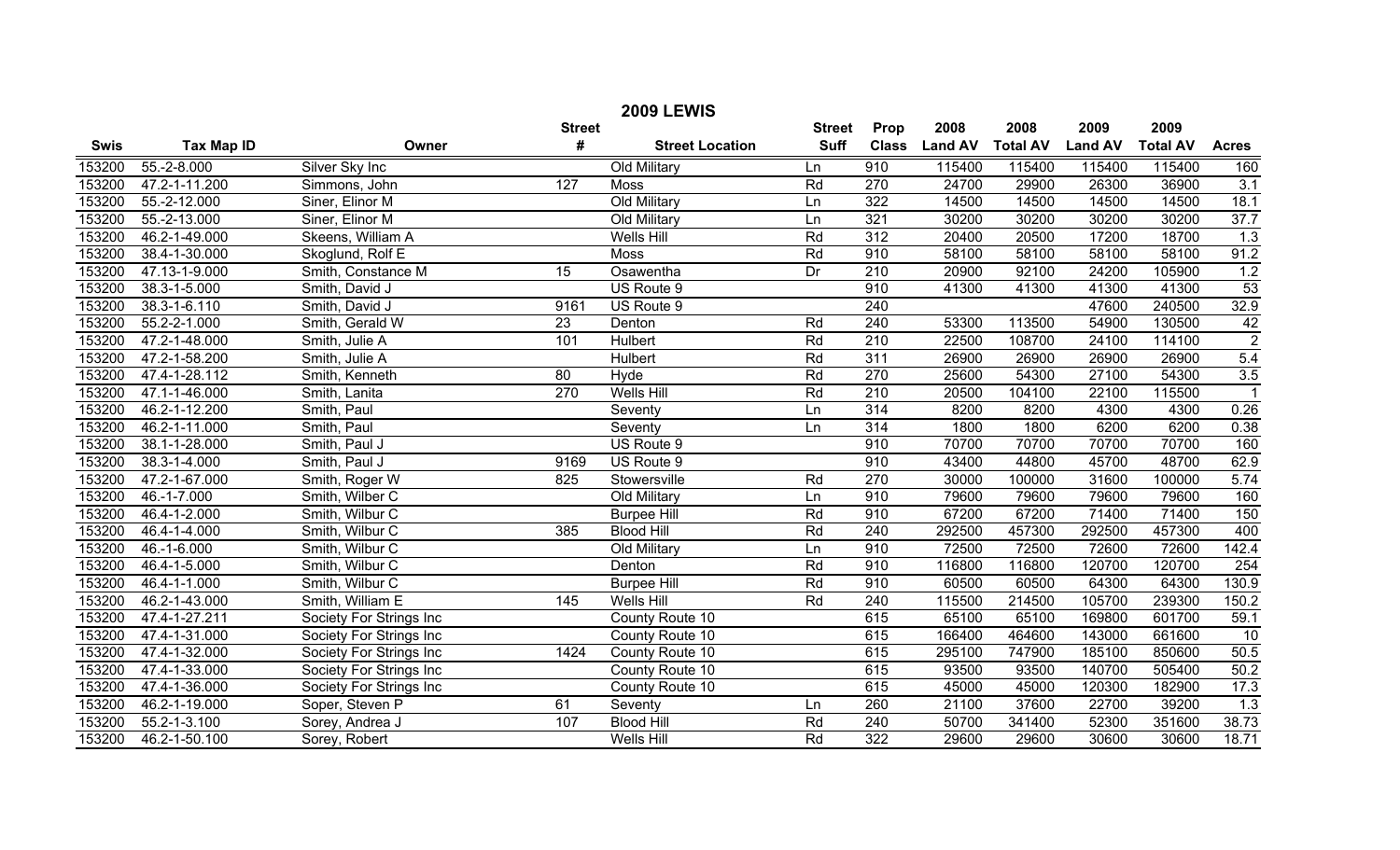## 2009 LEWIS

| Swis | Tax Map ID | Owner | Street # | Street Location | Street Suff | Prop Class | 2008 Land AV | 2008 Total AV | 2009 Land AV | 2009 Total AV | Acres |
|---|---|---|---|---|---|---|---|---|---|---|---|
| 153200 | 55.-2-8.000 | Silver Sky Inc | | Old Military | Ln | 910 | 115400 | 115400 | 115400 | 115400 | 160 |
| 153200 | 47.2-1-11.200 | Simmons, John | 127 | Moss | Rd | 270 | 24700 | 29900 | 26300 | 36900 | 3.1 |
| 153200 | 55.-2-12.000 | Siner, Elinor M | | Old Military | Ln | 322 | 14500 | 14500 | 14500 | 14500 | 18.1 |
| 153200 | 55.-2-13.000 | Siner, Elinor M | | Old Military | Ln | 321 | 30200 | 30200 | 30200 | 30200 | 37.7 |
| 153200 | 46.2-1-49.000 | Skeens, William A | | Wells Hill | Rd | 312 | 20400 | 20500 | 17200 | 18700 | 1.3 |
| 153200 | 38.4-1-30.000 | Skoglund, Rolf E | | Moss | Rd | 910 | 58100 | 58100 | 58100 | 58100 | 91.2 |
| 153200 | 47.13-1-9.000 | Smith, Constance M | 15 | Osawentha | Dr | 210 | 20900 | 92100 | 24200 | 105900 | 1.2 |
| 153200 | 38.3-1-5.000 | Smith, David J | | US Route 9 | | 910 | 41300 | 41300 | 41300 | 41300 | 53 |
| 153200 | 38.3-1-6.110 | Smith, David J | 9161 | US Route 9 | | 240 | | | 47600 | 240500 | 32.9 |
| 153200 | 55.2-2-1.000 | Smith, Gerald W | 23 | Denton | Rd | 240 | 53300 | 113500 | 54900 | 130500 | 42 |
| 153200 | 47.2-1-48.000 | Smith, Julie A | 101 | Hulbert | Rd | 210 | 22500 | 108700 | 24100 | 114100 | 2 |
| 153200 | 47.2-1-58.200 | Smith, Julie A | | Hulbert | Rd | 311 | 26900 | 26900 | 26900 | 26900 | 5.4 |
| 153200 | 47.4-1-28.112 | Smith, Kenneth | 80 | Hyde | Rd | 270 | 25600 | 54300 | 27100 | 54300 | 3.5 |
| 153200 | 47.1-1-46.000 | Smith, Lanita | 270 | Wells Hill | Rd | 210 | 20500 | 104100 | 22100 | 115500 | 1 |
| 153200 | 46.2-1-12.200 | Smith, Paul | | Seventy | Ln | 314 | 8200 | 8200 | 4300 | 4300 | 0.26 |
| 153200 | 46.2-1-11.000 | Smith, Paul | | Seventy | Ln | 314 | 1800 | 1800 | 6200 | 6200 | 0.38 |
| 153200 | 38.1-1-28.000 | Smith, Paul J | | US Route 9 | | 910 | 70700 | 70700 | 70700 | 70700 | 160 |
| 153200 | 38.3-1-4.000 | Smith, Paul J | 9169 | US Route 9 | | 910 | 43400 | 44800 | 45700 | 48700 | 62.9 |
| 153200 | 47.2-1-67.000 | Smith, Roger W | 825 | Stowersville | Rd | 270 | 30000 | 100000 | 31600 | 100000 | 5.74 |
| 153200 | 46.-1-7.000 | Smith, Wilber C | | Old Military | Ln | 910 | 79600 | 79600 | 79600 | 79600 | 160 |
| 153200 | 46.4-1-2.000 | Smith, Wilbur C | | Burpee Hill | Rd | 910 | 67200 | 67200 | 71400 | 71400 | 150 |
| 153200 | 46.4-1-4.000 | Smith, Wilbur C | 385 | Blood Hill | Rd | 240 | 292500 | 457300 | 292500 | 457300 | 400 |
| 153200 | 46.-1-6.000 | Smith, Wilbur C | | Old Military | Ln | 910 | 72500 | 72500 | 72600 | 72600 | 142.4 |
| 153200 | 46.4-1-5.000 | Smith, Wilbur C | | Denton | Rd | 910 | 116800 | 116800 | 120700 | 120700 | 254 |
| 153200 | 46.4-1-1.000 | Smith, Wilbur C | | Burpee Hill | Rd | 910 | 60500 | 60500 | 64300 | 64300 | 130.9 |
| 153200 | 46.2-1-43.000 | Smith, William E | 145 | Wells Hill | Rd | 240 | 115500 | 214500 | 105700 | 239300 | 150.2 |
| 153200 | 47.4-1-27.211 | Society For Strings Inc | | County Route 10 | | 615 | 65100 | 65100 | 169800 | 601700 | 59.1 |
| 153200 | 47.4-1-31.000 | Society For Strings Inc | | County Route 10 | | 615 | 166400 | 464600 | 143000 | 661600 | 10 |
| 153200 | 47.4-1-32.000 | Society For Strings Inc | 1424 | County Route 10 | | 615 | 295100 | 747900 | 185100 | 850600 | 50.5 |
| 153200 | 47.4-1-33.000 | Society For Strings Inc | | County Route 10 | | 615 | 93500 | 93500 | 140700 | 505400 | 50.2 |
| 153200 | 47.4-1-36.000 | Society For Strings Inc | | County Route 10 | | 615 | 45000 | 45000 | 120300 | 182900 | 17.3 |
| 153200 | 46.2-1-19.000 | Soper, Steven P | 61 | Seventy | Ln | 260 | 21100 | 37600 | 22700 | 39200 | 1.3 |
| 153200 | 55.2-1-3.100 | Sorey, Andrea J | 107 | Blood Hill | Rd | 240 | 50700 | 341400 | 52300 | 351600 | 38.73 |
| 153200 | 46.2-1-50.100 | Sorey, Robert | | Wells Hill | Rd | 322 | 29600 | 29600 | 30600 | 30600 | 18.71 |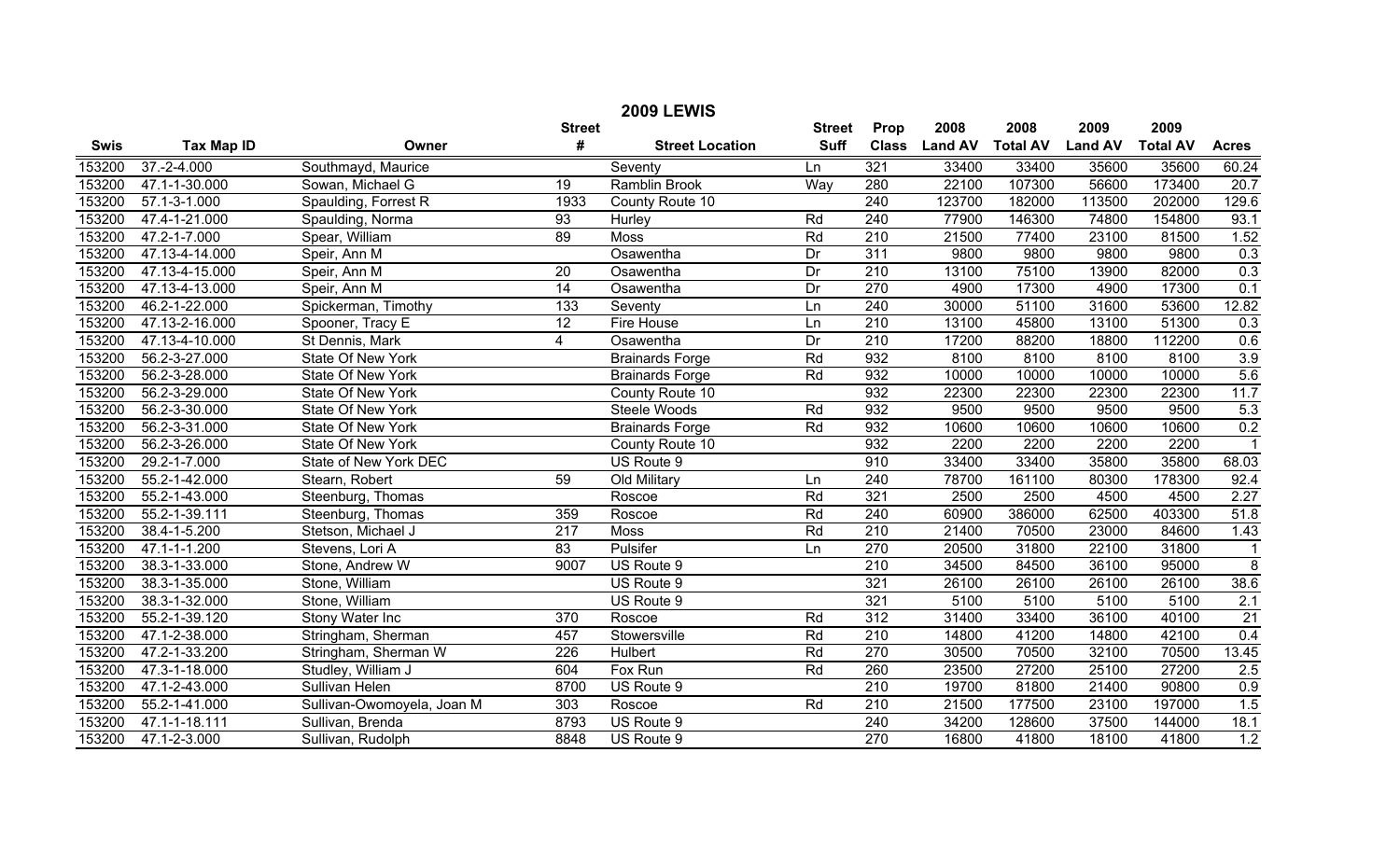# 2009 LEWIS

| Swis | Tax Map ID | Owner | Street # | Street Location | Street Suff | Prop Class | 2008 Land AV | 2008 Total AV | 2009 Land AV | 2009 Total AV | Acres |
|---|---|---|---|---|---|---|---|---|---|---|---|
| 153200 | 37.-2-4.000 | Southmayd, Maurice | | Seventy | Ln | 321 | 33400 | 33400 | 35600 | 35600 | 60.24 |
| 153200 | 47.1-1-30.000 | Sowan, Michael G | 19 | Ramblin Brook | Way | 280 | 22100 | 107300 | 56600 | 173400 | 20.7 |
| 153200 | 57.1-3-1.000 | Spaulding, Forrest R | 1933 | County Route 10 | | 240 | 123700 | 182000 | 113500 | 202000 | 129.6 |
| 153200 | 47.4-1-21.000 | Spaulding, Norma | 93 | Hurley | Rd | 240 | 77900 | 146300 | 74800 | 154800 | 93.1 |
| 153200 | 47.2-1-7.000 | Spear, William | 89 | Moss | Rd | 210 | 21500 | 77400 | 23100 | 81500 | 1.52 |
| 153200 | 47.13-4-14.000 | Speir, Ann M | | Osawentha | Dr | 311 | 9800 | 9800 | 9800 | 9800 | 0.3 |
| 153200 | 47.13-4-15.000 | Speir, Ann M | 20 | Osawentha | Dr | 210 | 13100 | 75100 | 13900 | 82000 | 0.3 |
| 153200 | 47.13-4-13.000 | Speir, Ann M | 14 | Osawentha | Dr | 270 | 4900 | 17300 | 4900 | 17300 | 0.1 |
| 153200 | 46.2-1-22.000 | Spickerman, Timothy | 133 | Seventy | Ln | 240 | 30000 | 51100 | 31600 | 53600 | 12.82 |
| 153200 | 47.13-2-16.000 | Spooner, Tracy E | 12 | Fire House | Ln | 210 | 13100 | 45800 | 13100 | 51300 | 0.3 |
| 153200 | 47.13-4-10.000 | St Dennis, Mark | 4 | Osawentha | Dr | 210 | 17200 | 88200 | 18800 | 112200 | 0.6 |
| 153200 | 56.2-3-27.000 | State Of New York | | Brainards Forge | Rd | 932 | 8100 | 8100 | 8100 | 8100 | 3.9 |
| 153200 | 56.2-3-28.000 | State Of New York | | Brainards Forge | Rd | 932 | 10000 | 10000 | 10000 | 10000 | 5.6 |
| 153200 | 56.2-3-29.000 | State Of New York | | County Route 10 | | 932 | 22300 | 22300 | 22300 | 22300 | 11.7 |
| 153200 | 56.2-3-30.000 | State Of New York | | Steele Woods | Rd | 932 | 9500 | 9500 | 9500 | 9500 | 5.3 |
| 153200 | 56.2-3-31.000 | State Of New York | | Brainards Forge | Rd | 932 | 10600 | 10600 | 10600 | 10600 | 0.2 |
| 153200 | 56.2-3-26.000 | State Of New York | | County Route 10 | | 932 | 2200 | 2200 | 2200 | 2200 | 1 |
| 153200 | 29.2-1-7.000 | State of New York DEC | | US Route 9 | | 910 | 33400 | 33400 | 35800 | 35800 | 68.03 |
| 153200 | 55.2-1-42.000 | Stearn, Robert | 59 | Old Military | Ln | 240 | 78700 | 161100 | 80300 | 178300 | 92.4 |
| 153200 | 55.2-1-43.000 | Steenburg, Thomas | | Roscoe | Rd | 321 | 2500 | 2500 | 4500 | 4500 | 2.27 |
| 153200 | 55.2-1-39.111 | Steenburg, Thomas | 359 | Roscoe | Rd | 240 | 60900 | 386000 | 62500 | 403300 | 51.8 |
| 153200 | 38.4-1-5.200 | Stetson, Michael J | 217 | Moss | Rd | 210 | 21400 | 70500 | 23000 | 84600 | 1.43 |
| 153200 | 47.1-1-1.200 | Stevens, Lori A | 83 | Pulsifer | Ln | 270 | 20500 | 31800 | 22100 | 31800 | 1 |
| 153200 | 38.3-1-33.000 | Stone, Andrew W | 9007 | US Route 9 | | 210 | 34500 | 84500 | 36100 | 95000 | 8 |
| 153200 | 38.3-1-35.000 | Stone, William | | US Route 9 | | 321 | 26100 | 26100 | 26100 | 26100 | 38.6 |
| 153200 | 38.3-1-32.000 | Stone, William | | US Route 9 | | 321 | 5100 | 5100 | 5100 | 5100 | 2.1 |
| 153200 | 55.2-1-39.120 | Stony Water Inc | 370 | Roscoe | Rd | 312 | 31400 | 33400 | 36100 | 40100 | 21 |
| 153200 | 47.1-2-38.000 | Stringham, Sherman | 457 | Stowersville | Rd | 210 | 14800 | 41200 | 14800 | 42100 | 0.4 |
| 153200 | 47.2-1-33.200 | Stringham, Sherman W | 226 | Hulbert | Rd | 270 | 30500 | 70500 | 32100 | 70500 | 13.45 |
| 153200 | 47.3-1-18.000 | Studley, William J | 604 | Fox Run | Rd | 260 | 23500 | 27200 | 25100 | 27200 | 2.5 |
| 153200 | 47.1-2-43.000 | Sullivan Helen | 8700 | US Route 9 | | 210 | 19700 | 81800 | 21400 | 90800 | 0.9 |
| 153200 | 55.2-1-41.000 | Sullivan-Owomoyela, Joan M | 303 | Roscoe | Rd | 210 | 21500 | 177500 | 23100 | 197000 | 1.5 |
| 153200 | 47.1-1-18.111 | Sullivan, Brenda | 8793 | US Route 9 | | 240 | 34200 | 128600 | 37500 | 144000 | 18.1 |
| 153200 | 47.1-2-3.000 | Sullivan, Rudolph | 8848 | US Route 9 | | 270 | 16800 | 41800 | 18100 | 41800 | 1.2 |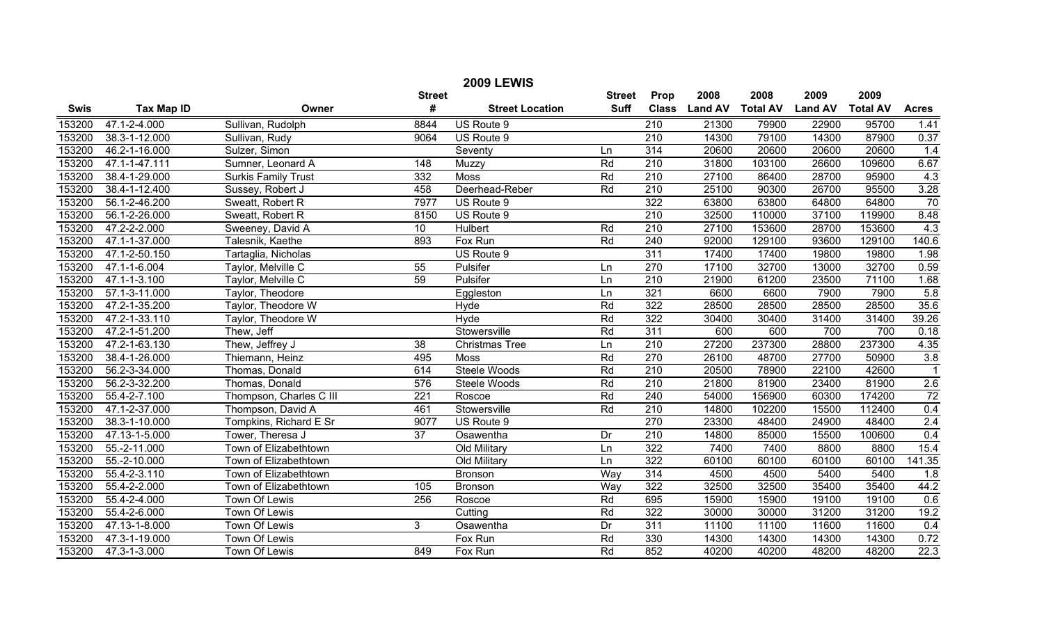# 2009 LEWIS

| Swis | Tax Map ID | Owner | Street # | Street Location | Street Suff | Prop Class | 2008 Land AV | 2008 Total AV | 2009 Land AV | 2009 Total AV | Acres |
|---|---|---|---|---|---|---|---|---|---|---|---|
| 153200 | 47.1-2-4.000 | Sullivan, Rudolph | 8844 | US Route 9 | | 210 | 21300 | 79900 | 22900 | 95700 | 1.41 |
| 153200 | 38.3-1-12.000 | Sullivan, Rudy | 9064 | US Route 9 | | 210 | 14300 | 79100 | 14300 | 87900 | 0.37 |
| 153200 | 46.2-1-16.000 | Sulzer, Simon | | Seventy | Ln | 314 | 20600 | 20600 | 20600 | 20600 | 1.4 |
| 153200 | 47.1-1-47.111 | Sumner, Leonard A | 148 | Muzzy | Rd | 210 | 31800 | 103100 | 26600 | 109600 | 6.67 |
| 153200 | 38.4-1-29.000 | Surkis Family Trust | 332 | Moss | Rd | 210 | 27100 | 86400 | 28700 | 95900 | 4.3 |
| 153200 | 38.4-1-12.400 | Sussey, Robert J | 458 | Deerhead-Reber | Rd | 210 | 25100 | 90300 | 26700 | 95500 | 3.28 |
| 153200 | 56.1-2-46.200 | Sweatt, Robert R | 7977 | US Route 9 | | 322 | 63800 | 63800 | 64800 | 64800 | 70 |
| 153200 | 56.1-2-26.000 | Sweatt, Robert R | 8150 | US Route 9 | | 210 | 32500 | 110000 | 37100 | 119900 | 8.48 |
| 153200 | 47.2-2-2.000 | Sweeney, David A | 10 | Hulbert | Rd | 210 | 27100 | 153600 | 28700 | 153600 | 4.3 |
| 153200 | 47.1-1-37.000 | Talesnik, Kaethe | 893 | Fox Run | Rd | 240 | 92000 | 129100 | 93600 | 129100 | 140.6 |
| 153200 | 47.1-2-50.150 | Tartaglia, Nicholas | | US Route 9 | | 311 | 17400 | 17400 | 19800 | 19800 | 1.98 |
| 153200 | 47.1-1-6.004 | Taylor, Melville C | 55 | Pulsifer | Ln | 270 | 17100 | 32700 | 13000 | 32700 | 0.59 |
| 153200 | 47.1-1-3.100 | Taylor, Melville C | 59 | Pulsifer | Ln | 210 | 21900 | 61200 | 23500 | 71100 | 1.68 |
| 153200 | 57.1-3-11.000 | Taylor, Theodore | | Eggleston | Ln | 321 | 6600 | 6600 | 7900 | 7900 | 5.8 |
| 153200 | 47.2-1-35.200 | Taylor, Theodore W | | Hyde | Rd | 322 | 28500 | 28500 | 28500 | 28500 | 35.6 |
| 153200 | 47.2-1-33.110 | Taylor, Theodore W | | Hyde | Rd | 322 | 30400 | 30400 | 31400 | 31400 | 39.26 |
| 153200 | 47.2-1-51.200 | Thew, Jeff | | Stowersville | Rd | 311 | 600 | 600 | 700 | 700 | 0.18 |
| 153200 | 47.2-1-63.130 | Thew, Jeffrey J | 38 | Christmas Tree | Ln | 210 | 27200 | 237300 | 28800 | 237300 | 4.35 |
| 153200 | 38.4-1-26.000 | Thiemann, Heinz | 495 | Moss | Rd | 270 | 26100 | 48700 | 27700 | 50900 | 3.8 |
| 153200 | 56.2-3-34.000 | Thomas, Donald | 614 | Steele Woods | Rd | 210 | 20500 | 78900 | 22100 | 42600 | 1 |
| 153200 | 56.2-3-32.200 | Thomas, Donald | 576 | Steele Woods | Rd | 210 | 21800 | 81900 | 23400 | 81900 | 2.6 |
| 153200 | 55.4-2-7.100 | Thompson, Charles C III | 221 | Roscoe | Rd | 240 | 54000 | 156900 | 60300 | 174200 | 72 |
| 153200 | 47.1-2-37.000 | Thompson, David A | 461 | Stowersville | Rd | 210 | 14800 | 102200 | 15500 | 112400 | 0.4 |
| 153200 | 38.3-1-10.000 | Tompkins, Richard E Sr | 9077 | US Route 9 | | 270 | 23300 | 48400 | 24900 | 48400 | 2.4 |
| 153200 | 47.13-1-5.000 | Tower, Theresa J | 37 | Osawentha | Dr | 210 | 14800 | 85000 | 15500 | 100600 | 0.4 |
| 153200 | 55.-2-11.000 | Town of Elizabethtown | | Old Military | Ln | 322 | 7400 | 7400 | 8800 | 8800 | 15.4 |
| 153200 | 55.-2-10.000 | Town of Elizabethtown | | Old Military | Ln | 322 | 60100 | 60100 | 60100 | 60100 | 141.35 |
| 153200 | 55.4-2-3.110 | Town of Elizabethtown | | Bronson | Way | 314 | 4500 | 4500 | 5400 | 5400 | 1.8 |
| 153200 | 55.4-2-2.000 | Town of Elizabethtown | 105 | Bronson | Way | 322 | 32500 | 32500 | 35400 | 35400 | 44.2 |
| 153200 | 55.4-2-4.000 | Town Of Lewis | 256 | Roscoe | Rd | 695 | 15900 | 15900 | 19100 | 19100 | 0.6 |
| 153200 | 55.4-2-6.000 | Town Of Lewis | | Cutting | Rd | 322 | 30000 | 30000 | 31200 | 31200 | 19.2 |
| 153200 | 47.13-1-8.000 | Town Of Lewis | 3 | Osawentha | Dr | 311 | 11100 | 11100 | 11600 | 11600 | 0.4 |
| 153200 | 47.3-1-19.000 | Town Of Lewis | | Fox Run | Rd | 330 | 14300 | 14300 | 14300 | 14300 | 0.72 |
| 153200 | 47.3-1-3.000 | Town Of Lewis | 849 | Fox Run | Rd | 852 | 40200 | 40200 | 48200 | 48200 | 22.3 |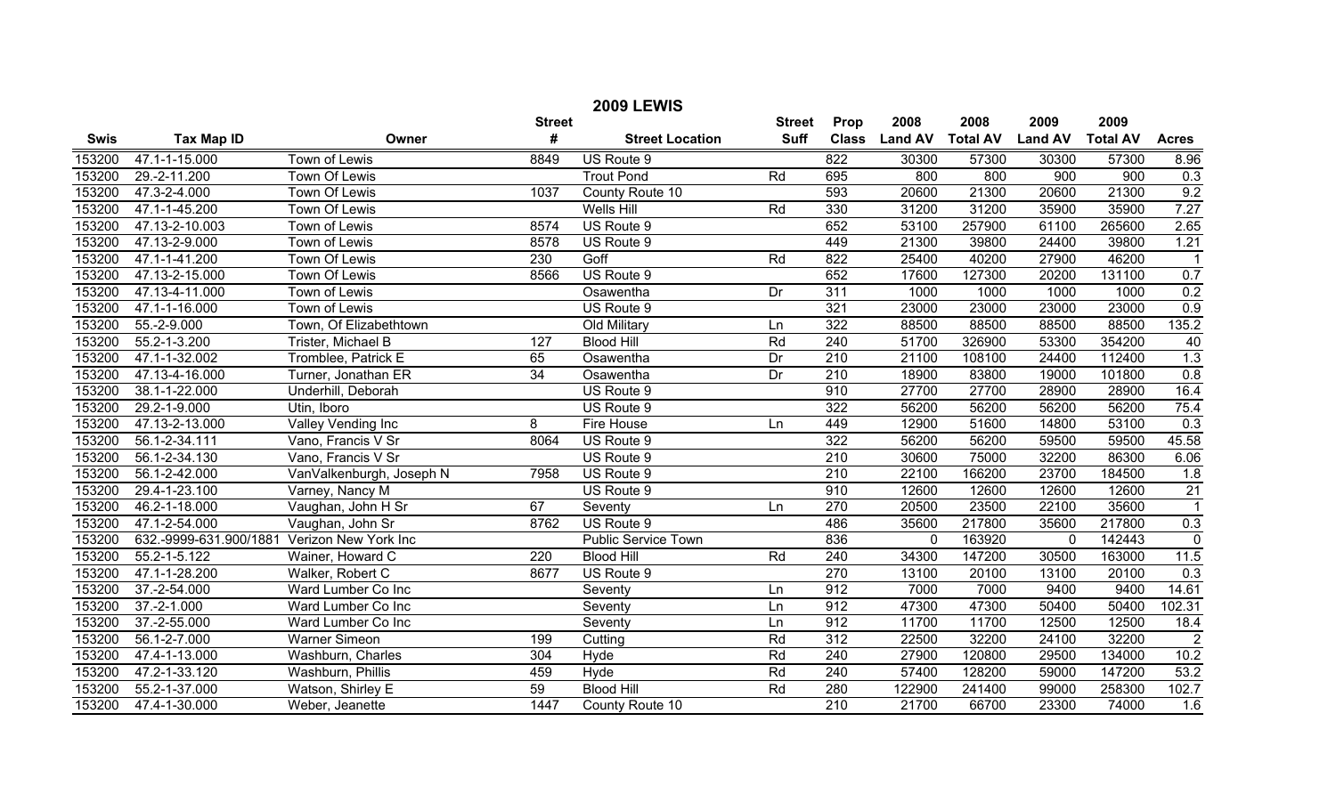# 2009 LEWIS

| Swis | Tax Map ID | Owner | Street # | Street Location | Street Suff | Prop Class | 2008 Land AV | 2008 Total AV | 2009 Land AV | 2009 Total AV | Acres |
|---|---|---|---|---|---|---|---|---|---|---|---|
| 153200 | 47.1-1-15.000 | Town of Lewis | 8849 | US Route 9 | | 822 | 30300 | 57300 | 30300 | 57300 | 8.96 |
| 153200 | 29.-2-11.200 | Town Of Lewis | | Trout Pond | Rd | 695 | 800 | 800 | 900 | 900 | 0.3 |
| 153200 | 47.3-2-4.000 | Town Of Lewis | 1037 | County Route 10 | | 593 | 20600 | 21300 | 20600 | 21300 | 9.2 |
| 153200 | 47.1-1-45.200 | Town Of Lewis | | Wells Hill | Rd | 330 | 31200 | 31200 | 35900 | 35900 | 7.27 |
| 153200 | 47.13-2-10.003 | Town of Lewis | 8574 | US Route 9 | | 652 | 53100 | 257900 | 61100 | 265600 | 2.65 |
| 153200 | 47.13-2-9.000 | Town of Lewis | 8578 | US Route 9 | | 449 | 21300 | 39800 | 24400 | 39800 | 1.21 |
| 153200 | 47.1-1-41.200 | Town Of Lewis | 230 | Goff | Rd | 822 | 25400 | 40200 | 27900 | 46200 | 1 |
| 153200 | 47.13-2-15.000 | Town Of Lewis | 8566 | US Route 9 | | 652 | 17600 | 127300 | 20200 | 131100 | 0.7 |
| 153200 | 47.13-4-11.000 | Town of Lewis | | Osawentha | Dr | 311 | 1000 | 1000 | 1000 | 1000 | 0.2 |
| 153200 | 47.1-1-16.000 | Town of Lewis | | US Route 9 | | 321 | 23000 | 23000 | 23000 | 23000 | 0.9 |
| 153200 | 55.-2-9.000 | Town, Of Elizabethtown | | Old Military | Ln | 322 | 88500 | 88500 | 88500 | 88500 | 135.2 |
| 153200 | 55.2-1-3.200 | Trister, Michael B | 127 | Blood Hill | Rd | 240 | 51700 | 326900 | 53300 | 354200 | 40 |
| 153200 | 47.1-1-32.002 | Tromblee, Patrick E | 65 | Osawentha | Dr | 210 | 21100 | 108100 | 24400 | 112400 | 1.3 |
| 153200 | 47.13-4-16.000 | Turner, Jonathan ER | 34 | Osawentha | Dr | 210 | 18900 | 83800 | 19000 | 101800 | 0.8 |
| 153200 | 38.1-1-22.000 | Underhill, Deborah | | US Route 9 | | 910 | 27700 | 27700 | 28900 | 28900 | 16.4 |
| 153200 | 29.2-1-9.000 | Utin, Iboro | | US Route 9 | | 322 | 56200 | 56200 | 56200 | 56200 | 75.4 |
| 153200 | 47.13-2-13.000 | Valley Vending Inc | 8 | Fire House | Ln | 449 | 12900 | 51600 | 14800 | 53100 | 0.3 |
| 153200 | 56.1-2-34.111 | Vano, Francis V Sr | 8064 | US Route 9 | | 322 | 56200 | 56200 | 59500 | 59500 | 45.58 |
| 153200 | 56.1-2-34.130 | Vano, Francis V Sr | | US Route 9 | | 210 | 30600 | 75000 | 32200 | 86300 | 6.06 |
| 153200 | 56.1-2-42.000 | VanValkenburgh, Joseph N | 7958 | US Route 9 | | 210 | 22100 | 166200 | 23700 | 184500 | 1.8 |
| 153200 | 29.4-1-23.100 | Varney, Nancy M | | US Route 9 | | 910 | 12600 | 12600 | 12600 | 12600 | 21 |
| 153200 | 46.2-1-18.000 | Vaughan, John H Sr | 67 | Seventy | Ln | 270 | 20500 | 23500 | 22100 | 35600 | 1 |
| 153200 | 47.1-2-54.000 | Vaughan, John Sr | 8762 | US Route 9 | | 486 | 35600 | 217800 | 35600 | 217800 | 0.3 |
| 153200 | 632.-9999-631.900/1881 | Verizon New York Inc | | Public Service Town | | 836 | 0 | 163920 | 0 | 142443 | 0 |
| 153200 | 55.2-1-5.122 | Wainer, Howard C | 220 | Blood Hill | Rd | 240 | 34300 | 147200 | 30500 | 163000 | 11.5 |
| 153200 | 47.1-1-28.200 | Walker, Robert C | 8677 | US Route 9 | | 270 | 13100 | 20100 | 13100 | 20100 | 0.3 |
| 153200 | 37.-2-54.000 | Ward Lumber Co Inc | | Seventy | Ln | 912 | 7000 | 7000 | 9400 | 9400 | 14.61 |
| 153200 | 37.-2-1.000 | Ward Lumber Co Inc | | Seventy | Ln | 912 | 47300 | 47300 | 50400 | 50400 | 102.31 |
| 153200 | 37.-2-55.000 | Ward Lumber Co Inc | | Seventy | Ln | 912 | 11700 | 11700 | 12500 | 12500 | 18.4 |
| 153200 | 56.1-2-7.000 | Warner Simeon | 199 | Cutting | Rd | 312 | 22500 | 32200 | 24100 | 32200 | 2 |
| 153200 | 47.4-1-13.000 | Washburn, Charles | 304 | Hyde | Rd | 240 | 27900 | 120800 | 29500 | 134000 | 10.2 |
| 153200 | 47.2-1-33.120 | Washburn, Phillis | 459 | Hyde | Rd | 240 | 57400 | 128200 | 59000 | 147200 | 53.2 |
| 153200 | 55.2-1-37.000 | Watson, Shirley E | 59 | Blood Hill | Rd | 280 | 122900 | 241400 | 99000 | 258300 | 102.7 |
| 153200 | 47.4-1-30.000 | Weber, Jeanette | 1447 | County Route 10 | | 210 | 21700 | 66700 | 23300 | 74000 | 1.6 |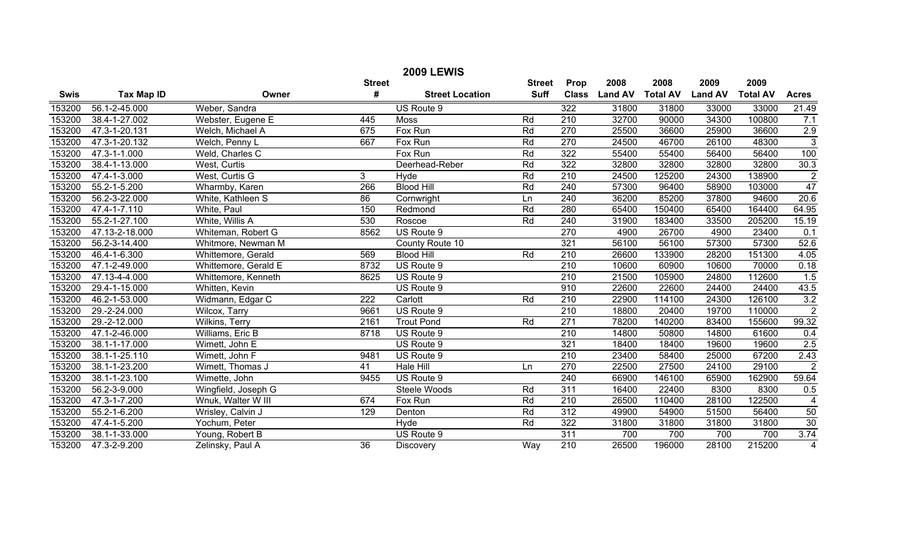## 2009 LEWIS

| Swis | Tax Map ID | Owner | Street # | Street Location | Street Suff | Prop Class | 2008 Land AV | 2008 Total AV | 2009 Land AV | 2009 Total AV | Acres |
|---|---|---|---|---|---|---|---|---|---|---|---|
| 153200 | 56.1-2-45.000 | Weber, Sandra | | US Route 9 | | 322 | 31800 | 31800 | 33000 | 33000 | 21.49 |
| 153200 | 38.4-1-27.002 | Webster, Eugene E | 445 | Moss | Rd | 210 | 32700 | 90000 | 34300 | 100800 | 7.1 |
| 153200 | 47.3-1-20.131 | Welch, Michael A | 675 | Fox Run | Rd | 270 | 25500 | 36600 | 25900 | 36600 | 2.9 |
| 153200 | 47.3-1-20.132 | Welch, Penny L | 667 | Fox Run | Rd | 270 | 24500 | 46700 | 26100 | 48300 | 3 |
| 153200 | 47.3-1-1.000 | Weld, Charles C | | Fox Run | Rd | 322 | 55400 | 55400 | 56400 | 56400 | 100 |
| 153200 | 38.4-1-13.000 | West, Curtis | | Deerhead-Reber | Rd | 322 | 32800 | 32800 | 32800 | 32800 | 30.3 |
| 153200 | 47.4-1-3.000 | West, Curtis G | 3 | Hyde | Rd | 210 | 24500 | 125200 | 24300 | 138900 | 2 |
| 153200 | 55.2-1-5.200 | Wharmby, Karen | 266 | Blood Hill | Rd | 240 | 57300 | 96400 | 58900 | 103000 | 47 |
| 153200 | 56.2-3-22.000 | White, Kathleen S | 86 | Cornwright | Ln | 240 | 36200 | 85200 | 37800 | 94600 | 20.6 |
| 153200 | 47.4-1-7.110 | White, Paul | 150 | Redmond | Rd | 280 | 65400 | 150400 | 65400 | 164400 | 64.95 |
| 153200 | 55.2-1-27.100 | White, Willis A | 530 | Roscoe | Rd | 240 | 31900 | 183400 | 33500 | 205200 | 15.19 |
| 153200 | 47.13-2-18.000 | Whiteman, Robert G | 8562 | US Route 9 | | 270 | 4900 | 26700 | 4900 | 23400 | 0.1 |
| 153200 | 56.2-3-14.400 | Whitmore, Newman M | | County Route 10 | | 321 | 56100 | 56100 | 57300 | 57300 | 52.6 |
| 153200 | 46.4-1-6.300 | Whittemore, Gerald | 569 | Blood Hill | Rd | 210 | 26600 | 133900 | 28200 | 151300 | 4.05 |
| 153200 | 47.1-2-49.000 | Whittemore, Gerald E | 8732 | US Route 9 | | 210 | 10600 | 60900 | 10600 | 70000 | 0.18 |
| 153200 | 47.13-4-4.000 | Whittemore, Kenneth | 8625 | US Route 9 | | 210 | 21500 | 105900 | 24800 | 112600 | 1.5 |
| 153200 | 29.4-1-15.000 | Whitten, Kevin | | US Route 9 | | 910 | 22600 | 22600 | 24400 | 24400 | 43.5 |
| 153200 | 46.2-1-53.000 | Widmann, Edgar C | 222 | Carlott | Rd | 210 | 22900 | 114100 | 24300 | 126100 | 3.2 |
| 153200 | 29.-2-24.000 | Wilcox, Tarry | 9661 | US Route 9 | | 210 | 18800 | 20400 | 19700 | 110000 | 2 |
| 153200 | 29.-2-12.000 | Wilkins, Terry | 2161 | Trout Pond | Rd | 271 | 78200 | 140200 | 83400 | 155600 | 99.32 |
| 153200 | 47.1-2-46.000 | Williams, Eric B | 8718 | US Route 9 | | 210 | 14800 | 50800 | 14800 | 61600 | 0.4 |
| 153200 | 38.1-1-17.000 | Wimett, John E | | US Route 9 | | 321 | 18400 | 18400 | 19600 | 19600 | 2.5 |
| 153200 | 38.1-1-25.110 | Wimett, John F | 9481 | US Route 9 | | 210 | 23400 | 58400 | 25000 | 67200 | 2.43 |
| 153200 | 38.1-1-23.200 | Wimett, Thomas J | 41 | Hale Hill | Ln | 270 | 22500 | 27500 | 24100 | 29100 | 2 |
| 153200 | 38.1-1-23.100 | Wimette, John | 9455 | US Route 9 | | 240 | 66900 | 146100 | 65900 | 162900 | 59.64 |
| 153200 | 56.2-3-9.000 | Wingfield, Joseph G | | Steele Woods | Rd | 311 | 16400 | 22400 | 8300 | 8300 | 0.5 |
| 153200 | 47.3-1-7.200 | Wnuk, Walter W III | 674 | Fox Run | Rd | 210 | 26500 | 110400 | 28100 | 122500 | 4 |
| 153200 | 55.2-1-6.200 | Wrisley, Calvin J | 129 | Denton | Rd | 312 | 49900 | 54900 | 51500 | 56400 | 50 |
| 153200 | 47.4-1-5.200 | Yochum, Peter | | Hyde | Rd | 322 | 31800 | 31800 | 31800 | 31800 | 30 |
| 153200 | 38.1-1-33.000 | Young, Robert B | | US Route 9 | | 311 | 700 | 700 | 700 | 700 | 3.74 |
| 153200 | 47.3-2-9.200 | Zelinsky, Paul A | 36 | Discovery | Way | 210 | 26500 | 196000 | 28100 | 215200 | 4 |